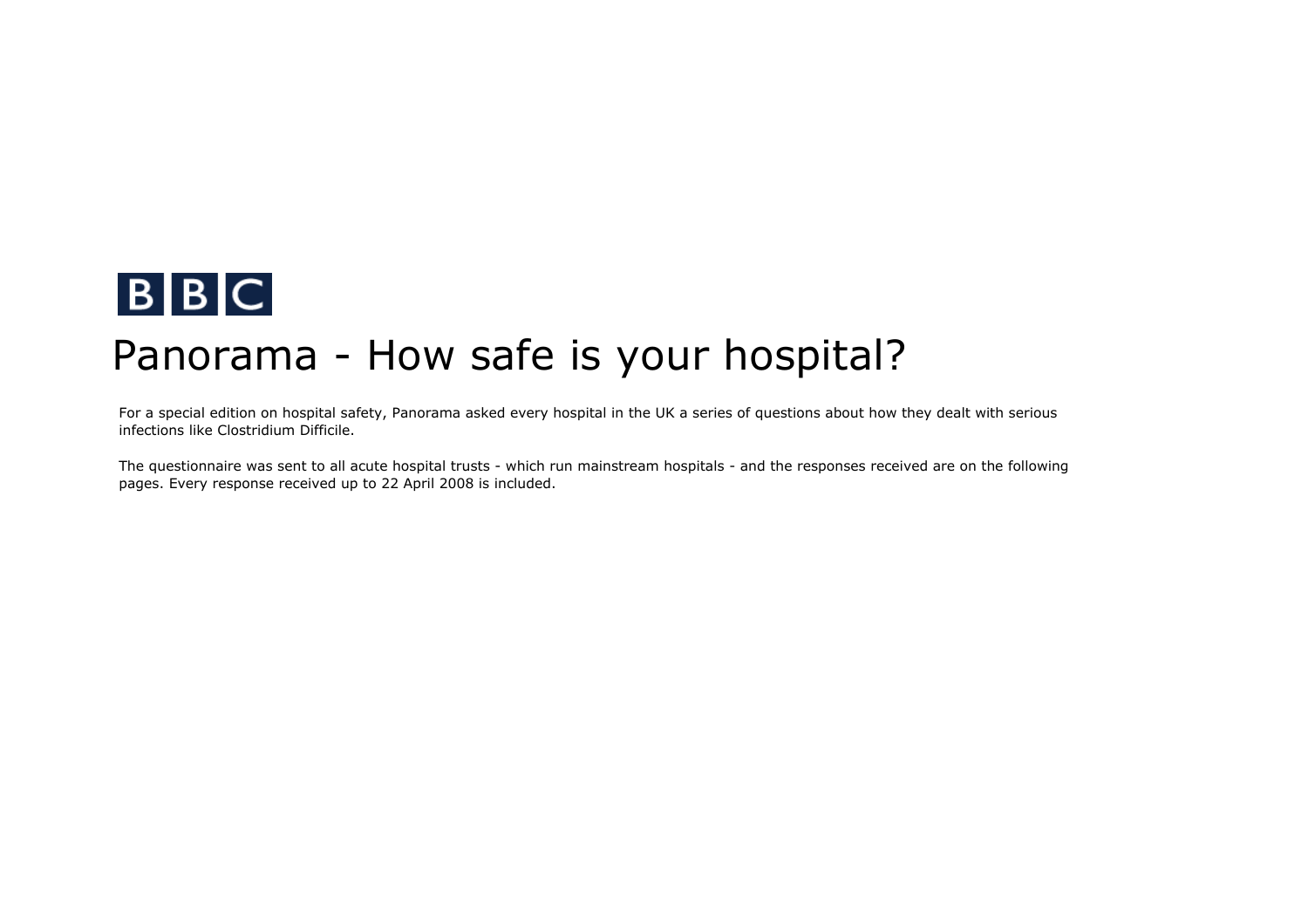BBC

# Panorama - How safe is your hospital?

For a special edition on hospital safety, Panorama asked every hospital in the UK a series of questions about how they dealt with serious infections like Clostridium Difficile.

The questionnaire was sent to all acute hospital trusts - which run mainstream hospitals - and the responses received are on the following pages. Every response received up to 22 April 2008 is included.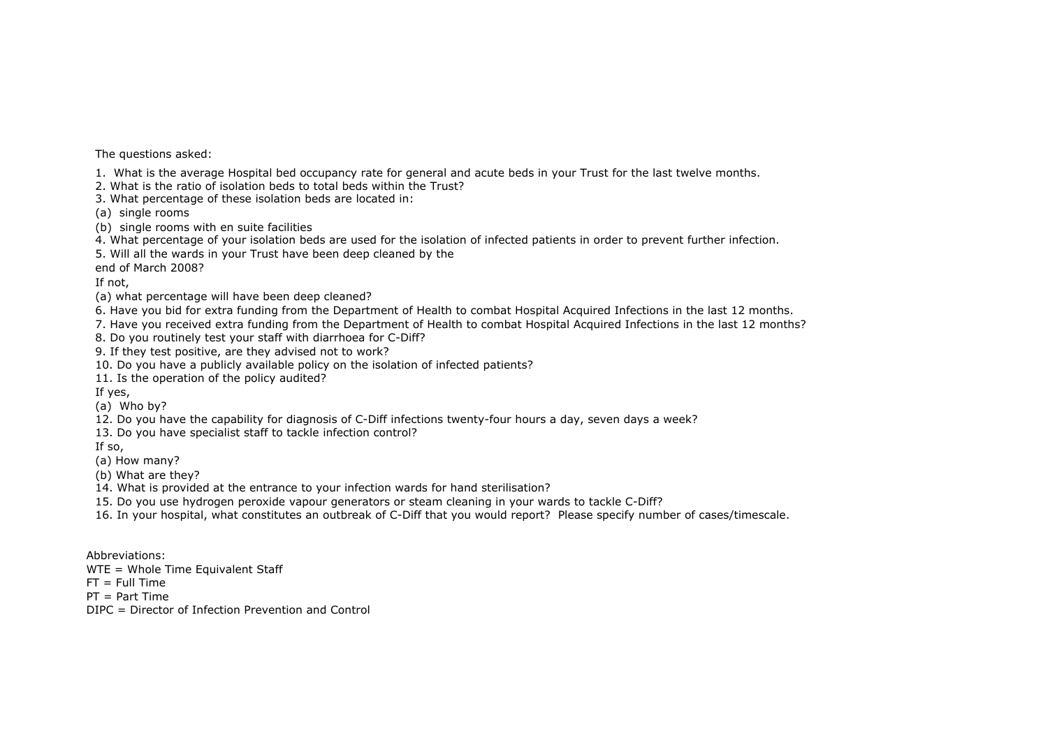The questions asked:

1. What is the average Hospital bed occupancy rate for general and acute beds in your Trust for the last twelve months.
2. What is the ratio of isolation beds to total beds within the Trust?
3. What percentage of these isolation beds are located in:

(a) single rooms

(b) single rooms with en suite facilities

4. What percentage of your isolation beds are used for the isolation of infected patients in order to prevent further infection.
5. Will all the wards in your Trust have been deep cleaned by the end of March 2008?

If not,

(a) what percentage will have been deep cleaned?

6. Have you bid for extra funding from the Department of Health to combat Hospital Acquired Infections in the last 12 months.
7. Have you received extra funding from the Department of Health to combat Hospital Acquired Infections in the last 12 months?
8. Do you routinely test your staff with diarrhoea for C-Diff?
9. If they test positive, are they advised not to work?
10. Do you have a publicly available policy on the isolation of infected patients?
11. Is the operation of the policy audited?

If yes,

(a) Who by?

12. Do you have the capability for diagnosis of C-Diff infections twenty-four hours a day, seven days a week?
13. Do you have specialist staff to tackle infection control?

If so,

(a) How many?

(b) What are they?

14. What is provided at the entrance to your infection wards for hand sterilisation?
15. Do you use hydrogen peroxide vapour generators or steam cleaning in your wards to tackle C-Diff?
16. In your hospital, what constitutes an outbreak of C-Diff that you would report? Please specify number of cases/timescale.

Abbreviations:
WTE = Whole Time Equivalent Staff
FT = Full Time
PT = Part Time
DIPC = Director of Infection Prevention and Control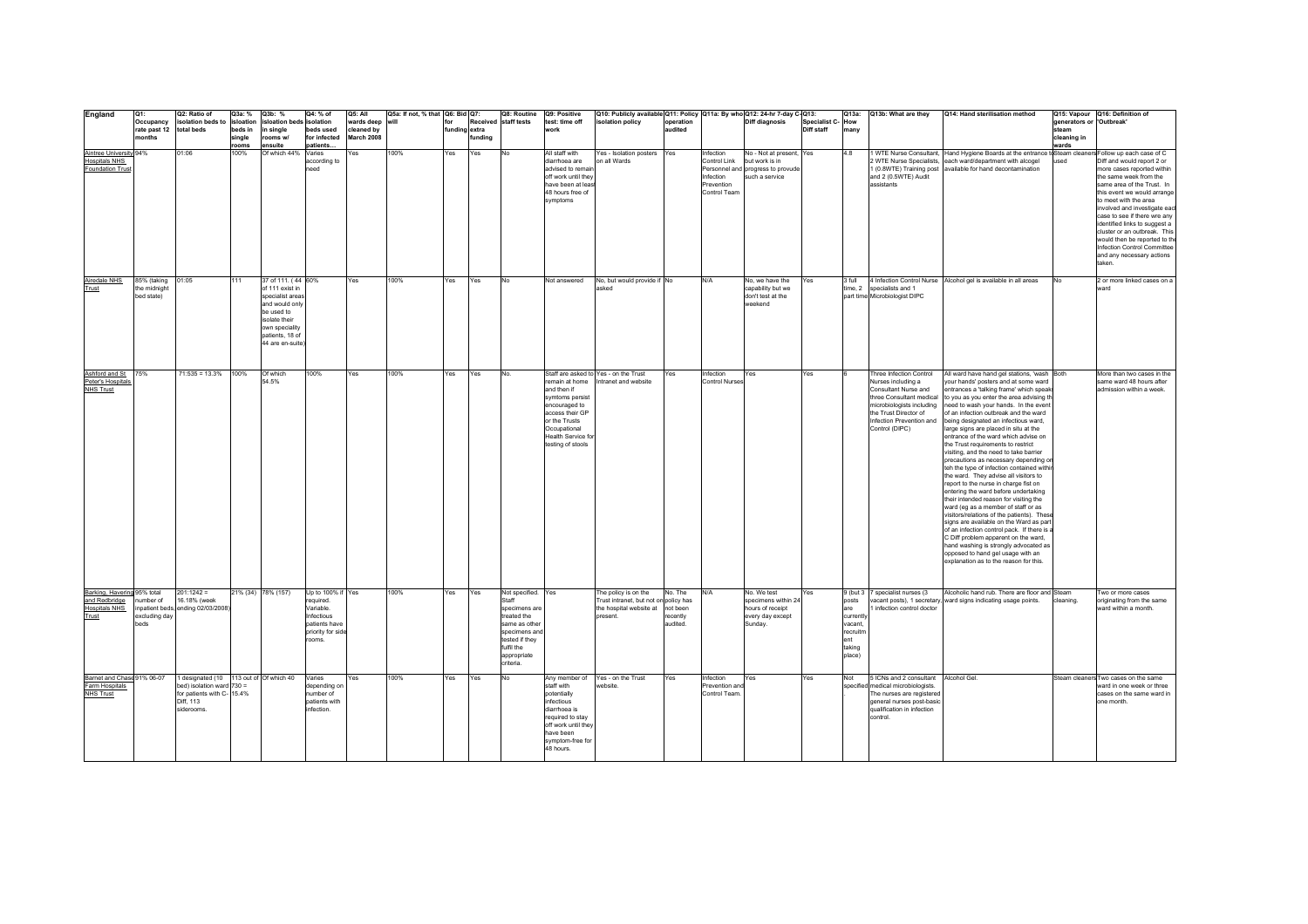| England | Q1: Occupancy rate past 12 months | Q2: Ratio of isolation beds to total beds | Q3a: % isloation beds in single rooms | Q3b: % Isloation beds in single rooms w/ ensuite | Q4: % of isolation beds used for infected patients… | Q5: All wards deep cleaned by March 2008 | Q5a: If not, % that will | Q6: Bid for funding | Q7: Received extra funding | Q8: Routine staff tests | Q9: Positive test: time off work | Q10: Publicly available isolation policy | Q11: Policy operation audited | Q11a: By who | Q12: 24-hr 7-day C-Diff diagnosis | Q13: Specialist C-Diff staff | Q13a: How many | Q13b: What are they | Q14: Hand sterilisation method | Q15: Vapour generators or steam cleaning in wards | Q16: Definition of 'Outbreak' |
|---|---|---|---|---|---|---|---|---|---|---|---|---|---|---|---|---|---|---|---|---|---|
| Aintree University Hospitals NHS Foundation Trust | 94% | 01:06 | 100% | Of which 44% | Varies according to need | Yes | 100% | Yes | Yes | No | All staff with diarrhoea are advised to remain off work until they have been at least 48 hours free of symptoms | Yes - Isolation posters on all Wards | Yes | Infection Control Link Personnel and Infection Prevention Control Team | No - Not at present, but work is in progress to provude such a service | Yes | 4.8 | 1 WTE Nurse Consultant, 2 WTE Nurse Specialists, 1 (0.8WTE) Training post and 2 (0.5WTE) Audit assistants | Hand Hygiene Boards at the entrance to each ward/department with alcogel available for hand decontamination | Steam cleaners used | Follow up each case of C Diff and would report 2 or more cases reported within the same week from the same area of the Trust. In this event we would arrange to meet with the area involved and investigate each case to see if there were any identified links to suggest a cluster or an outbreak. This would then be reported to the Infection Control Committee and any necessary actions taken. |
| Airedale NHS Trust | 85% (taking the midnight bed state) | 01:05 | 111 | 37 of 111. (44 of 111 exist in specialist areas and would only be used to isolate their own speciality patients, 18 of 44 are en-suite) | 60% | Yes | 100% | Yes | Yes | No | Not answered | No, but would provide if asked | No | N/A | No, we have the capability but we don't test at the weekend | Yes | 3 full time, 2 part time | 4 Infection Control Nurse specialists and 1 Microbiologist DIPC | Alcohol gel is available in all areas | No | 2 or more linked cases on a ward |
| Ashford and St Peter's Hospitals NHS Trust | 75% | 71:535 = 13.3% | 100% | Of which 54.5% | 100% | Yes | 100% | Yes | Yes | No. | Staff are asked to remain at home and then if symtoms persist encouraged to access their GP or the Trusts Occupational Health Service for testing of stools | Yes - on the Trust Intranet and website | Yes | Infection Control Nurses | Yes | Yes | 6 | Three Infection Control Nurses including a Consultant Nurse and three Consultant medical microbiologists including the Trust Director of Infection Prevention and Control (DIPC) | All ward have hand gel stations, 'wash your hands' posters and at some ward entrances a 'talking frame' which speaks to you as you enter the area advising the need to wash your hands. In the event of an infection outbreak and the ward being designated an infectious ward, large signs are placed in situ at the entrance of the ward which advise on the Trust requirements to restrict visiting, and the need to take barrier precautions as necessary depending on teh the type of infection contained within the ward. They advise all visitors to report to the nurse in charge fist on entering the ward before undertaking their intended reason for visiting the ward (eg as a member of staff or as visitors/relations of the patients). These signs are available on the Ward as part of an infection control pack. If there is a C Diff problem apparent on the ward, hand washing is strongly advocated as opposed to hand gel usage with an explanation as to the reason for this. | Both | More than two cases in the same ward 48 hours after admission within a week. |
| Barking, Havering and Redbridge Hospitals NHS Trust | 95% total number of inpatient beds, excluding day beds | 201:1242 = 16.18% (week ending 02/03/2008) | 21% (34) | 78% (157) | Up to 100% if required. Variable. Infectious patients have priority for side rooms. | Yes | 100% | Yes | Yes | Not specified. Staff specimens are treated the same as other specimens and tested if they fulfil the appropriate criteria. | Yes | The policy is on the Trust intranet, but not on the hospital website at present. | No. The policy has not been recently audited. | N/A | No. We test specimens within 24 hours of receipt every day except Sunday. | Yes | 9 (but 3 posts are currently vacant, recruitment taking place) | 7 specialist nurses (3 vacant posts), 1 secretary, 1 infection control doctor | Alcoholic hand rub. There are floor and ward signs indicating usage points. | Steam cleaning. | Two or more cases originating from the same ward within a month. |
| Barnet and Chase Farm Hospitals NHS Trust | 91% 06-07 | 1 designated (10 bed) isolation ward for patients with C-Diff, 113 siderooms. | 113 out of 730 = 15.4% | Of which 40 | Varies depending on number of patients with infection. | Yes | 100% | Yes | Yes | No | Any member of staff with potentially infectious diarrhoea is required to stay off work until they have been symptom-free for 48 hours. | Yes - on the Trust website. | Yes | Infection Prevention and Control Team. | Yes | Yes | Not specified. | 5 ICNs and 2 consultant medical microbiologists. The nurses are registered general nurses post-basic qualification in infection control. | Alcohol Gel. | Steam cleaners | Two cases on the same ward in one week or three cases on the same ward in one month. |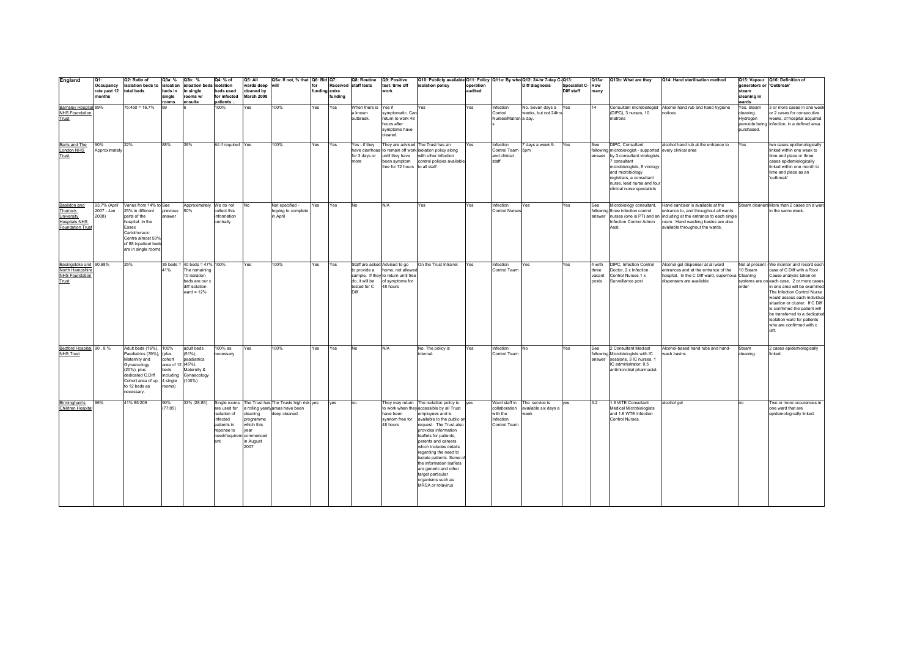| England | Q1: Occupancy rate past 12 months | Q2: Ratio of isolation beds to total beds | Q3a: % isloation beds in single rooms | Q3b: % isloation beds in single rooms ensuite | Q4: % of isolation beds used for infected patients... | Q5: All wards deep cleaned by March 2008 | Q5a: If not, % that will | Q6: Bid for funding | Q7: Received extra funding | Q8: Routine staff tests | Q9: Positive test: time off work | Q10: Publicly available isolation policy | Q11: Policy operation audited | Q11a: By who | Q12: 24-hr 7-day C-Diff diagnosis | Q13: Specialist C-Diff staff | Q13a: How many | Q13b: What are they | Q14: Hand sterilisation method | Q15: Vapour generators or steam cleaning in wards | Q16: Definition of 'Outbreak' |
|---|---|---|---|---|---|---|---|---|---|---|---|---|---|---|---|---|---|---|---|---|---|
| Barnsley Hospital NHS Foundation Trust | 89% | 75:450 = 16.7% | 69 | 6 | 100% | Yes | 100% | Yes | Yes | When there is a known outbreak. | Yes if symptomatic. Can return to work 48 hours after symptoms have cleared. | Yes | Yes | Infection Control Nurses/Matrons a day. | No. Seven days a weeks, but not 24hrs | Yes | 14 | Consultant microbiologist (DIPC), 3 nurses, 10 matrons | Alcohol hand rub and hand hygiene notices | Yes. Steam cleaning. Hydrogen peroxide being purchased. | 3 or more cases in one week or 2 cases for consecutive weeks, of hospital acquired infection, in a defined area. |
| Barts and The London NHS Trust | 90% Approximately | 22% | 88% | 39% | All if required | Yes | 100% | Yes | Yes | Yes - if they have diarrhoea for 3 days or more | They are advised to remain off work until they have been symptom free for 72 hours | The Trust has an isolation policy along with other infection control policies available to all staff | Yes | Infection Control Team and clinical staff | 7 days a week 9-5pm | Yes | See following answer | DIPC, Consultant microbiologist - supported by 3 consultant virologists, 7 consultant microbiologists, 8 virology and microbiology registrars, a consultant nurse, lead nurse and four clinical nurse specialists | alcohol hand rub at the entrance to every clinical area | Yes | two cases epidionologically linked within one week to time and place or three cases epidemiologically linked within one month to time and place as an 'outbreak' |
| Basildon and Thurrock University Hospitals NHS Foundation Trust | 93.7% (April 2007 - Jan 2008) | Varies from 14% to 25% in different parts of the hospital. In the Essex Cariothoracic Centre almost 50% of 88 inpatient beds are in single rooms | See previous answer | Approximately 50% | We do not collect this information centrally | No | Not specified - hoping to complete in April | Yes | Yes | No | N/A | Yes | Yes | Infection Control Nurses | Yes | Yes | See following answer | Microbiology consultant, three infeciton control nurses (one is PT) and an Infection Control Admin Asst. | Hand sanitiser is available at the entrance to, and throughout all wards including at the entrance to each single room. Hand washing basins are also available throughout the wards. | Steam cleaners | More than 2 cases on a ward in the same week. |
| Basingstoke and North Hampshire NHS Foundation Trust | 90.68% | 25% | 35 beds = 41% | 40 beds = 47% The remaining 10 isolation beds are our c diff isolation ward = 12% | 100% | Yes | 100% | Yes | Yes | Staff are asked to provide a sample. If they do, it will be tested for C Diff | Advised to go home, not allowed to return until free of symptoms for 48 hours | On the Trust intranet | Yes | Infection Control Team | Yes | Yes | 4 with three vacant posts | DIPC, Infection Control Doctor, 2 x Infection Control Nurses 1 x Surveillance post | Alcohol gel dispenser at all ward entrances and at the entrance of the hospital. In the C Diff ward, supernova dispensers are available | Not at present - 10 Steam Cleaning systems are on order | We monitor and record each case of C Diff with a Root Cause analysis taken on each case. 2 or more cases in one area will be examined. The Infection Control Nurse would assess each individual situation or cluster. If C Diff is confirmed the patient will be transferred to a dedicated isolation ward for patients who are confirmed with c diff. |
| Bedford Hospital NHS Trust | 90 . 8 % | Adult beds (16%), Paediatrics (39%), Maternity and Gynaecology (20%), plus dedicated C.Diff Cohort area of up to 12 beds as necessary. | 100% (plus cohort area of 12 beds including 4 single rooms) | adult beds (51%), paediatrics (46%), Maternity & Gynaecology (100%) | 100% as necessary | Yes | 100% | Yes | Yes | No | N/A | No. The policy is internal. | Yes | Infection Control Team | No | Yes | See following answer | 2 Consultant Medical Microbiologists with IC sessions, 3 IC nurses, 1 IC administrator, 0.5 antimicrobial pharmacist. | Alcohol-based hand rubs and hand-wash basins | Steam cleaning. | 2 cases epidemiologically linked. |
| Birmingham's Children Hospital | 96% | 41% 85:209 | 90% (77:85) | 33% (28:85) | Single rooms are used for isolation of infected patients in reponse to need/requirement | The Trust has a rolling yearly cleaning programme which this year commenced in August 2007 | The Trusts high risk areas have been deep cleaned | yes | yes | no | They may return to work when they have been symtom free for 48 hours | The isolation policy is accessible by all Trust employees and is available to the public on request. The Trust also provides information leaflets for patients, parents and careers which includes details regarding the need to isolate patients. Some of the information leaflets are generic and other target particular organisms such as MRSA or rotavirus | yes | Ward staff in collaboration with the Infection Control Team | The service is available six days a week | yes | 3.2 | 1.6 WTE Consultant Medical Microbiologists and 1.6 WTE Infection Control Nurses. | alcohol gel | no | Two or more occurences in one ward that are epidemiologically linked. |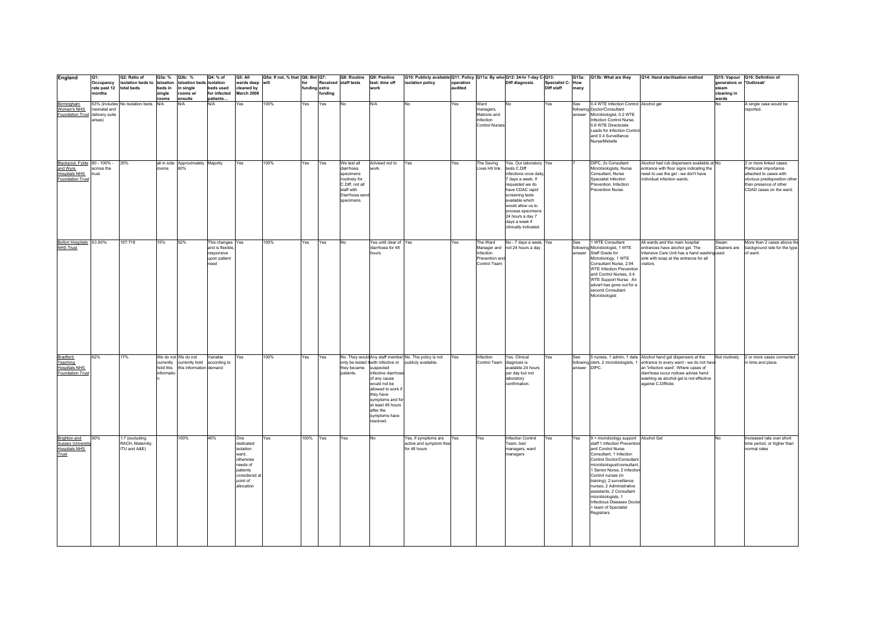| England | Q1: Occupancy rate past 12 months | Q2: Ratio of isolation beds to total beds | Q3a: % isloation beds in single rooms | Q3b: % Isloation beds in single rooms w/ ensuite | Q4: % of isolation beds used for infected patients… | Q5: All wards deep cleaned by March 2008 | Q5a: If not, % that will | Q6: Bid for funding | Q7: Received extra funding | Q8: Routine staff tests | Q9: Positive test: time off work | Q10: Publicly available isolation policy | Q11: Policy operation audited | Q11a: By who | Q12: 24-hr 7-day C-Diff diagnosis | Q13: Specialist C-Diff staff | Q13a: How many | Q13b: What are they | Q14: Hand sterilisation method | Q15: Vapour generators or steam cleaning in wards | Q16: Definition of 'Outbreak' |
|---|---|---|---|---|---|---|---|---|---|---|---|---|---|---|---|---|---|---|---|---|---|
| Birmingham Women's NHS Foundation Trust | 63% (includes neonatal and delivery suite areas) | No Isolation beds | N/A | N/A | N/A | Yes | 100% | Yes | Yes | No | N/A | No | Yes | Ward managers, Matrons and Infection Control Nurses | No | Yes | See following answer | 0.4 WTE Infection Control Doctor/Consultant Microbiologist, 0.2 WTE Infection Control Nurse, 0.6 WTE Directorate Leads for Infection Control and 0.4 Surveillance Nurse/Midwife | Alcohol gel | No | A single case would be reported. |
| Blackpool, Fylde and Wyre Hospitals NHS Foundation Trust | 80 - 100% - across the trust | 20% | all in side rooms | Approximately 60% | Majority | Yes | 100% | Yes | Yes | We test all diarrhoea specimens routinely for C.Diff, not all staff with Diarrhoea send specimens. | Advised not to work. | Yes | Yes. | The Saving Lives HII link. | Yes. Our laboratory tests C.Diff infections once daily, 7 days a week. If requested we do have CDAC rapid screening tests available which would allow us to process specimens 24 hours a day 7 days a week if clinically indicated. | Yes | 7 | DIPC, 2x Consultant Microbiologists, Nurse Consultant, Nurse Specialist Infection Prevention, Infection Prevention Nurse. | Alcohol hand rub dispensers available at entrance with floor signs indicating the need to use the gel - we don't have individual infection wards. | No | 2 or more linked cases. Particular importance attached to cases with obvious predisposition other than presence of other CDAD cases on the ward. |
| Bolton Hospitals NHS Trust | 83.80% | 107:718 | 15% | 52% | This changes and is flexible, responsive upon patient need | Yes | 100% | Yes | Yes | No | Yes until clear of diarrhoea for 48 hours. | Yes | Yes | The Ward Manager and Infection Prevention and Control Team | No - 7 days a week, not 24 hours a day | Yes | See following answer | 1 WTE Consultant Microbiologist, 1 WTE Staff Grade for Microbiology, 1 WTE Consultant Nurse, 2.94 WTE Infection Prevention and Control Nurses, 0.4 WTE Support Nurse. An advert has gone out for a second Consultant Microbiologist | All wards and the main hospital entrances have alcohol gel. The Intensive Care Unit has a hand washing sink with soap at the entrance for all visitors | Steam Cleaners are used | More than 2 cases above the background rate for the type of ward. |
| Bradford Teaching Hospitals NHS Foundation Trust | 62% | 17% | We do not currently hold this information | We do not currently hold this information | Variable according to demand | Yes | 100% | Yes | Yes | No. They would only be tested if they became patients. | Any staff member with infective or suspected infective diarrhoea of any cause would not be allowed to work if they have symptoms and for at least 48 hours after the symptoms have resolved. | No. The policy is not publicly available. | Yes | Infection Control Team | Yes. Clinical diagnosis is available 24 hours per day but not laboratory confirmation. | Yes | See following answer | 5 nurses, 1 admin, 1 data clerk, 2 microbiologists, 1 DIPC. | Alcohol hand gel dispensers at the entrance to every ward - we do not have an 'infection ward'. Where cases of diarrhoea occur notices advise hand washing as alcohol gel is not effective against C.Difficile. | Not routinely. | 2 or more cases connected in time and place. |
| Brighton and Sussex University Hospitals NHS Trust | 90% | 1:7 (excluding RACH, Maternity, ITU and A&E) | | 100% | 46% | One dedicated isolation ward, otherwise needs of patients considered at point of allocation | Yes | 100% | Yes | Yes | No | Yes, if symptoms are active and symptom free for 48 hours | Yes | Yes | Infection Control Team, bed managers, ward managers | Yes | Yes | 9 + microbiology support staff 1 Infection Prevention and Control Nurse Consultant, 1 Infection Control Doctor/Consultant microbiologust/consultant, 1 Senior Nurse, 2 Infection Control nurses (in training), 2 surveillance nurses, 2 Administrative assistants, 2 Consultant microbiologists, 1 Infectious Diseases Doctor + team of Specialist Registrars | Alcohol Gel | No | Increased rate over short time period, or higher than normal rates |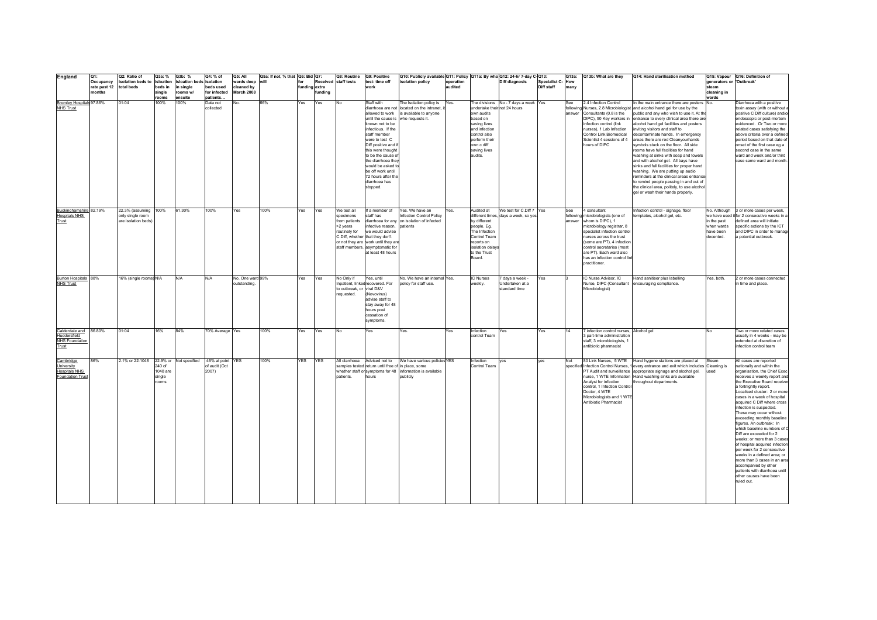| England | Q1: Occupancy rate past 12 months | Q2: Ratio of isolation beds to total beds | Q3a: % isloation beds in single rooms | Q3b: % Isloation beds in single rooms w/ ensuite | Q4: % of isolation beds used for infected patients… | Q5: All wards deep cleaned by March 2008 | Q5a: If not, % that will | Q6: Bid for funding | Q7: Received extra funding | Q8: Routine staff tests | Q9: Positive test: time off work | Q10: Publicly available isolation policy | Q11: Policy operation audited | Q11a: By who | Q12: 24-hr 7-day C-Diff diagnosis | Q13: Specialist C-Diff staff | Q13a: How many | Q13b: What are they | Q14: Hand sterilisation method | Q15: Vapour generators or steam cleaning in wards | Q16: Definition of 'Outbreak' |
|---|---|---|---|---|---|---|---|---|---|---|---|---|---|---|---|---|---|---|---|---|---|
| Bromley Hospitals NHS Trust | 97.86% | 01:04 | 100% | 100% | Data not collected | No. | 66% | Yes | Yes | No | Staff with diarrhoea are not allowed to work until the cause is known not to be infectious. If the staff member were to test C Diff positive and if this were thought to be the cause of the diarrhoea they would be asked to be off work until 72 hours after the diarrhoea has stopped. | The Isolation policy is located on the intranet, it is available to anyone who requests it. | Yes. | The divisions undertake their own audits based on saving lives and infection control also perform their own c diff saving lives audits. | No - 7 days a week not 24 hours | Yes | See following answer | 2.4 Infection Control Nurses, 2.8 Microbiologist Consultants (0.8 is the DIPC), 50 Key workers in infection control (link nurses), 1 Lab Infection Control Link Biomedical Scientist 4 sessions of 4 hours of DIPC | In the main entrance there are posters and alcohol hand gel for use by the public and any who wish to use it. At the entrance to every clinical area there are alcohol hand gel facilities and posters inviting visitors and staff to decontaminate hands. In emergency areas there are red Cleanyourhands symbols stuck on the floor. All side rooms have full facilities for hand washing at sinks with soap and towels and with alcohol gel. All bays have sinks and full facilities for proper hand washing. We are putting up audio reminders at the clinical areas entrance to remind people passing in and out of the clinical area, politely, to use alcohol gel or wash their hands properly. | No. | Diarrhoea with a positive toxin assay (with or without a positive C Diff culture) and/or endoscopic or post-mortem evidenced. Or Two or more related cases satisfying the above criteria over a defined period based on that date of onset of the first case eg a second case in the same ward and week and/or third case same ward and month. |
| Buckinghamshire Hospitals NHS Trust | 82.19% | 22.3% (assuming only single room are isolation beds) | 100% | 61.30% | 100% | Yes | 100% | Yes | Yes | We test all specimens from patients >2 years routinely for C.Diff, whether or not they are staff members. | If a member of staff has diarrhoea for any infective reason, we would advise that they don't work until they are asymptomatic for at least 48 hours | Yes. We have an Infection Control Policy on isolation of infected patients | Yes. | Audited at different times, by different people. Eg. The Infection Control Team reports on isolation delays to the Trust Board. | We test for C.Diff 7 days a week, so yes. | Yes | See following answer | 4 consultant microbiologists (one of whom is DIPC), 1 microbiology registrar, 8 specialist infection control nurses across the trust (some are PT), 4 infection control secretaries (most are PT). Each ward also has an infection control link practitioner. | Infection control - signage, floor templates, alcohol gel, etc. | No. Although we have used in the past when wards have been decented. | 3 or more cases per week, or 2 consecutive weeks in a defined area will initiate specific actions by the ICT and DIPC in order to manage a potential outbreak. |
| Burton Hospitals NHS Trust | 88% | 16% (single rooms) | N/A | N/A | N/A | No. One ward outstanding. | 99% | Yes | Yes | No Only if Inpatient, linked to outbreak, or requested. | Yes, until recovered. For viral D&V (Novovirus) advise staff to stay away for 48 hours post cessation of symptoms. | No. We have an internal policy for staff use. | Yes. | IC Nurses weekly. | 7 days a week - Undertaken at a standard time | Yes | 3 | IC Nurse Advisor, IC Nurse, DIPC (Consultant Microbiologist) | Hand sanitiser plus labelling encouraging compliance. | Yes, both. | 2 or more cases connected in time and place. |
| Calderdale and Huddersfield NHS Foundation Trust | 86.80% | 01:04 | 16% | 84% | 70% Average | Yes | 100% | Yes | Yes | No | Yes | Yes. | Yes | Infection control Team | Yes | Yes | 14 | 7 infection control nurses, 3 part-time administration staff, 3 microbiologists, 1 antibiotic pharmacist | Alcohol gel | No | Two or more related cases usually in 4 weeks - may be extended at discretion of infection control team |
| Cambridge University Hospitals NHS Foundation Trust | 86% | 2.1% or 22:1048 | 22.9% or 240 of 1048 are single rooms | Not specified | 46% at point of audit (Oct 2007) | YES | 100% | YES | YES | All diarrhoea samples tested whether staff or patients. | Advised not to return until free of symptoms for 48 hours | We have various policies in place, some information is available publicly | YES | Infection Control Team | yes | yes | Not specified | 80 Link Nurses, 5 WTE Infection Control Nurses, 1 PT Audit and surveillance nurse, 1 WTE Information Analyst for infection control, 1 Infection Control Doctor, 4 WTE Microbiologists and 1 WTE Antibiotic Pharmacist | Hand hygene stations are placed at every entrance and exit which includes appropriate signage and alcohol gel. Hand washing sinks are available throughout departments. | Steam Cleaning is used | All cases are reported nationally and within the organisation, the Chief Exec receives a weekly report and the Executive Board receives a fortnightly report. Localised cluster: 2 or more cases in a week of hospital acquired C diff where cross infection is suspected. These may occur without exceeding monthly baseline figures. An outbreak: In which baseline numbers of C Diff are exceeded for 2 weeks; or more than 3 cases of hospital acquired infection per week for 2 consecutive weeks in a defined area; or more than 3 cases in an area accompanied by other patients with diarrhoea until other causes have been ruled out. |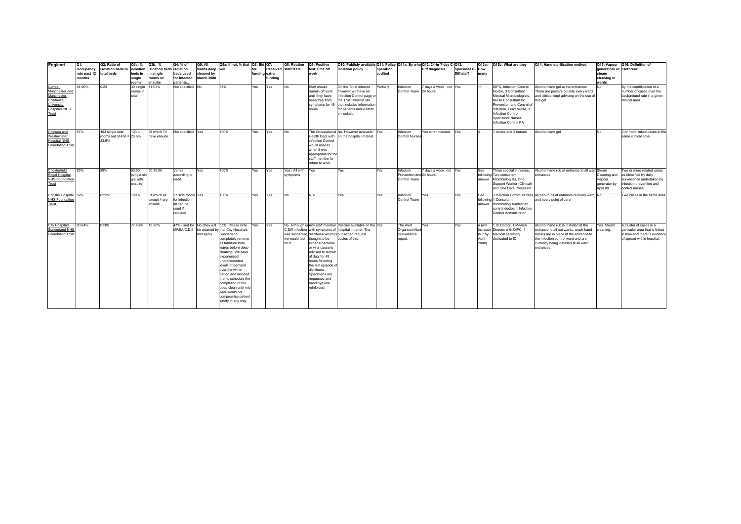| England | Q1: Occupancy rate past 12 months | Q2: Ratio of isolation beds to total beds | Q3a: % isolation beds in single rooms | Q3b: % isloation beds in single rooms w/ ensuite | Q4: % of isolation beds used for infected patients… | Q5: All wards deep cleaned by March 2008 | Q5a: If not, % that will | Q6: Bid for funding | Q7: Received extra funding | Q8: Routine staff tests | Q9: Positive test: time off work | Q10: Publicly available isolation policy | Q11: Policy operation audited | Q11a: By who | Q12: 24-hr 7-day C-Diff diagnosis | Q13: Specialist C-Diff staff | Q13a: How many | Q13b: What are they | Q14: Hand sterilisation method | Q15: Vapour generators or steam cleaning in wards | Q16: Definition of 'Outbreak' |
|---|---|---|---|---|---|---|---|---|---|---|---|---|---|---|---|---|---|---|---|---|---|
| Central Manchester and Manchester Children's University Hospitals NHS Trust | 84.90% | 0.23 | 30 single rooms in total | 11.03% | Not specified | No | 81% | Yes | Yes | No | Staff should remain off work until they have been free from symptoms for 48 hours | On the Trust Intranet however we have an Infection Control page on the Trust internet site that includes information for patients and visitors on isolation | Partially | Infection Control Team | 7 days a week , not 24 hours | Yes | 11 | DIPC, Infection Control Doctor, 3 Consultant Medical Microbiologists, Nurse Consultant for Prevention and Control of Infection, Lead Nurse, 3 Infection Control Specialists Nurses Infection Control PA | Alcohol hand gel at the entrances. There are posters outside every ward and clinical dept advising on the use of this gel | No | By the identification of a number of cases over the background rate in a given clinical area. |
| Chelsea and Westminster Hospital NHS Foundation Trust | 87% | 103 single side rooms out of 436 = 23.6% | 103 = 23.6% | Of which 74 have ensuite | Not specified | Yes | 100% | Yes | Yes | No | The Occupational Health Dept with infection Control would assess when it was appropriate for the staff member to return to work. | No. However available on the hospital Intranet. | Yes | Infection Control Nurses | Yes when needed. | Yes | 4 | 1 doctor and 3 nurses | Alcohol hand gel | No | 2 or more linked cases in the same clinical area. |
| Chesterfield Royal Hospital NHS Foundation Trust | 85% | 20% | 50:50 (single:single with ensuite) | 50:50:00 | Varies according to need | Yes | 100% | Yes | Yes | Yes - All with symptoms | Yes | Yes | Yes | Infection Prevention and Control Team | 7 days a week, not 24 hours | Yes | See following answer | Three specialist nurses, Two consultant Microbiologists, One Support Worker (Clinical) and One Data Processor | Alcohol hand rub at entrance to all ward entrances | Steam Cleaning and Vapour generator by April 08 | Two or more related cases as identified by daily surveillance undertaken by infection prevention and control nurses |
| Christie Hospital NHS Foundation Trust | 82% | 62:257 | 100% | Of which all except 4 are ensuite | 27 side rooms for infection - all can be used if required | Yes | 100% | Yes | Yes | No | N/A | Yes | Yes | Infection Control Team | Yes | Yes | See following answer | 3 Infection Control Nurses, 1 Consultant microbiologist/infection control doctor, 1 Infection Control Administrator | Alcohol rubs at entrance of every ward and every point of care | No | Two cases in the same area |
| City Hospitals Sunderland NHS Foundation Trust | 80.64% | 01:05 | 77.40% | 15.30% | 47% used for MRSA/C.Diff | No (they will be cleaned by mid April) | 55%. Please note that City Hospitals Sunderland completely remove all furniture from wards before deep cleaning. We have experienced unprecedented levels of demand over the winter period and decided that to schedule the completion of the deep clean until mid April would not compromise patient safety in any way. | Yes | Yes | No. Although C.Diff infection was suspected, we would test for it. | Any staff member with symptoms of diarrhoea which is thought to be either a bacterial or viral cause is advised to remain of duty for 48 hours following the last episode of diarrhoea. Specimens are requested and hand hygiene reinforced. | Policies available on the hospital intranet. The public can request copies of this. | Yes | The Alert Organism/Alert Surveillance report. | Yes | Yes. | 4 (will increase to 7 by April 2008) | 1 IC Doctor, 1 Medical Director with DIPC, 1 Medical secretary dedicated to IC. | Alcohol hand rub is installed at the entrance to all out wards, wash-hand basins are in place at the entrance to the infection control ward and are currently being installed at all ward entrances. | Yes. Steam cleaning. | A cluster of cases in a particular area that is linked in time and there is evidence of spread within hospital. |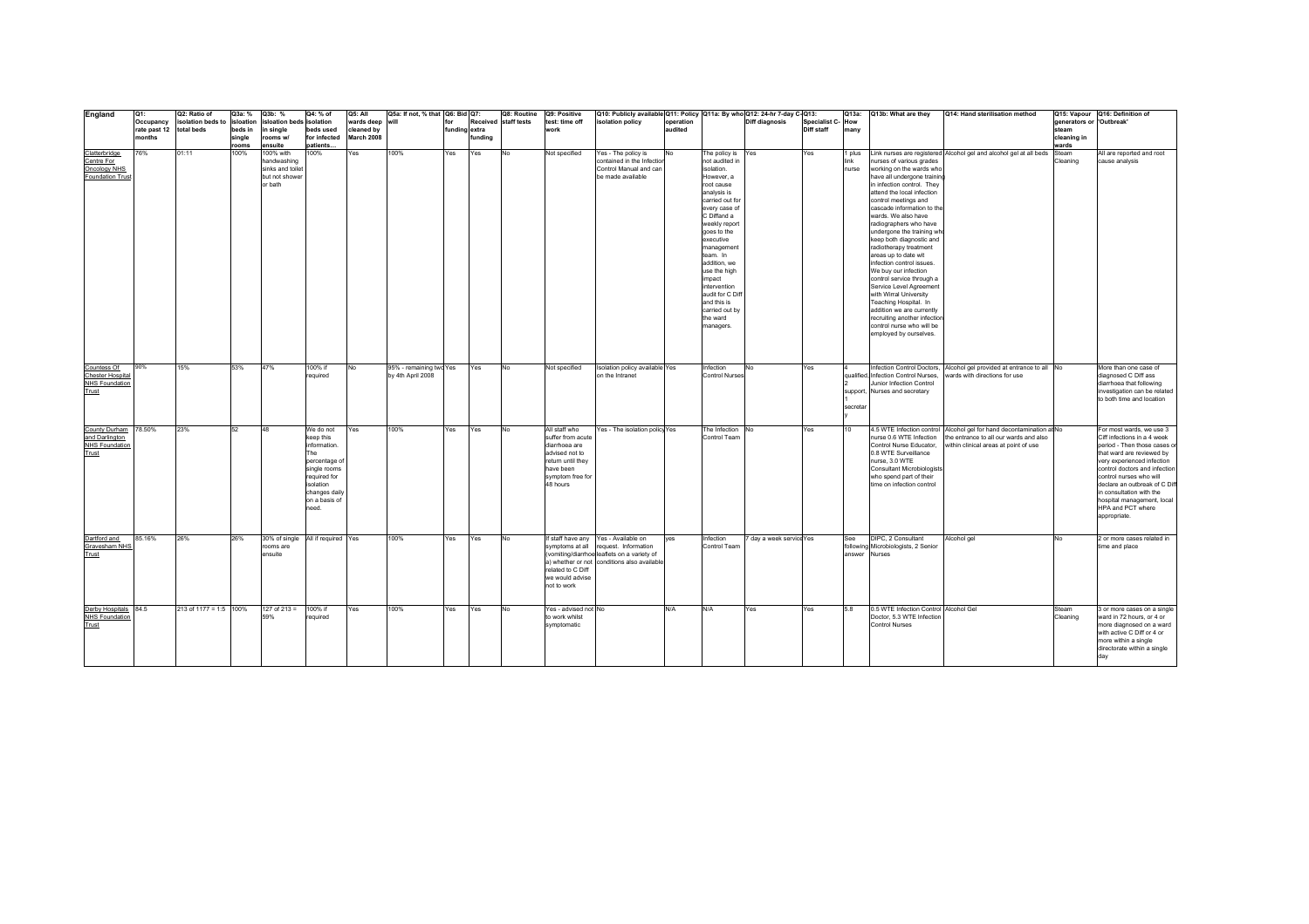| England | Q1: Occupancy rate past 12 months | Q2: Ratio of isolation beds to total beds | Q3a: % isloation beds in single rooms | Q3b: % Isloation beds in single rooms w/ ensuite | Q4: % of isolation beds used for infected patients… | Q5: All wards deep cleaned by March 2008 | Q5a: If not, % that will | Q6: Bid for funding | Q7: Received extra funding | Q8: Routine staff tests | Q9: Positive test: time off work | Q10: Publicly available isolation policy | Q11: Policy operation audited | Q11a: By who | Q12: 24-hr 7-day C-Diff diagnosis | Q13: Specialist C-Diff staff | Q13a: How many | Q13b: What are they | Q14: Hand sterilisation method | Q15: Vapour generators or steam cleaning in wards | Q16: Definition of 'Outbreak' |
|---|---|---|---|---|---|---|---|---|---|---|---|---|---|---|---|---|---|---|---|---|---|
| Clatterbridge Centre For Oncology NHS Foundation Trust | 76% | 01:11 | 100% | 100% with handwashing sinks and toilet but not shower or bath | 100% | Yes | 100% | Yes | Yes | No | Not specified | Yes - The policy is contained in the Infection Control Manual and can be made available | No | The policy is not audited in isolation. However, a root cause analysis is carried out for every case of C Diffand a weekly report goes to the executive management team. In addition, we use the high impact intervention audit for C Diff and this is carried out by the ward managers. | Yes | Yes | 1 plus link nurse | Link nurses are registered nurses of various grades working on the wards who have all undergone training in infection control. They attend the local infection control meetings and cascade information to the wards. We also have radiographers who have undergone the training who keep both diagnostic and radiotherapy treatment areas up to date wit infection control issues. We buy our infection control service through a Service Level Agreement with Wirral University Teaching Hospital. In addition we are currently recruiting another infection control nurse who will be employed by ourselves. | Alcohol gel and alcohol gel at all beds | Steam Cleaning | All are reported and root cause analysis |
| Countess Of Chester Hospital NHS Foundation Trust | 90% | 15% | 53% | 47% | 100% if required | No | 95% - remaining two by 4th April 2008 | Yes | Yes | No | Not specified | Isolation policy available on the Intranet | Yes | Infection Control Nurses | No | Yes | 4 qualified, 2 support, 1 secretary | Infection Control Doctors, Infection Control Nurses, Junior Infection Control Nurses and secretary | Alcohol gel provided at entrance to all wards with directions for use | No | More than one case of diagnosed C Diff ass diarrhoea that following investigation can be related to both time and location |
| County Durham and Darlington NHS Foundation Trust | 78.50% | 23% | 52 | 48 | We do not keep this information. The percentage of single rooms required for isolation changes daily on a basis of need. | Yes | 100% | Yes | Yes | No | All staff who suffer from acute diarrhoea are advised not to return until they have been symptom free for 48 hours | Yes - The isolation policy | Yes | The Infection Control Team | No | Yes | 10 | 4.5 WTE Infection control nurse 0.6 WTE Infection Control Nurse Educator, 0.8 WTE Surveillance nurse, 3.0 WTE Consultant Microbiologists who spend part of their time on infection control | Alcohol gel for hand decontamination at the entrance to all our wards and also within clinical areas at point of use | No | For most wards, we use 3 Ciff infections in a 4 week period - Then those cases or that ward are reviewed by very experienced infection control doctors and infection control nurses who will declare an outbreak of C Diff in consultation with the hospital management, local HPA and PCT where appropriate. |
| Dartford and Gravesham NHS Trust | 85.16% | 26% | 26% | 30% of single rooms are ensuite | All if required | Yes | 100% | Yes | Yes | No | If staff have any symptoms at all (vomiting/diarrhoea) whether or not related to C Diff we would advise not to work | Yes - Available on request. Information leaflets on a variety of conditions also available | yes | Infection Control Team | 7 day a week service | Yes | See following answer | DIPC, 2 Consultant Microbiologists, 2 Senior Nurses | Alcohol gel | No | 2 or more cases related in time and place |
| Derby Hospitals NHS Foundation Trust | 84.5 | 213 of 1177 = 1:5 | 100% | 127 of 213 = 59% | 100% if required | Yes | 100% | Yes | Yes | No | Yes - advised not to work whilst symptomatic | No | N/A | N/A | Yes | Yes | 5.8 | 0.5 WTE Infection Control Doctor, 5.3 WTE Infection Control Nurses | Alcohol Gel | Steam Cleaning | 3 or more cases on a single ward in 72 hours, or 4 or more diagnosed on a ward with active C Diff or 4 or more within a single directorate within a single day |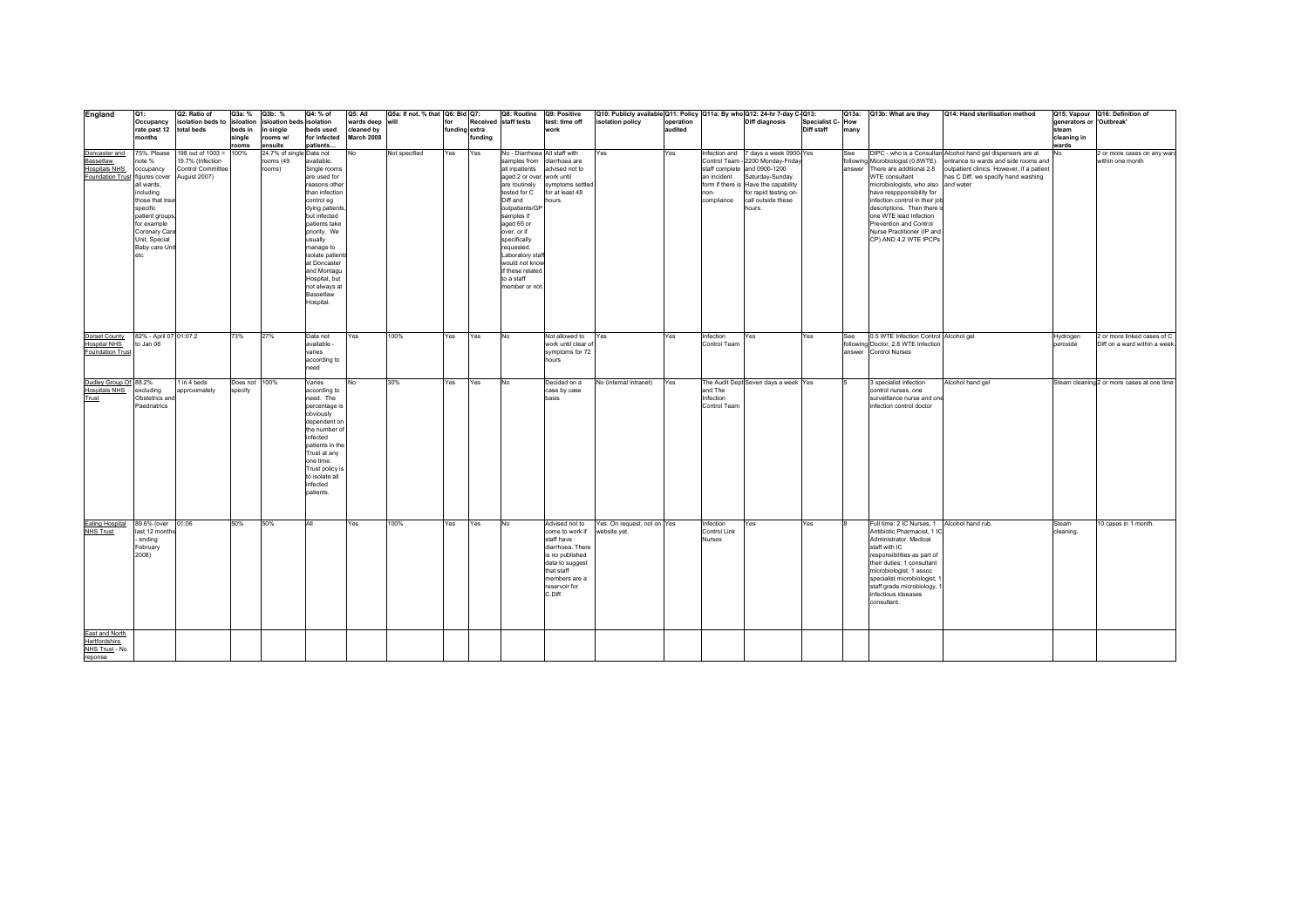| England | Q1: Occupancy rate past 12 months | Q2: Ratio of isolation beds to total beds | Q3a: % isloation beds in single rooms | Q3b: % isloation beds in single rooms w/ ensuite | Q4: % of isolation beds used for infected patients… | Q5: All wards deep cleaned by March 2008 | Q5a: If not, % that will | Q6: Bid for funding | Q7: Received extra funding | Q8: Routine staff tests | Q9: Positive test: time off work | Q10: Publicly available isolation policy | Q11: Policy operation audited | Q11a: By who | Q12: 24-hr 7-day C-Diff diagnosis | Q13: Specialist C-Diff staff | Q13a: How many | Q13b: What are they | Q14: Hand sterilisation method | Q15: Vapour generators or steam cleaning in wards | Q16: Definition of 'Outbreak' |
|---|---|---|---|---|---|---|---|---|---|---|---|---|---|---|---|---|---|---|---|---|---|
| Doncaster and Bassetlaw Hospitals NHS Foundation Trust | 75%. Please note % occupancy figures cover all wards, including those that treat specific patient groups, for example Coronary Care Unit, Special Baby care Unit etc | 198 out of 1003 = 19.7% (Infection Control Committee August 2007) | 100% | 24.7% of single rooms (49 rooms) | Data not available. Single rooms are used for reasons other than infection control eg dying patients, but infected patients take priority. We usually manage to isolate patients at Doncaster and Montagu Hospital, but not always at Bassetlaw Hospital. | No | Not specified | Yes | Yes | No - Diarrhoea samples from all inpatients aged 2 or over are routinely tested for C Diff and outpatients/GP samples if aged 65 or over, or if specifically requested. Laboratory staff would not know if these related to a staff member or not. | All staff with diarrhoea are advised not to work until symptoms settled for at least 48 hours. | Yes | Yes | Infection and Control Team - staff complete an incident form if there is non-compliance | 7 days a week 0900-2200 Monday-Friday and 0900-1200 Saturday-Sunday. Have the capability for rapid testing on-call outside these hours. | Yes | See following answer | DIPC - who is a Consultant Microbiologist (0.8WTE). There are additional 2.8 WTE consultant microbiologists, who also have resppponsibility for infection control in their job descriptions. Then there is one WTE lead Infection Prevention and Control Nurse Practitioner (IP and CP) AND 4.2 WTE IPCPs | Alcohol hand gel dispensers are at entrance to wards and side rooms and outpatient clinics. However, if a patient has C Diff, we specify hand washing and water | No | 2 or more cases on any ward within one month |
| Dorset County Hospital NHS Foundation Trust | 82% - April 07 to Jan 08 | 01:07.2 | 73% | 27% | Data not available - varies according to need | Yes | 100% | Yes | Yes | No | Not allowed to work until clear of symptoms for 72 hours | Yes | Yes | Infection Control Team | Yes | Yes | See following answer | 0.5 WTE Infection Control Doctor, 2.8 WTE Infection Control Nurses | Alcohol gel | Hydrogen peroxide | 2 or more linked cases of C Diff on a ward within a week. |
| Dudley Group Of Hospitals NHS Trust | 88.2% excluding Obstetrics and Paediatrics | 1 in 4 beds approximately | Does not specify | 100% | Varies according to need. The percentage is obviously dependent on the number of infected patients in the Trust at any one time. Trust policy is to isolate all infected patients. | No | 30% | Yes | Yes | No | Decided on a case by case basis | No (internal intranet) | Yes | The Audit Dept and The Infection Control Team | Seven days a week | Yes | 5 | 3 specialist infection control nurses, one surveillance nurse and one infection control doctor | Alcohol hand gel | Steam cleaning | 2 or more cases at one time |
| Ealing Hospital NHS Trust | 89.6% (over last 12 months - ending February 2008) | 01:06 | 50% | 50% | All | Yes | 100% | Yes | Yes | No | Advised not to come to work if staff have diarrhoea. There is no published data to suggest that staff members are a reservoir for C.Diff. | Yes. On request, not on website yet. | Yes | Infection Control Link Nurses | Yes | Yes | 8 | Full time: 2 IC Nurses, 1 Antibiotic Pharmacist, 1 IC Administrator. Medical staff with IC responsibilities as part of their duties: 1 consultant microbiologist, 1 assoc specialist microbiologist, 1 staff grade microbiology, 1 Infectious ideseases consultant. | Alcohol hand rub. | Steam cleaning. | 10 cases in 1 month. |
| East and North Hertfordshire NHS Trust - No reponse | | | | | | | | | | | | | | | | | | | | | |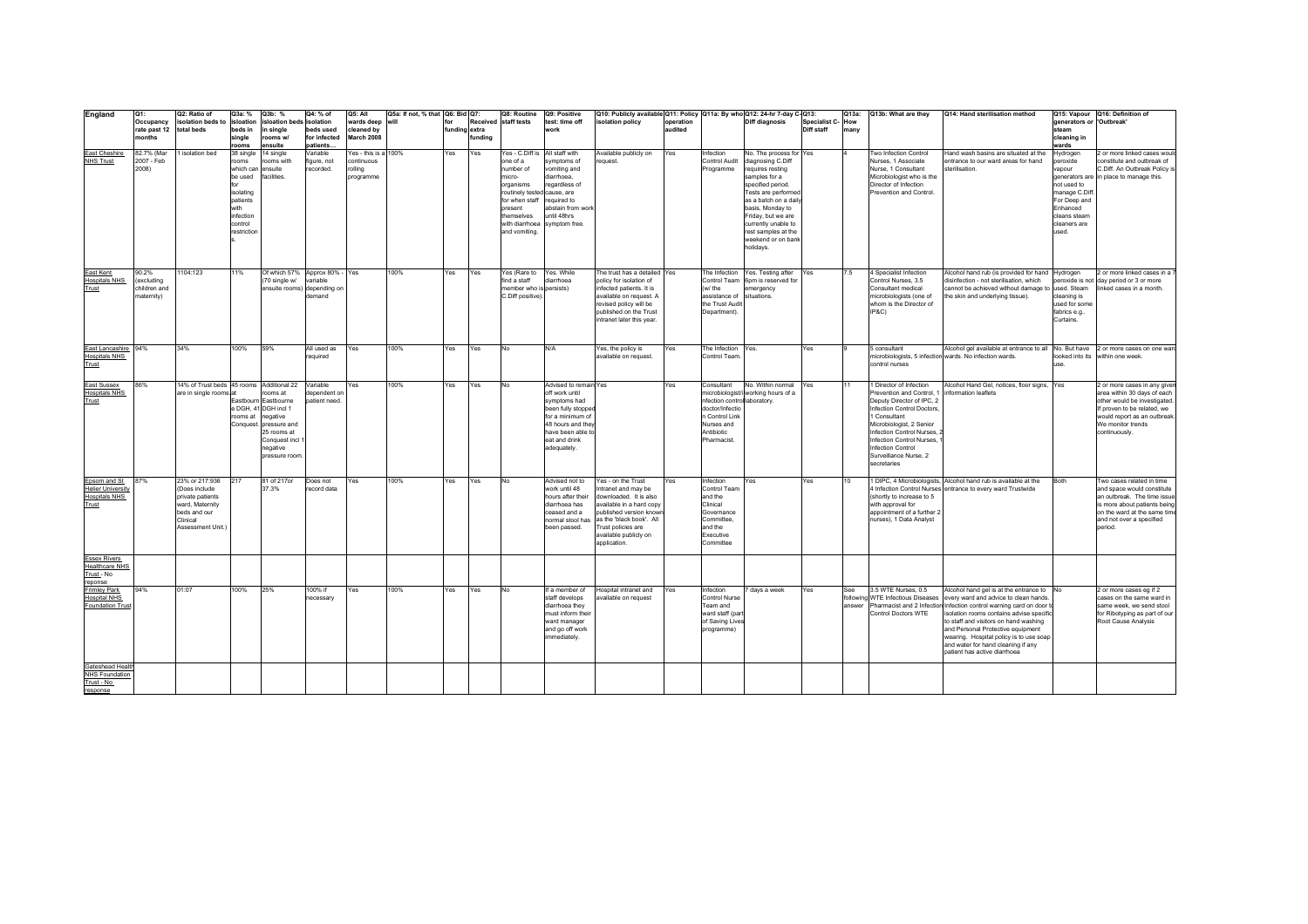| England | Q1: Occupancy rate past 12 months | Q2: Ratio of isolation beds to total beds | Q3a: % isolation beds in single rooms | Q3b: % isolation beds in single rooms w/ ensuite | Q4: % of isolation beds used for infected patients... | Q5: All wards deep cleaned by March 2008 | Q5a: If not, % that will | Q6: Bid for funding | Q7: Received extra funding | Q8: Routine staff tests | Q9: Positive test: time off work | Q10: Publicly available isolation policy | Q11: Policy operation audited | Q11a: By who | Q12: 24-hr 7-day C-Diff diagnosis | Q13: Specialist C-Diff staff | Q13a: How many | Q13b: What are they | Q14: Hand sterilisation method | Q15: Vapour generators or steam cleaning in wards | Q16: Definition of 'Outbreak' |
|---|---|---|---|---|---|---|---|---|---|---|---|---|---|---|---|---|---|---|---|---|---|
| East Cheshire NHS Trust | 82.7% (Mar 2007 - Feb 2008) | 1 isolation bed | 38 single rooms which can be used for isolating patients with infection control restrictions. | 14 single rooms with ensuite facilities. | Variable figure, not recorded. | Yes - this is a continuous rolling programme | 100% | Yes | Yes | Yes - C.Diff is one of a number of micro-organisms routinely tested for when staff present themselves with diarrhoea and vomiting. | All staff with symptoms of vomiting and diarrhoea, regardless of cause, are required to abstain from work until 48hrs symptom free. | Available publicly on request. | Yes | Infection Control Audit Programme | No. The process for diagnosing C.Diff requires resting samples for a specified period. Tests are performed as a batch on a daily basis, Monday to Friday, but we are currently unable to rest samples at the weekend or on bank holidays. | Yes | 4 | Two Infection Control Nurses, 1 Associate Nurse, 1 Consultant Microbiologist who is the Director of Infection Prevention and Control. | Hand wash basins are situated at the entrance to our ward areas for hand sterilisation. | Hydrogen peroxide vapour generators are not used to manage C.Diff. For Deep and Enhanced cleans steam cleaners are used. | 2 or more linked cases would constitute and outbreak of C.Diff. An Outbreak Policy is in place to manage this. |
| East Kent Hospitals NHS Trust | 90.2% (excluding children and maternity) | 1104:123 | 11% | Of which 57% (70 single w/ ensuite rooms) | Approx 80% - variable depending on demand | Yes | 100% | Yes | Yes | Yes (Rare to find a staff member who is C.Diff positive). | Yes. While diarrhoea persists) | The trust has a detailed policy for isolation of infected patients. It is available on request. A revised policy will be published on the Trust intranet later this year. | Yes | The Infection Control Team (w/ the assistance of the Trust Audit Department). | Yes. Testing after 6pm is reserved for emergency situations. | Yes | 7.5 | 4 Specialist Infection Control Nurses, 3.5 Consultant medical microbiologists (one of whom is the Director of IP&C) | Alcohol hand rub (is provided for hand disinfection - not sterilisation, which cannot be achieved without damage to the skin and underlying tissue). | Hydrogen peroxide is not used. Steam cleaning is used for some fabrics e.g.. Curtains. | 2 or more linked cases in a 7 day period or 3 or more linked cases in a month. |
| East Lancashire Hospitals NHS Trust | 94% | 34% | 100% | 59% | All used as required | Yes | 100% | Yes | Yes | No | N/A | Yes, the policy is available on request. | Yes | The Infection Control Team. | Yes. | Yes | 9 | 5 consultant microbiologists, 5 infection control nurses | Alcohol gel available at entrance to all wards. No infection wards. | No. But have looked into its use. | 2 or more cases on one ward within one week. |
| East Sussex Hospitals NHS Trust | 86% | 14% of Trust beds are in single rooms. | 45 rooms at Eastbourn e DGH, 41 rooms at Conquest. | Additional 22 rooms at Eastbourne DGH incl 1 negative pressure and 25 rooms at Conquest incl 1 negative pressure room. | Variable dependent on patient need. | Yes | 100% | Yes | Yes | No | Advised to remain off work until symptoms had been fully stopped for a minimum of 48 hours and they have been able to eat and drink adequately. | Yes | Yes | Consultant microbiologist/infection control doctor/Infection Control Link Nurses and Antibiotic Pharmacist. | No. Within normal working hours of a laboratory. | Yes | 11 | 1 Director of Infection Prevention and Control, 1 Deputy Director of IPC, 2 Infection Control Doctors, 1 Consultant Microbiologist, 2 Senior Infection Control Nurses, 2 Infection Control Nurses, 1 Infection Control Surveillance Nurse, 2 secretaries | Alcohol Hand Gel, notices, floor signs, information leaflets | Yes | 2 or more cases in any given area within 30 days of each other would be investigated. If proven to be related, we would report as an outbreak. We monitor trends continuously. |
| Epsom and St Helier University Hospitals NHS Trust | 87% | 23% or 217:936 (Does include private patients ward, Maternity beds and our Clinical Assessment Unit.) | 217 | 81 of 217or 37.3% | Does not record data | Yes | 100% | Yes | Yes | No | Advised not to work until 48 hours after their diarrhoea has ceased and a normal stool has been passed. | Yes - on the Trust Intranet and may be downloaded. It is also available in a hard copy published version known as the 'black book'. All Trust policies are available publicly on application. | Yes | Infection Control Team and the Clinical Governance Committee, and the Executive Committee | Yes | Yes | 10 | 1 DIPC, 4 Microbiologists, 4 Infection Control Nurses (shortly to increase to 5 with approval for appointment of a further 2 nurses), 1 Data Analyst | Alcohol hand rub is available at the entrance to every ward Trustwide | Both | Two cases related in time and space would constitute an outbreak. The time issue is more about patients being on the ward at the same time and not over a specified period. |
| Essex Rivers Healthcare NHS Trust - No reponse | | | | | | | | | | | | | | | | | | | | | |
| Frimley Park Hospital NHS Foundation Trust | 94% | 01:07 | 100% | 25% | 100% if necessary | Yes | 100% | Yes | Yes | No | If a member of staff develops diarrhoea they must inform their ward manager and go off work immediately. | Hospital intranet and available on request | Yes | Infection Control Nurse Team and ward staff (part of Saving Lives programme) | 7 days a week | Yes | See following answer | 3.5 WTE Nurses, 0.5 WTE Infectious Diseases Pharmacist and 2 Infection Control Doctors WTE | Alcohol hand gel is at the entrance to every ward and advice to clean hands. Infection control warning card on door to isolation rooms contains advise specific to staff and visitors on hand washing and Personal Protective equipment wearing. Hospital policy is to use soap and water for hand cleaning if any patient has active diarrhoea | No | 2 or more cases eg if 2 cases on the same ward in same week, we send stool for Ribotyping as part of our Root Cause Analysis |
| Gateshead Health NHS Foundation Trust - No response | | | | | | | | | | | | | | | | | | | | | |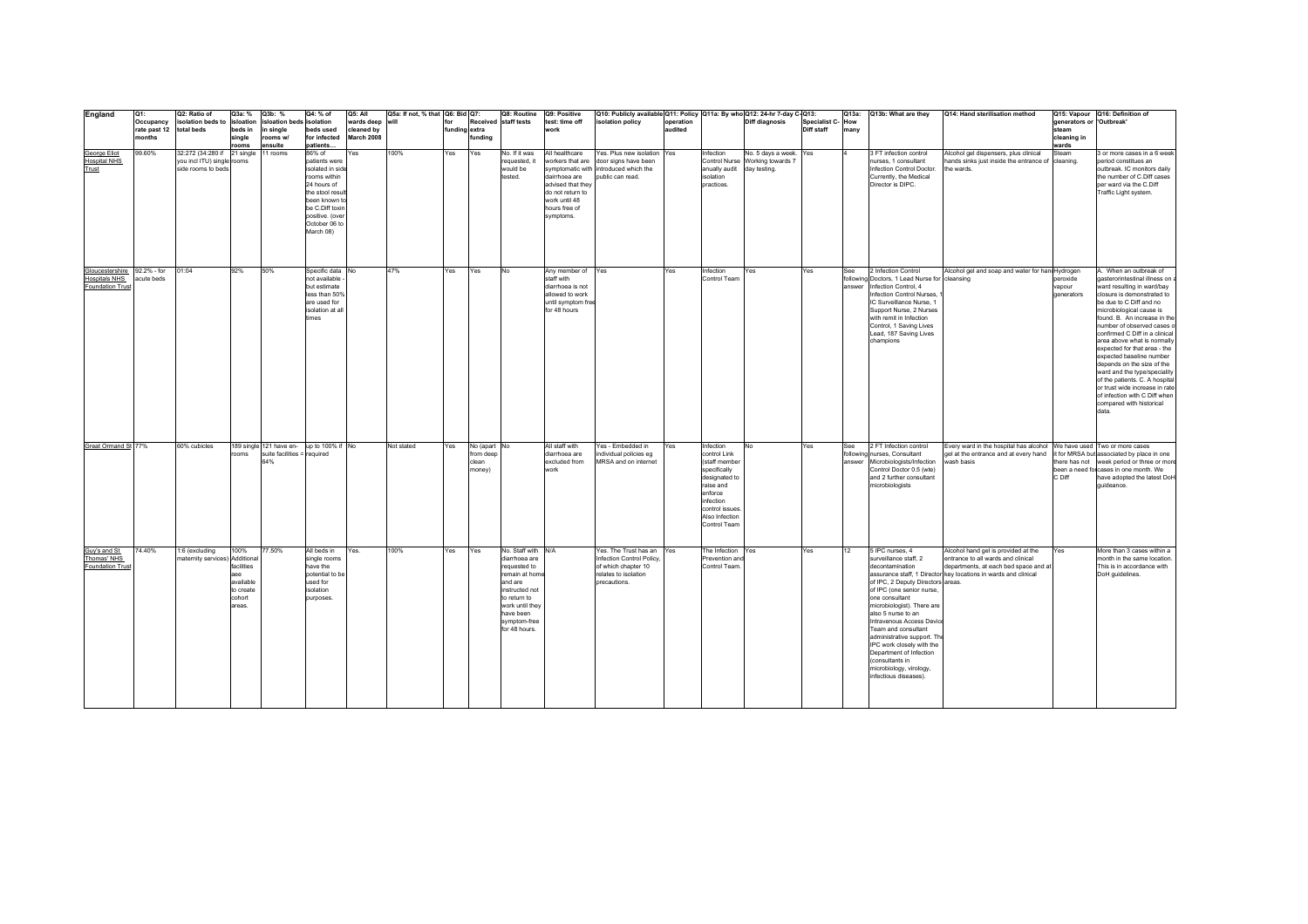| England | Q1: Occupancy rate past 12 months | Q2: Ratio of isolation beds to total beds | Q3a: % isloation beds in single rooms | Q3b: % Isloation beds in single rooms w/ ensuite | Q4: % of isolation beds used for infected patients… | Q5: All wards deep cleaned by March 2008 | Q5a: If not, % that will | Q6: Bid for funding | Q7: Received extra funding | Q8: Routine staff tests | Q9: Positive test: time off work | Q10: Publicly available isolation policy | Q11: Policy operation audited | Q11a: By who | Q12: 24-hr 7-day C-Diff diagnosis | Q13: Specialist C-Diff staff | Q13a: How many | Q13b: What are they | Q14: Hand sterilisation method | Q15: Vapour generators or steam cleaning in wards | Q16: Definition of 'Outbreak' |
|---|---|---|---|---|---|---|---|---|---|---|---|---|---|---|---|---|---|---|---|---|---|
| George Eliot Hospital NHS Trust | 99.60% | 32:272 (34:280 if you incl ITU) single side rooms to beds | 21 single rooms | 11 rooms | 86% of patients were isolated in side rooms within 24 hours of the stool result been known to be C.Diff toxin positive. (over October 06 to March 08) | Yes | 100% | Yes | Yes | No. If it was requested, it would be tested. | All healthcare workers that are symptomatic with dairrhoea are advised that they do not return to work until 48 hours free of symptoms. | Yes. Plus new isolation door signs have been introduced which the public can read. | Yes | Infection Control Nurse anually audit isolation practices. | No. 5 days a week. Working towards 7 day testing. | Yes | 4 | 3 FT infection control nurses, 1 consultant Infection Control Doctor. Currently, the Medical Director is DIPC. | Alcohol gel dispensers, plus clinical hands sinks just inside the entrance of the wards. | Steam cleaning. | 3 or more cases in a 6 week period constitues an outbreak. IC monitors daily the number of C.Diff cases per ward via the C.Diff Traffic Light system. |
| Gloucestershire Hospitals NHS Foundation Trust | 92.2% - for acute beds | 01:04 | 92% | 50% | Specific data not available - but estimate less than 50% are used for isolation at all times | No | 47% | Yes | Yes | No | Any member of staff with diarrhoea is not allowed to work until symptom free for 48 hours | Yes | Yes | Infection Control Team | Yes | Yes | See following answer | 2 Infection Control Doctors, 1 Lead Nurse for Infection Control, 4 Infection Control Nurses, 1 IC Surveillance Nurse, 1 Support Nurse, 2 Nurses with remit in Infection Control, 1 Saving Lives Lead, 187 Saving Lives champions | Alcohol gel and soap and water for hand cleansing | Hydrogen peroxide vapour generators | A. When an outbreak of gasterorintestinal illness on a ward resulting in ward/bay closure is demonstrated to be due to C Diff and no microbiological cause is found. B. An increase in the number of observed cases of confirmed C Diff in a clinical area above what is normally expected for that area - the expected baseline number depends on the size of the ward and the type/speciality of the patients. C. A hospital or trust wide increase in rate of infection with C Diff when compared with historical data. |
| Great Ormand St | 77% | 60% cubicles | 189 single rooms | 121 have en-suite facilities = 64% | up to 100% if required | No | Not stated | Yes | No (apart from deep clean money) | No | All staff with diarrhoea are excluded from work | Yes - Embedded in individual policies eg MRSA and on internet | Yes | Infection control Link (staff member specifically designated to raise and enforce infection control issues. Also Infection Control Team | No | Yes | See following answer | 2 FT Infection control nurses, Consultant Microbiologists/Infection Control Doctor 0.5 (wte) and 2 further consultant microbiologists | Every ward in the hospital has alcohol gel at the entrance and at every hand wash basis | We have used it for MRSA but there has not been a need for C Diff | Two or more cases associated by place in one week period or three or more cases in one month. We have adopted the latest DoH guideance. |
| Guy's and St Thomas' NHS Foundation Trust | 74.40% | 1:6 (excluding maternity services) | 100% Additional facilities aee available to create cohort areas. | 77.50% | All beds in single rooms have the potential to be used for isolation purposes. | Yes. | 100% | Yes | Yes | No. Staff with diarrhoea are requested to remain at home and are instructed not to return to work until they have been symptom-free for 48 hours. | N/A | Yes. The Trust has an Infection Control Policy, of which chapter 10 relates to isolation precautions. | Yes | The Infection Prevention and Control Team. | Yes | Yes | 12 | 5 IPC nurses, 4 surveillance staff, 2 decontamination assurance staff, 1 Director of IPC, 2 Deputy Directors of IPC (one senior nurse, one consultant microbiologist). There are also 5 nurse to an Intravenous Access Device Team and consultant administrative support. The IPC work closely with the Department of Infection (consultants in microbiology, virology, infectious diseases). | Alcohol hand gel is provided at the entrance to all wards and clinical departments, at each bed space and at key locations in wards and clinical areas. | Yes | More than 3 cases within a month in the same location. This is in accordance with DoH guidelines. |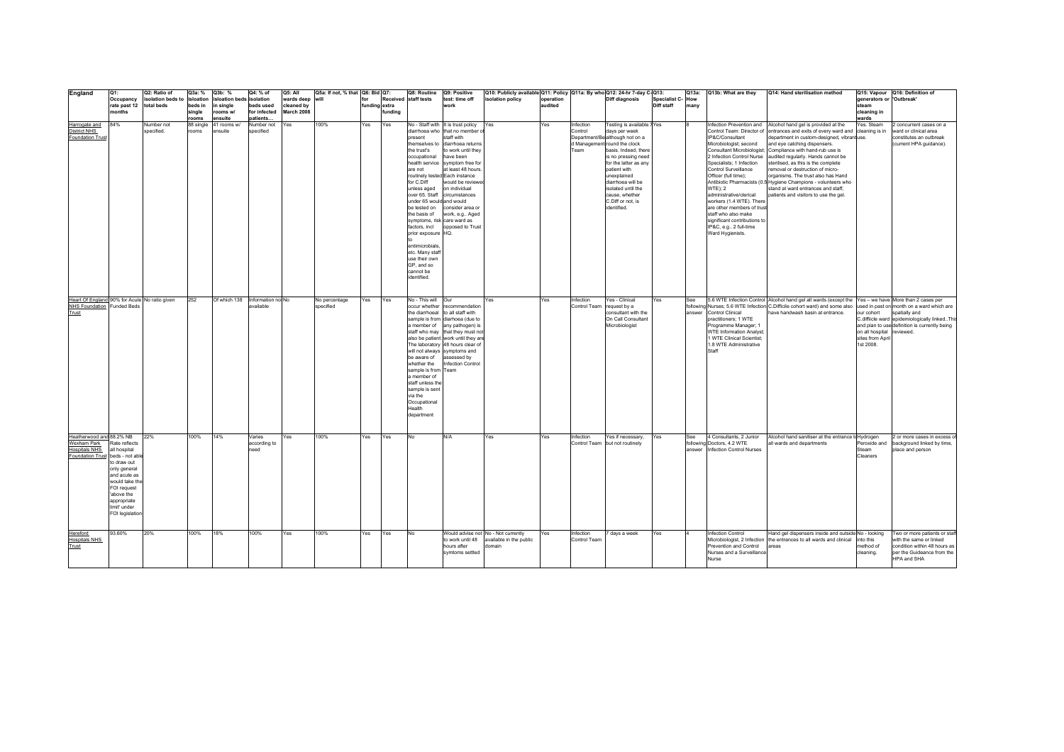| England | Q1: Occupancy rate past 12 months | Q2: Ratio of isolation beds to total beds | Q3a: % isloation beds in single rooms | Q3b: % Isloation beds in single rooms w/ ensuite | Q4: % of isolation beds used for infected patients… | Q5: All wards deep cleaned by March 2008 | Q5a: If not, % that will | Q6: Bid for funding | Q7: Received extra funding | Q8: Routine staff tests | Q9: Positive test: time off work | Q10: Publicly available isolation policy | Q11: Policy operation audited | Q11a: By who | Q12: 24-hr 7-day C-Diff diagnosis | Q13: Specialist C-Diff staff | Q13a: How many | Q13b: What are they | Q14: Hand sterilisation method | Q15: Vapour generators or steam cleaning in wards | Q16: Definition of 'Outbreak' |
|---|---|---|---|---|---|---|---|---|---|---|---|---|---|---|---|---|---|---|---|---|---|
| Harrogate and District NHS Foundation Trust | 84% | Number not specified. | 88 single rooms | 41 rooms w/ ensuite | Number not specified | Yes | 100% | Yes | Yes | No - Staff with diarrhoea who present themselves to the trust's occupational health service are not routinely tested for C.Diff unless aged over 65. Staff under 65 would be tested on the basis of symptoms, risk factors, incl prior exposure to antimicrobials, etc. Many staff use their own GP, and so cannot be identified. | It is trust policy that no member of staff with diarrhoea returns to work until they have been symptom free for at least 48 hours. Each instance would be reviewed on individual circumstances and would consider area or work, e.g.. Aged care ward as opposed to Trust HQ. | Yes | Yes | Infection Control Department/Bed Management Team | Testing is available 7 days per week although not on a round the clock basis. Indeed, there is no pressing need for the latter as any patient with unexplained diarrhoea will be isolated until the cause, whether C.Diff or not, is identified. | Yes | 8 | Infection Prevention and Control Team: Director of IP&C/Consultant Microbiologist; second Consultant Microbiologist; 2 Infection Control Nurse Specialists; 1 Infection Control Surveillance Officer (full time); Antibiotic Pharmacists (0.5 WTE); 2 administrative/clerical workers (1.4 WTE). There are other members of trust staff who also make significant contributions to IP&C, e.g.. 2 full-time Ward Hygienists. | Alcohol hand gel is provided at the entrances and exits of every ward and department in custom-designed, vibrant and eye catching dispensers. Compliance with hand-rub use is audited regularly. Hands cannot be sterilised, as this is the complete removal or destruction of micro-organisms. The trust also has Hand Hygiene Champions - volunteers who stand at ward entrances and staff, patients and visitors to use the gel. | Yes. Steam cleaning is in use. | 2 concurrent cases on a ward or clinical area constitutes an outbreak (current HPA guidance). |
| Heart Of England NHS Foundation Trust | 90% for Acute Funded Beds | No ratio given | 252 | Of which 138 | Information not available | No | No percentage specified | Yes | Yes | No - This will occur whether the diarrhoeal sample is from a member of staff who may also be patient. The laboratory will not always be aware of whether the sample is from a member of staff unless the sample is sent via the Occupational Health department | Our recommendation to all staff with diarrhoea (due to any pathogen) is that they must not work until they are 48 hours clear of symptoms and assessed by Infection Control Team | Yes | Yes | Infection Control Team | Yes - Clinical request by a consultant with the On Call Consultant Microbiologist | Yes | See following answer | 5.6 WTE Infection Control Nurses; 5.6 WTE Infection Control Clinical practitioners; 1 WTE Programme Manager; 1 WTE Information Analyst; 1 WTE Clinical Scientist; 1.8 WTE Administrative Staff | Alcohol hand gel all wards (except the C.Difficile cohort ward) and some also have handwash basin at entrance. | Yes – we have used in past on our cohort C.difficile ward and plan to use on all hospital sites from April 1st 2008. | More than 2 cases per month on a ward which are spatially and epidemiologically linked..This definition is currently being reviewed. |
| Heatherwood and Wexham Park Hospitals NHS Foundation Trust | 88.2% NB Rate reflects all hospital beds - not able to draw out only general and acute as would take the FOI request 'above the appropriate limit' under FOI legislation | 22% | 100% | 14% | Varies according to need | Yes | 100% | Yes | Yes | No | N/A | Yes | Yes | Infection Control Team | Yes if necessary, but not routinely | Yes | See following answer | 4 Consultants, 2 Junior Doctors, 4.2 WTE Infection Control Nurses | Alcohol hand sanitiser at the entrance to all wards and departments | Hydrogen Peroxide and Steam Cleaners | 2 or more cases in excess of background linked by time, place and person |
| Hereford Hospitals NHS Trust | 93.60% | 20% | 100% | 18% | 100% | Yes | 100% | Yes | Yes | No | Would advise not to work until 48 hours after symtoms settled | No - Not currently available in the public domain | Yes | Infection Control Team | 7 days a week | Yes | 4 | Infection Control Microbiologist, 2 Infection Prevention and Control Nurses and a Surveillance Nurse | Hand gel dispensers inside and outside the entrances to all wards and clinical areas | No - looking into this method of cleaning. | Two or more patients or staff with the same or linked condition within 48 hours as per the Guideance from the HPA and SHA |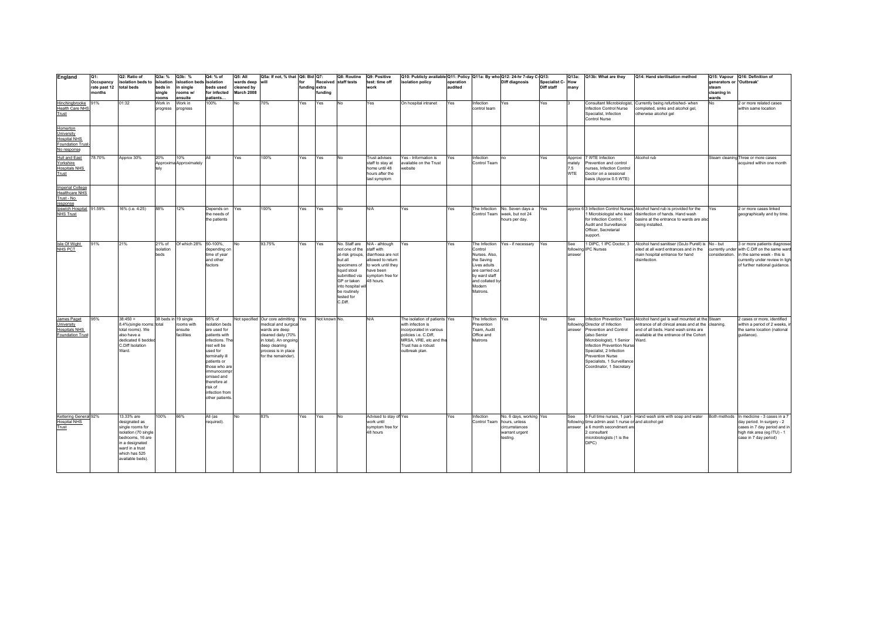| England | Q1: Occupancy rate past 12 months | Q2: Ratio of isolation beds to total beds | Q3a: % isloation beds in single rooms | Q3b: % isloation beds in single rooms w/ ensuite | Q4: % of isolation beds used for infected patients… | Q5: All wards deep cleaned by March 2008 | Q5a: If not, % that will | Q6: Bid for funding | Q7: Received extra funding | Q8: Routine staff tests | Q9: Positive test: time off work | Q10: Publicly available isolation policy | Q11: Policy operation audited | Q11a: By who | Q12: 24-hr 7-day C-Diff diagnosis | Q13: Specialist C-Diff staff | Q13a: How many | Q13b: What are they | Q14: Hand sterilisation method | Q15: Vapour generators or steam cleaning in wards | Q16: Definition of 'Outbreak' |
|---|---|---|---|---|---|---|---|---|---|---|---|---|---|---|---|---|---|---|---|---|---|
| Hinchingbrooke Health Care NHS Trust | 91% | 01:32 | Work in progress | Work in progress | 100% | No | 70% | Yes | Yes | No | Yes | On hospital intranet | Yes | Infection control team | Yes | Yes | 3 | Consultant Microbiologist, Infection Control Nurse Specialist, Infection Control Nurse | Currently being refurbished- when completed, sinks and alcohol gel, otherwise alcohol gel | No | 2 or more related cases within same location |
| Homerton University Hospital NHS Foundation Trust - No response | | | | | | | | | | | | | | | | | | | | | |
| Hull and East Yorkshire Hospitals NHS Trust | 78.70% | Approx 30% | 20% Approximately | 10% Approximately | All | Yes | 100% | Yes | Yes | No | Trust advises staff to stay at home until 48 hours after the last symptom | Yes - Information is available on the Trust website | Yes | Infection Control Team | no | Yes | Approximately 7.5 WTE | 7 WTE Infection Prevention and control nurses, Infection Control Doctor on a sessional basis (Approx 0.5 WTE) | Alcohol rub | Steam cleaning | Three or more cases acquired within one month |
| Imperial College Healthcare NHS Trust - No response | | | | | | | | | | | | | | | | | | | | | |
| Ipswich Hospital NHS Trust | 91.59% | 16% (i.e. 4:25) | 88% | 12% | Depends on the needs of the patients | Yes | 100% | Yes | Yes | No | N/A | Yes | Yes | The Infection Control Team | No. Seven days a week, but not 24 hours per day. | Yes | approx 6 | 3 Infection Control Nurses, 1 Microbiologist who lead for Infection Control, 1 Audit and Surveillance Officer, Secretarial support. | Alcohol hand rub is provided for the disinfection of hands. Hand wash basins at the entrance to wards are also being installed. | Yes | 2 or more cases linked geographically and by time. |
| Isle Of Wight NHS PCT | 91% | 21% | 21% of isolation beds | Of which 28% | 50-100%, depending on time of year and other factors | No | 93.75% | Yes | Yes | No. Staff are not one of the at-risk groups, but all specimens of liquid stool submitted via GP or taken into hospital will be routinely tested for C.Diff. | N/A - alhtough staff with diarrhoea are not allowed to return to work until they have been symptom free for 48 hours. | Yes | Yes | The Infection Control Nurses. Also, the Saving Lives adults are carried out by ward staff and collated by Modern Matrons. | Yes - if necessary | Yes | See following answer | 1 DIPC, 1 IPC Doctor, 3 IPC Nurses | Alcohol hand sanitiser (GoJo Purell) is sited at all ward entrances and in the main hospital entrance for hand disinfection. | No - but currently under consideration. | 3 or more patients diagnosed with C.Diff on the same ward in the same week - this is currently under review in light of further national guidance. |
| James Paget University Hospitals NHS Foundation Trust | 95% | 38:450 = 8.4%(single rooms: total rooms). We also have a dedicated 6 bedded C.Diff Isolation Ward. | 38 beds in total | 19 single rooms with ensuite facilities | 95% of isolation beds are used for patients with infections. The rest will be used for terminally ill patients or those who are immunocompromised and therefore at risk of infection from other patients. | Not specified | Our core admitting medical and surgical wards are deep cleaned daily (70% in total). An ongoing deep cleaning process is in place for the remainder). | Yes | Not known | No. | N/A | The isolation of patients with infection is incorporated in various policies i.e. C.Diff, MRSA, VRE, etc and the Trust has a robust outbreak plan. | Yes | The Infection Prevention Team, Audit Office and Matrons | Yes | Yes | See following answer | Infection Prevention Team: Director of Infection Prevention and Control (also Senior Microbiologist), 1 Senior Infection Prevention Nurse Specialist, 2 Infection Prevention Nurse Specialists, 1 Surveillance Coordinator, 1 Secretary | Alcohol hand gel is wall mounted at the entrance of all clinical areas and at the end of all beds. Hand wash sinks are available at the entrance of the Cohort Ward. | Steam cleaning. | 2 cases or more, identified within a period of 2 weeks, in the same location (national guidance). |
| Kettering General Hospital NHS Trust | 92% | 13.33% are designated as single rooms for isolation (70 single bedrooms, 16 are in a designated ward in a trust which has 525 available beds). | 100% | 66% | All (as required). | No | 83% | Yes | Yes | No | Advised to stay off work until symptom free for 48 hours | Yes | Yes | Infection Control Team | No. 6 days, working hours, unless circumstances warrant urgent testing. | Yes | See following answer | 5 Full time nurses, 1 part-time admin asst 1 nurse on a 6 month secondment and 2 consultant microbiologists (1 is the DIPC) | Hand wash sink with soap and water and alcohol gel | Both methods | In medicine - 3 cases in a 7 day period. In surgery - 2 cases in 7 day period and in high risk area (eg ITU) - 1 case in 7 day period) |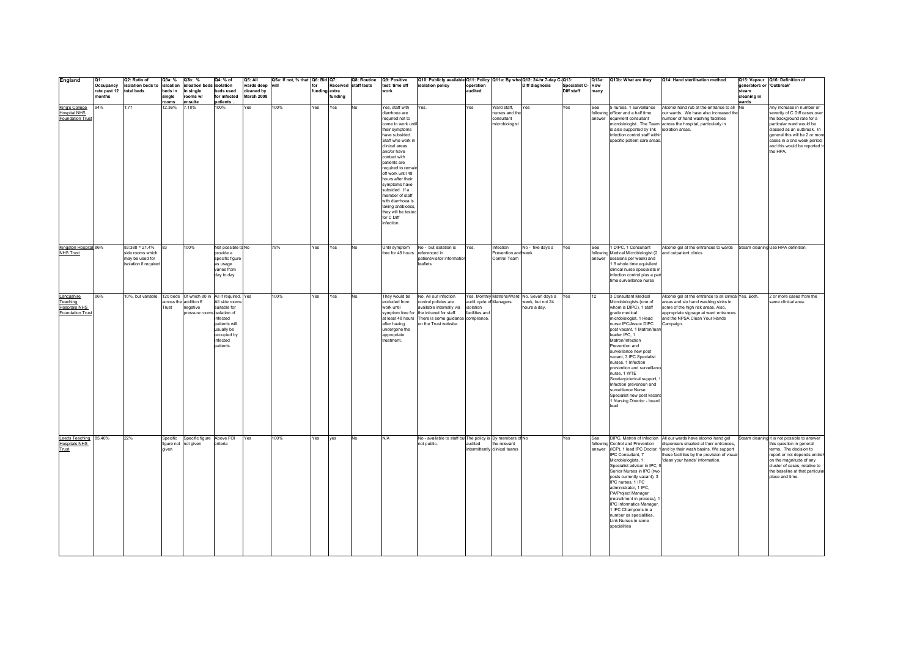| England | Q1: Occupancy rate past 12 months | Q2: Ratio of isolation beds to total beds | Q3a: % isloation beds in single rooms | Q3b: % Isloation beds in single rooms w/ ensuite | Q4: % of isolation beds used for infected patients… | Q5: All wards deep cleaned by March 2008 | Q5a: If not, % that will | Q6: Bid for funding | Q7: Received extra funding | Q8: Routine staff tests | Q9: Positive test: time off work | Q10: Publicly available isolation policy | Q11: Policy operation audited | Q11a: By who | Q12: 24-hr 7-day C-Diff diagnosis | Q13: Specialist C-Diff staff | Q13a: How many | Q13b: What are they | Q14: Hand sterilisation method | Q15: Vapour generators or steam cleaning in wards | Q16: Definition of 'Outbreak' |
|---|---|---|---|---|---|---|---|---|---|---|---|---|---|---|---|---|---|---|---|---|---|
| King's College Hospital NHS Foundation Trust | 94% | 1:77 | 12.36% | 7.18% | 100% | Yes | 100% | Yes | Yes | No | Yes, staff with diarrhoea are required not to come to work until their symptoms have subsided. Staff who work in clinical areas and/or have contact with patients are required to remain off work until 48 hours after their symptoms have subsided. If a member of staff with diarrhoea is taking antibiotics, they will be tested for C Diff infection. | Yes. | Yes | Ward staff, nurses and the consultant microbiologist | Yes | Yes | See following answer | 5 nurses, 1 surveillance officer and a half time equivilent consultant microbiologist. The Team is also supported by link infection control staff within specific patient care areas. | Alcohol hand rub at the entrance to all our wards. We have also increased the number of hand washing facilities across the hospital, particularly in isolation areas. | No | Any increase in number or severity of C Diff cases over the background rate for a particular ward would be classed as an outbreak. In general this will be 2 or more cases in a one week period, and this would be reported to the HPA. |
| Kingston Hospital NHS Trust | 86% | 83:388 = 21.4% side rooms which may be used for isolation if required | 83 | 100% | Not possible to provide a specific figure as usage varies from day to day | No | 78% | Yes | Yes | No | Until symptom free for 48 hours | No - but isolation is referenced in patient/visitor information leaflets | Yes. | Infection Prevention and Control Team | No - five days a week | Yes | See following answer | 1 DIPC, 1 Consultant Medical Microbiologist (2 sessions per week) and 1.8 whole time equivilent clinical nurse specialists in infection control plus a part time surveillance nurse | Alcohol gel at the entrances to wards and outpatient clinics | Steam cleaning | Use HPA definition. |
| Lancashire Teaching Hospitals NHS Foundation Trust | 86% | 10%, but variable. | 120 beds across the Trust | Of which 80 in addition 6 negative pressure rooms | All if required. All side rooms suitable for isolation of infected patients will usually be occupied by infected patients. | Yes | 100% | Yes | Yes | No. | They would be excluded from work until symptom free for at least 48 hours after having undergone the appropriate treatment. | No. All our infection control policies are available internally via the intranet for staff. There is some guidance on the Trust website. | Yes. Monthly audit cycle of isolation facilities and compliance. | Matrons/Ward Managers | No. Seven days a week, but not 24 hours a day. | Yes | 12 | 3 Consultant Medical Microbiologists (one of whom is DIPC), 1 staff grade medical microbiologist, 1 Head nurse IPC/Assoc DIPC post vacant, 1 Matron/team leader IPC, 1 Matron/Infection Prevention and surveillance new post vacant, 3 IPC Specialist nurses, 1 Infection prevention and surveillance nurse, 1 WTE Scretary/clerical support, 1 Infection prevention and surveillance Nurse Specialist new post vacant 1 Nursing Director - board lead | Alcohol gel at the entrance to all clinical areas and also hand washing sinks in some of the high risk areas. Also, appropriate signage at ward entrances and the NPSA Clean Your Hands Campaign. | Yes. Both. | 2 or more cases from the same clinical area. |
| Leeds Teaching Hospitals NHS Trust | 85.40% | 22% | Specific figure not given | Specific figure not given | Above FOI criteria | Yes | 100% | Yes | yes | No | N/A | No - available to staff but not public. | The policy is audited intermittently | By members of the relevant clinical teams | No | Yes | See following answer | DIPC, Matron of Infection Control and Prevention (ICP), 1 lead IPC Doctor, 1 IPC Consultant, 7 Microbiologists, 1 Specialist advisor in IPC, 5 Senior Nurses in IPC (two posts currently vacant), 3 IPC nurses, 1 IPC administrator, 1 IPC PA/Project Manager (recruitment in process), 1 IPC Informatics Manager, 1 IPC Champions in a number os specialities, Link Nurses in some specialities | All our wards have alcohol hand gel dispensers situated at their entrances, and by their wash basins, We support these facilities by the provision of visual 'clean your hands' information. | Steam cleaning | It is not possible to answer this question in general terms. The decision to report or not depends entirely on the magnitude of any cluster of cases, relative to the baseline at that particular place and time. |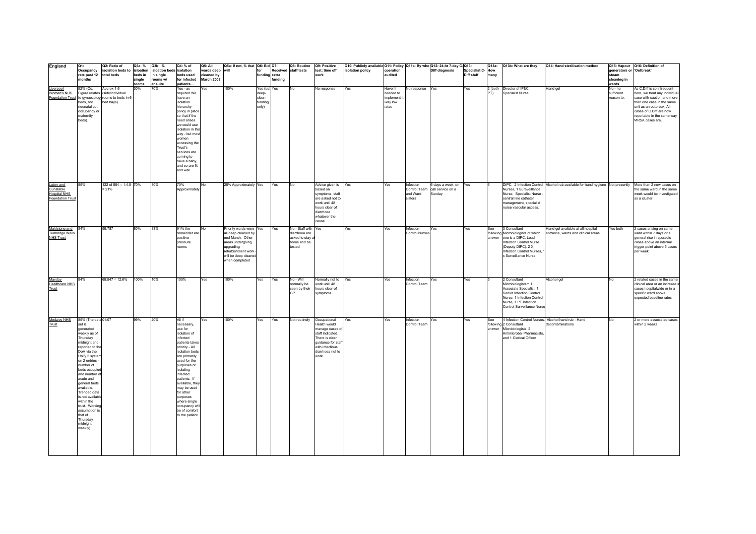| England | Q1: Occupancy rate past 12 months | Q2: Ratio of isolation beds to total beds | Q3a: % isloation beds in single rooms | Q3b: % isloation beds in single rooms w/ ensuite | Q4: % of isolation beds used for infected patients… | Q5: All wards deep cleaned by March 2008 | Q5a: If not, % that will | Q6: Bid for funding | Q7: Received extra funding | Q8: Routine staff tests | Q9: Positive test: time off work | Q10: Publicly available isolation policy | Q11: Policy operation audited | Q11a: By who | Q12: 24-hr 7-day C-Diff diagnosis | Q13: Specialist C-Diff staff | Q13a: How many | Q13b: What are they | Q14: Hand sterilisation method | Q15: Vapour generators or steam cleaning in wards | Q16: Definition of 'Outbreak' |
|---|---|---|---|---|---|---|---|---|---|---|---|---|---|---|---|---|---|---|---|---|---|
| Liverpool Women's NHS Foundation Trust | 92% (Oc. Figure relates to gynaecology beds, not neonatal cot occupancy or maternity beds). | Approx 1:6 (side/individual rooms to beds in 6-bed bays). | 30% | 70% | Yes - as required We have an isolation hierarchy policy in place so that if the need arises we could use isolation in this way - but most women accessing the Trust's services are coming to have a baby, and so are fit and well. | Yes | 100% | Yes (but deep-clean funding only) | Yes | No | No response | Yes | Haven't needed to implement it - very low rates | No response | Yes | Yes | 2 (both PT) | Director of IP&C, Specialist Nurse | Hand gel | No - no sufficient reason to. | As C.Diff is so infrequent here, we treat any individual case with caution and more than one case in the same unit as an outbreak. All cases of C.Diff are now reportable in the same way MRSA cases are. |
| Luton and Dunstable Hospital NHS Foundation Trust | 85% | 122 of 584 = 1:4.8 = 21% | 70% | 30% | 70% Approximately | No | 25% Approximately | Yes | Yes | No | Advice given is based on symptoms, staff are asked not to work until 48 hours clear of diarrhoea whatever the cause | Yes | Yes | Infection Control Team and Ward sisters | 6 days a week, on call service on a Sunday | Yes | 6 | DIPC, 2 Infection Control Nurses, 1 Sureveillance Nurse, Specialist Nurse - central line catheter management, specialist nurse vascular access. | Alcohol rub available for hand hygiene | Not presently | More than 2 new cases on the same ward in the same week would be investigated as a cluster |
| Maidstone and Tunbridge Wells NHS Trust | 84% | 99:787 | 80% | 33% | 91% the remainder are positive pressure rooms | No | Priority wards were all deep cleaned by end March. Other areas undergoing upgrading refurbishment work - will be deep cleaned when completed | Yes | Yes | No - Staff with diarrhoea are asked to stay at home and be tested | Yes | Yes | Yes | Infection Control Nurses | Yes | Yes | See following answer | 3 Consultant Microbiologists of which one is a DIPC, Lead Infection Control Nurse (Deputy DIPC), 2 X Infection Control Nurses, 1 x Surveillance Nurse | Hand gel available at all hospital entrance, wards and clinical areas | Yes both | 2 cases arising on same ward within 7 days or a general rise in sporadic cases above an internal trigger point above 5 cases per week |
| Mayday Healthcare NHS Trust | 84% | 69:547 = 12.6% | 100% | 10% | 100% | Yes | 100% | Yes | Yes | No - Will normally be seen by their GP | Normally not to work until 48 hours clear of symptoms | Yes | Yes | Infection Control Team | Yes | Yes | 5 | 2 Consultant Microbiologistsm 1 Associate Specialist, 1 Senior Infection Control Nurse, 1 Infection Control Nurse, 1 PT Infection Control Surveillance Nurse | Alcohol gel | No | 2 related cases in the same clinical area or an increase in cases hospitalwide or in a specific ward above expected baseline rates |
| Medway NHS Trust | 85% (The data set is generated weekly as of Thursday midnight and reported to the DoH via the Unify 2 system on 2 entries - number of beds occupied and number of acute and general beds available. Trended data is not available within the trust. Working assumption is that of Thursday midnight weekly) | 01:07 | 99% | 20% | All if necessary, use for isolation of infected patients takes priority - All isolation beds are primarily used for the purposes of isolating infected patients. If available, they may be used for other purposes where single occupancy will be of comfort to the patient. | Yes | 100% | Yes | Yes | Not routinely | Occupational Health would manage cases of staff indicated. There is clear guidance for staff with infectious diarrhoea not to work. | Yes | Yes | Infection Control Team | Yes | Yes | See following answer | 4 Infection Control Nurses, 2 Consultant Microbiologists, 2 Antimicrobal Pharmacists, and 1 Clerical Officer | Alcohol hand rub - Hand decontaminations | No | 2 or more associated cases within 2 weeks |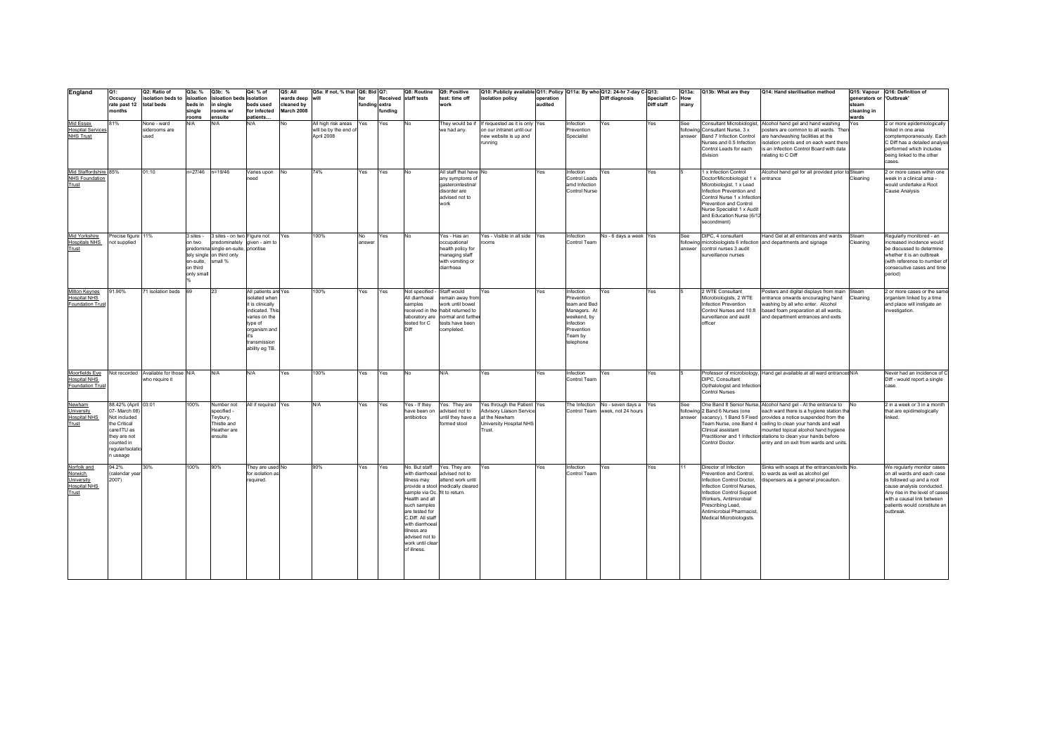| England | Q1: Occupancy rate past 12 months | Q2: Ratio of isolation beds to total beds | Q3a: % isloation beds in single rooms | Q3b: % isloation beds in single rooms ensuite | Q4: % of isolation beds used for infected patients… | Q5: All wards deep cleaned by March 2008 | Q5a: If not, % that will | Q6: Bid for funding | Q7: Received extra funding | Q8: Routine staff tests | Q9: Positive test: time off work | Q10: Publicly available isolation policy | Q11: Policy operation audited | Q11a: By who | Q12: 24-hr 7-day C-Diff diagnosis | Q13: Specialist C-Diff staff | Q13a: How many | Q13b: What are they | Q14: Hand sterilisation method | Q15: Vapour generators or steam cleaning in wards | Q16: Definition of 'Outbreak' |
|---|---|---|---|---|---|---|---|---|---|---|---|---|---|---|---|---|---|---|---|---|---|
| Mid Essex Hospital Services NHS Trust | 81% | None - ward siderooms are used | N/A | N/A | N/A | No | All high risk areas will be by the end of April 2008 | Yes | Yes | No | They would be if we had any. | If requested as it is only on our intranet until our new website is up and running | Yes | Infection Prevention Specialist | Yes | Yes | See following answer | Consultant Microbiologist, Consultant Nurse, 3 x Band 7 Infection Control Nurses and 0.5 Infection Control Leads for each division | Alcohol hand gel and hand washing posters are common to all wards. There are handwashing facilities at the isolation points and on each ward there is an Infection Control Board with data relating to C Diff | Yes | 2 or more epidemiologically linked in one area comptemporaneously. Each C Diff has a detailed analysis performed which includes being linked to the other cases. |
| Mid Staffordshire NHS Foundation Trust | 85% | 01:10 | n=27/46 | n=19/46 | Varies upon need | No | 74% | Yes | Yes | No | All staff that have any symptoms of gasterointestinal disorder are advised not to work | No | Yes | Infection Control Leads amd Infection Control Nurse | Yes | Yes | 5 | 1 x Infection Control Doctor/Microbiologist 1 x Microbiologist, 1 x Lead Infection Prevention and Control Nurse 1 x Infection Prevention and Control Nurse Specialist 1 x Audit and Education Nurse (6/12 secondment) | Alcohol hand gel for all provided prior to entrance | Steam Cleaning | 2 or more cases within one week in a clinical area - would undertake a Root Cause Analysis |
| Mid Yorkshire Hospitals NHS Trust | Precise figure not supplied | 11% | 3 sites - on two predominately single en-suite, on third only small % | 3 sites - on two predominately single en-suite, on third only small % | Figure not given - aim to prioritise | Yes | 100% | No answer | Yes | No | Yes - Has an occupational health policy for managing staff with vomiting or diarrhoea | Yes - Visible in all side rooms | Yes | Infection Control Team | No - 6 days a week | Yes | See following answer | DIPC, 4 consultant microbiologists 6 infection control nurses 3 audit surveillance nurses | Hand Gel at all entrances and wards and departments and signage | Steam Cleaning | Regularly monitored - an increased incidence would be discussed to determine whether it is an outbreak (with reference to number of consecutive cases and time period) |
| Milton Keynes Hospital NHS Foundation Trust | 91.90% | 71 isolation beds | 69 | 23 | All patients are isolated when it is clinically indicated. This varies on the type of organism and it's transmission ability eg TB. | Yes | 100% | Yes | Yes | Not specified - All diarrhoeal samples received in the laboratory are tested for C Diff | Staff would remain away from work until bowel habit returned to normal and further tests have been completed. | Yes | Yes | Infection Prevention team and Bed Managers. At weekend, by Infection Prevention Team by telephone | Yes | Yes | 5 | 2 WTE Consultant Microbiologists, 2 WTE Infection Prevention Control Nurses and 10.8 surveillance and audit officer | Posters and digital displays from main entrance onwards encouraging hand washing by all who enter. Alcohol based foam preparation at all wards, and department entrances and exits | Steam Cleaning | 2 or more cases or the same organism linked by a time and place will instigate an investigation. |
| Moorfields Eye Hospital NHS Foundation Trust | Not recorded | Available for those who require it | N/A | N/A | N/A | Yes | 100% | Yes | Yes | No | N/A | Yes | Yes | Infection Control Team | Yes | Yes | 5 | Professor of microbiology, DIPC, Consultant Opthalologist and Infection Control Nurses | Hand gel available at all ward entrances | N/A | Never had an incidence of C Diff - would report a single case. |
| Newham University Hospital NHS Trust | 88.42% (April 07- March 08) Not included the Critical care/ITU as they are not counted in regular/isolation useage | 03:01 | 100% | Number not specified - Teybury, Thistle and Heather are ensuite | All if required | Yes | N/A | Yes | Yes | Yes - If they have been on antibiotics | Yes. They are advised not to until they have a formed stool | Yes through the Patient Advisory Liaison Service at the Newham University Hospital NHS Trust. | Yes | The Infection Control Team | No - seven days a week, not 24 hours | Yes | See following answer | One Band 8 Senior Nurse, 2 Band 6 Nurses (one vacancy), 1 Band 5 Fixed Team Nurse, one Band 4 Clinical assistant Practitioner and 1 Infection Control Doctor. | Alcohol hand gel - At the entrance to each ward there is a hygiene station that provides a notice suspended from the ceiling to clean your hands and wall mounted topical alcohol hand hygiene stations to clean your hands before entry and on exit from wards and units. | No | 2 in a week or 3 in a month that are epidimeologically linked. |
| Norfolk and Norwich University Hospital NHS Trust | 94.2% (calendar year 2007) | 30% | 100% | 90% | They are used for isolation as required. | No | 90% | Yes | Yes | No. But staff with diarrhoeal illness may provide a stool sample via Oc. Health and all such samples are tested for C.Diff. All staff with diarrhoeal illness are advised not to work until clear of illness. | Yes. They are advised not to attend work until medically cleared fit to return. | Yes | Yes | Infection Control Team | Yes | Yes | 11 | Director of Infection Prevention and Control, Infection Control Doctor, Infection Control Nurses, Infection Control Support Workers, Antimicrobial Prescribing Lead, Antimicrobial Pharmacist, Medical Microbiologists. | Sinks with soaps at the entrances/exits to wards as well as alcohol gel dispensers as a general precaution. | No. | We regularly monitor cases on all wards and each case is followed up and a root cause analysis conducted. Any rise in the level of cases with a causal link between patients would constitute an outbreak. |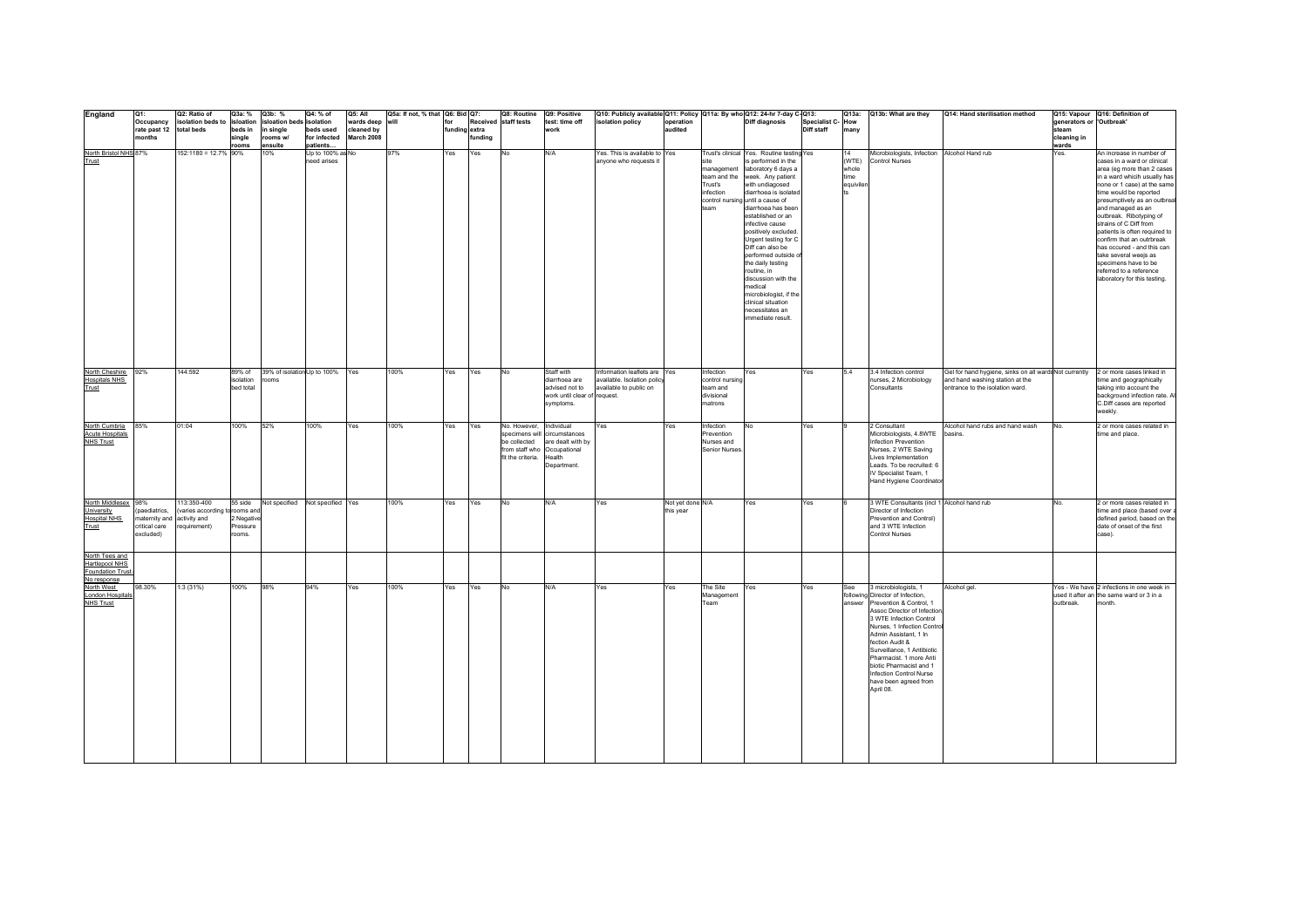| England | Q1: Occupancy rate past 12 months | Q2: Ratio of isolation beds to total beds | Q3a: % isolation beds in single rooms | Q3b: % isolation beds in single rooms w/ ensuite | Q4: % of isolation beds used for infected patients… | Q5: All wards deep cleaned by March 2008 | Q5a: If not, % that will | Q6: Bid for funding | Q7: Received extra funding | Q8: Routine staff tests | Q9: Positive test: time off work | Q10: Publicly available isolation policy | Q11: Policy operation audited | Q11a: By who | Q12: 24-hr 7-day C-Diff diagnosis | Q13: Specialist C-Diff staff | Q13a: How many | Q13b: What are they | Q14: Hand sterilisation method | Q15: Vapour generators or steam cleaning in wards | Q16: Definition of 'Outbreak' |
|---|---|---|---|---|---|---|---|---|---|---|---|---|---|---|---|---|---|---|---|---|---|
| North Bristol NHS Trust | 87% | 152:1180 = 12.7% | 90% | 10% | Up to 100% as need arises | No | 97% | Yes | Yes | No | N/A | Yes. This is available to anyone who requests it | Yes | Trust's clinical site management team and the Trust's infection control nursing team | Yes. Routine testing is performed in the laboratory 6 days a week. Any patient with undiagnosed diarrhoea is isolated until a cause of diarrhoea has been established or an infective cause positively excluded. Urgent testing for C Diff can also be performed outside of the daily testing routine, in discussion with the medical microbiologist, if the clinical situation necessitates an immediate result. | Yes | 14 (WTE) whole time equivilents | Microbiologists, Infection Control Nurses | Alcohol Hand rub | Yes. | An increase in number of cases in a ward or clinical area (eg more than 2 cases in a ward whicih usually has none or 1 case) at the same time would be reported presumptively as an outbreak and managed as an outbreak. Ribotyping of strains of C Diff from patients is often required to confirm that an outrbreak has occured - and this can take several weejs as specimens have to be referred to a reference laboratory for this testing. |
| North Cheshire Hospitals NHS Trust | 92% | 144:592 | 89% of isolation bed total | 39% of isolation rooms | Up to 100% | Yes | 100% | Yes | Yes | No | Staff with diarrhoea are advised not to work until clear of symptoms. | Information leaflets are available. Isolation policy available to public on request. | Yes | Infection control nursing team and divisional matrons | Yes | Yes | 5.4 | 3.4 Infection control nurses, 2 Microbiology Consultants | Gel for hand hygiene, sinks on all wards and hand washing station at the entrance to the isolation ward. | Not currently | 2 or more cases linked in time and geographically taking into account the background infection rate. All C.Diff cases are reported weekly. |
| North Cumbria Acute Hospitals NHS Trust | 85% | 01:04 | 100% | 52% | 100% | Yes | 100% | Yes | Yes | No. However, specimens will be collected from staff who fit the criteria. | Individual circumstances are dealt with by Occupational Health Department. | Yes | Yes | Infection Prevention Nurses and Senior Nurses. | No | Yes | 9 | 2 Consultant Microbiologists, 4.8WTE Infection Prevention Nurses, 2 WTE Saving Lives Implementation Leads. To be recruited: 6 IV Specialist Team, 1 Hand Hygiene Coordinator | Alcohol hand rubs and hand wash basins. | No. | 2 or more cases related in time and place. |
| North Middlesex University Hospital NHS Trust | 98% (paediatrics, maternity and critical care excluded) | 113:350-400 (varies according to activity and requirement) | 55 side rooms and 2 Negative Pressure rooms. | Not specified | Not specified | Yes | 100% | Yes | Yes | No | N/A | Yes | Not yet done this year | N/A | Yes | Yes | 6 | 3 WTE Consultants (incl 1 Director of Infection Prevention and Control) and 3 WTE Infection Control Nurses | Alcohol hand rub | No. | 2 or more cases related in time and place (based over a defined period, based on the date of onset of the first case). |
| North Tees and Hartlepool NHS Foundation Trust- No response | | | | | | | | | | | | | | | | | | | | | |
| North West London Hospitals NHS Trust | 98.30% | 1:3 (31%) | 100% | 98% | 94% | Yes | 100% | Yes | Yes | No | N/A | Yes | Yes | The Site Management Team | Yes | Yes | See following answer | 3 microbiologists, 1 Director of Infection, Prevention & Control, 1 Assoc Director of Infection, 3 WTE Infection Control Nurses, 1 Infection Control Admin Assistant, 1 In fection Audit & Surveillance, 1 Antibiotic Pharmacist. 1 more Anti biotic Pharmacist and 1 Infection Control Nurse have been agreed from April 08. | Alcohol gel. | Yes - We have used it after an outbreak. | 2 infections in one week in the same ward or 3 in a month. |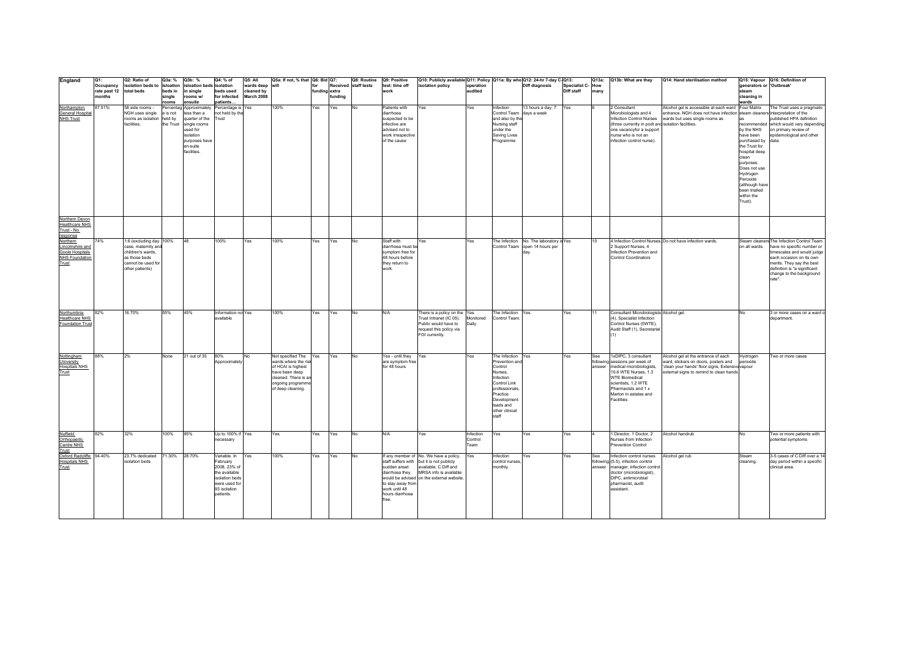| England | Q1: Occupancy rate past 12 months | Q2: Ratio of isolation beds to total beds | Q3a: % isloation beds in single rooms | Q3b: % Isloation beds in single rooms w/ ensuite | Q4: % of isolation beds used for infected patients… | Q5: All wards deep cleaned by March 2008 | Q5a: If not, % that will | Q6: Bid for funding | Q7: Received extra funding | Q8: Routine staff tests | Q9: Positive test: time off work | Q10: Publicly available isolation policy | Q11: Policy operation audited | Q11a: By who | Q12: 24-hr 7-day C-Diff diagnosis | Q13: Specialist C-Diff staff | Q13a: How many | Q13b: What are they | Q14: Hand sterilisation method | Q15: Vapour generators or steam cleaning in wards | Q16: Definition of 'Outbreak' |
|---|---|---|---|---|---|---|---|---|---|---|---|---|---|---|---|---|---|---|---|---|---|
| Northampton General Hospital NHS Trust | 87.51% | 58 side rooms - NGH uses single rooms as isolation facilities. | Percentage is not held by the Trust | Approximately less than a quarter of the single rooms used for isolation purposes have en-suite facilities. | Percentage is not held by the Trust | Yes | 100% | Yes | Yes | No | Patients with diarrhoea suspected to be infective are advised not to work irrespective of the cause | Yes | Yes | Infection Control Team and also by the Nursing staff under the Saving Lives Programme | 13 hours a day, 7 days a week | Yes | 6 | 2 Consultant Microbiologists and 4 Infection Control Nurses (three currently in post and one vacancyfor a support nurse who is not an infection control nurse). | Alcohol gel is accessible at each ward entrance. NGH does not have infection wards but uses single rooms as isolation facilities. | Four Matrix steam cleaners as recommended by the NHS have been purchased by the Trust for hospital deep clean purposes. Does not use Hydrogen Peroxide (although have been trialled within the Trust). | The Trust uses a pragmatic interpretation of the published HPA definition which would vary depending on primary review of epidemiological and other data. |
| Northern Devon Healthcare NHS Trust - No response | | | | | | | | | | | | | | | | | | | | | |
| Northern Lincolnshire and Goole Hospitals NHS Foundation Trust | 74% | 1:6 (excluding day case, maternity and children's wards, as those beds cannot be used for other patients) | 100% | 48 | 100% | Yes | 100% | Yes | Yes | No | Staff with diarrhoea must be symptom free for 48 hours before they return to work. | Yes | Yes | The Infection Control Team | No. The laboratory is open 14 hours per day. | Yes | 10 | 4 Infection Control Nurses 2 Support Nurses, 4 Infection Prevention and Control Coordinators | Do not have infection wards. | Steam cleaners on all wards. | The Infection Control Team have no specific number or timescales and would judge each occasion on its own merits. They say the best definition is "a significant change to the background rate". |
| Northumbria Healthcare NHS Foundation Trust | 82% | 16.70% | 55% | 45% | Information not available | Yes | 100% | Yes | Yes | No | N/A | There is a policy on the Trust Intranet (IC 05). Public would have to request this policy via FOI currently. | Yes. Monitored Daily. | The Infection Control Team. | Yes. | Yes | 11 | Consultant Microbiologists (4), Specialist Infection Control Nurses (5WTE), Audit Staff (1), Secretarial (1) | Alcohol gel. | No | 3 or more cases on a ward o department. |
| Nottingham University Hospitals NHS Trust | 88% | 2% | None | 21 out of 35 | 80% Approximately | No | Not specified The wards where the risk of HCAI is highest have been deep cleaned. There is an ongoing programme of deep cleaning. | Yes | Yes | No | Yes - until they are symptom free for 48 hours | Yes | Yes | The Infection Prevention and Control Nurses, Infection Control Link professionals, Practice Development leads and other clinical staff | Yes | Yes | See following answer | 1xDIPC, 3 consultant sessions per week of medical microbiologists, 10.6 WTE Nurses, 1.3 WTE Biomedical scientists, 1.2 WTE Pharmacists and 1 x Matron in estates and Facilities | Alcohol gel at the entrance of each ward, stickers on doors, posters and 'clean your hands' floor signs, Extensive external signs to remind to clean hands | Hydrogen peroxide vapour | Two or more cases |
| Nuffield Orthopaedic Centre NHS Trust | 82% | 32% | 100% | 95% | Up to 100% if necessary | Yes | Yes | Yes | Yes | No | N/A | Yes | Infection Control Team | Yes | Yes | Yes | 4 | 1 Director, 1 Doctor, 2 Nurses from Infection Prevention Control | Alcohol handrub | No | Two or more patients with potential symptoms |
| Oxford Radcliffe Hospitals NHS Trust | 94.40% | 23.7% dedicated isolation beds | 71.30% | 28.70% | Variable. In February 2008, 23% of the available isolation beds were used for 93 isolation patients. | Yes | 100% | Yes | Yes | No | If any member of staff suffers with sudden anset diarrhoea they would be advised to stay away from work until 48 hours diarrhoea free. | No. We have a policy, but it is not publicly available. C.Diff and MRSA info is available on the external website. | Yes | Infection control nurses, monthly. | Yes | Yes | See following answer | Infection control nurses (5.5), infection control manager, infection control doctor (microbiologist), DIPC, antimicrobial pharmacist, audit assistant. | Alcohol gel rub | Steam cleaning. | 3-5 cases of C.Diff over a 14 day period within a specific clinical area. |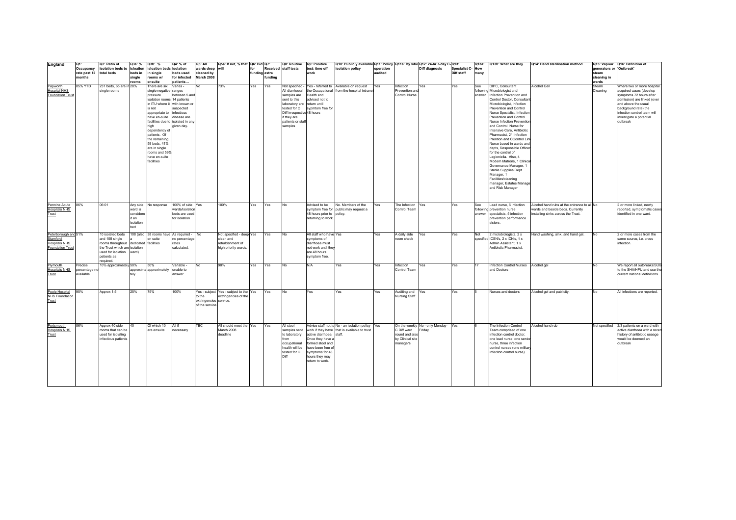| England | Q1: Occupancy rate past 12 months | Q2: Ratio of isolation beds to total beds | Q3a: % isolation beds in single rooms | Q3b: % isloation beds in single rooms w/ ensuite | Q4: % of isolation beds used for infected patients... | Q5: All wards deep cleaned by March 2008 | Q5a: If not, % that will | Q6: Bid for funding | Q7: Received extra funding | Q8: Routine staff tests | Q9: Positive test: time off work | Q10: Publicly available isolation policy | Q11: Policy operation audited | Q11a: By who | Q12: 24-hr 7-day C-Diff diagnosis | Q13: Specialist C-Diff staff | Q13a: How many | Q13b: What are they | Q14: Hand sterilisation method | Q15: Vapour generators or steam cleaning in wards | Q16: Definition of 'Outbreak' |
|---|---|---|---|---|---|---|---|---|---|---|---|---|---|---|---|---|---|---|---|---|---|
| Papworth Hospital NHS Foundation Trust | 85% YTD | 231 beds, 65 are in single rooms | 28% | There are six single negative pressure isolation rooms in ITU where it is not appropriate to have en-suite facilities due to high dependency of patients. Of the remaining 59 beds, 41% are in single rooms and 59% have en-suite facilities | Varies - ranges between 5 and 14 patients with known or suspected infectious disease are isolated in any given day. | No | 73% | Yes | Yes | Not specified - All diarrhoeal samples are sent to this laboratory are tested for C Diff irrespective if they are patients or staff samples | Yes - referred to the Occupational Health and advised not to return until sypmtom free for 48 hours | Available on request from the hospital intranet | Yes | Infection Prevention and Control Nurse | Yes | Yes | See following answer | DIPC, Consultant Microbiologist and Infection Prevention and Control Doctor, Consultant Microbiologist, Infection Prevention and Control Nurse Specialist, Infection Prevention and Control Nurse Infection Prevention and Control Nurse for Intensive Care, Antibiotic Pharmacist, 21 Infection Prention and CControl Link Nurse based in wards and depts, Responsible Officer for the control of Legioniella. Also, 4 Modern Matrons, 1 Clinical Governance Manager, 1 Sterile Supplies Dept Manager, 1 Facilities/cleaning manager, Estates Manager and Risk Manager | Alcohol Gell | Steam Cleaning | Where two or more hospital acquired cases (develop symptoms 72 hours after admission) are linked (over and above the usual background rate) the infection control team will investigate a potential outbreak |
| Pennine Acute Hospitals NHS Trust | 86% | 06:01 | Any side ward is considered an isolation bed | No response | 100% of side wards/isolation beds are used for isolation | Yes | 100% | Yes | Yes | No | Advised to be symptom free for 48 hours prior to returning to work. | No. Members of the public may request a policy. | Yes | The Infection Control Team | Yes | Yes | See following answer | Lead nurse, 6 infection prevention nurse specialists, 5 infection prevention performance sisters. | Alcohol hand rubs at the entrance to all wards and beside beds. Currently installing sinks across the Trust. | No | 2 or more linked, newly reported, symptomatic cases identified in one ward. |
| Peterborough and Stamford Hospitals NHS Foundation Trust | 51% | 10 isolated beds and 108 single rooms throughout the Trust which are used for isolation patients as required. | 108 (also a dedicated isolation ward) | 38 rooms have en suite facilities | As required - no percentage rates calculated. | No | Not specified - deep clean and refurbishment of high priority wards. | Yes | Yes | No | All staff who have symptoms of diarrhoea must not work until they are 48 hours symptom free. | Yes | Yes | A daily side room check | Yes | Yes | Not specified | 2 microbiologists, 2 x ICSN's, 2 x ICN's, 1 x Admin Assistant, 1 x Antibiotic Pharmacist. | Hand washing, sink, and hand gel. | No | 2 or more cases from the same source, i.e. cross infection. |
| Plymouth Hospitals NHS Trust | Precise percentage not available | 10% approximately | 50% approximately | 50% approximately | Variable - unable to answer | No | 90% | Yes | Yes | No | N/A | Yes | Yes | Infection Control Team | Yes | Yes | 17 | Infection Control Nurses and Doctors | Alcohol gel | No | We report all outbreaks/SUIs to the SHA/HPU and use the current national definitions. |
| Poole Hospital NHS Foundation Trust | 95% | Approx 1:5 | 25% | 75% | 100% | Yes - subject to the extringencies of the service. | Yes - subject to the extringencies of the service. | Yes | Yes | No | Yes | Yes | Yes | Auditing and Nursing Staff | Yes | Yes | 5 | Nurses and doctors | Alcohol gel and publicity. | No | All infections are reported. |
| Portsmouth Hospitals NHS Trust | 86% | Approx 40 side rooms that can be used for isolating infectious patients | 40 | Of which 10 are ensuite | All if necessary | TBC | All should meet the March 2008 deadline | Yes | Yes | All stool samples sent to laboratory from occupational health will be tested for C Diff | Advise staff not to work if they have active diarrhoea. Once they have a formed stool and have been free of symptoms for 48 hours they may return to work. | No - an isolation policy that is available to trust staff. | Yes | On the weekly C Diff ward round and also by Clinical site managers | No - only Monday-Friday | Yes | 6 | The Infection Control Team comprised of one infection control doctor, one lead nurse, one senior nurse, three infection control nurses (one military infeciton control nurse) | Alcohol hand rub | Not specified | 2/3 patients on a ward with active diarrhoea with a recent history of antibiotic useage would be deemed an outbreak |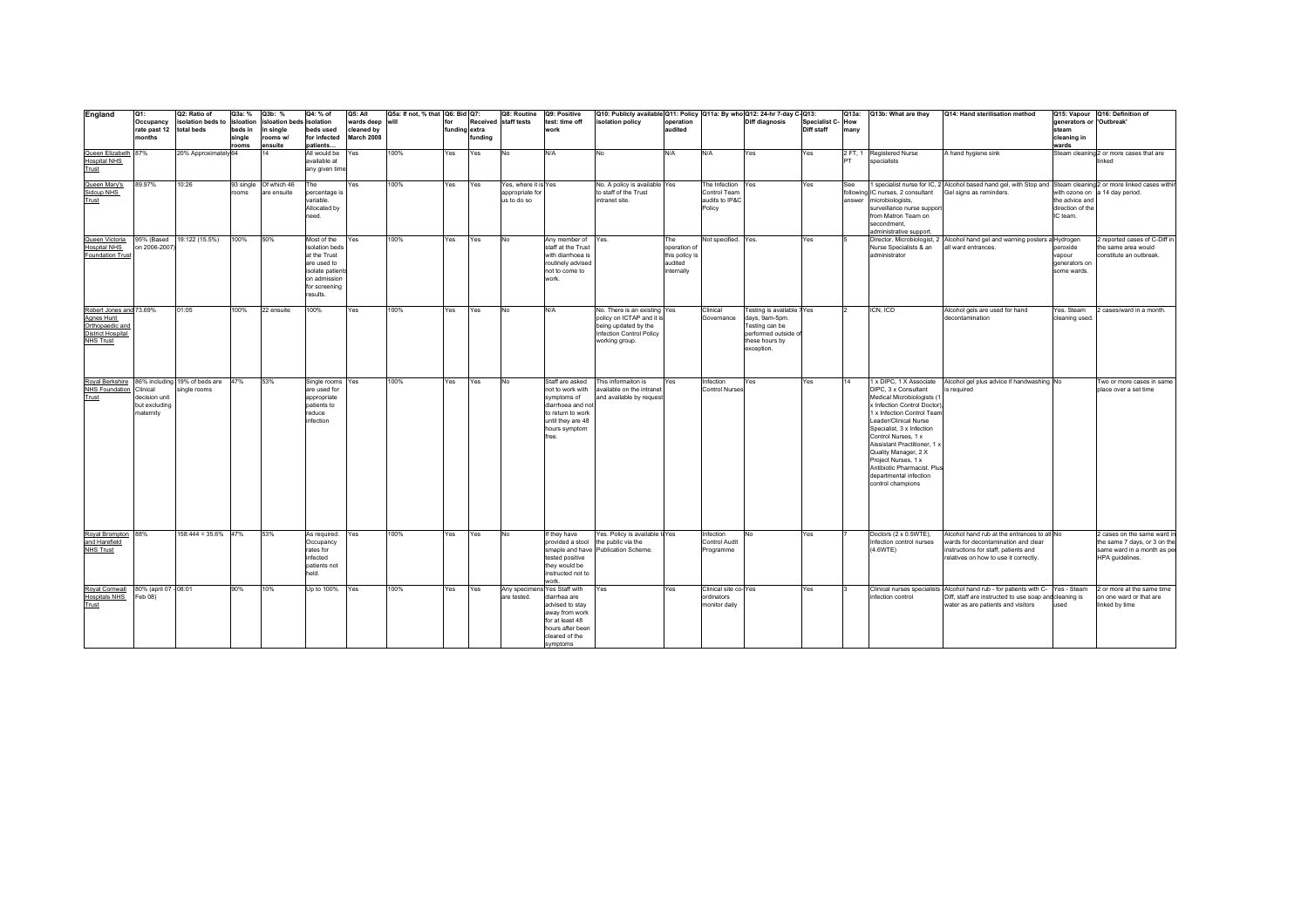| England | Q1: Occupancy rate past 12 months | Q2: Ratio of isolation beds to total beds | Q3a: % isloation beds in single rooms | Q3b: % isloation beds in single rooms w/ ensuite | Q4: % of isolation beds used for infected patients... | Q5: All wards deep cleaned by March 2008 | Q5a: If not, % that will | Q6: Bid for funding | Q7: Received extra funding | Q8: Routine staff tests | Q9: Positive test: time off work | Q10: Publicly available isolation policy | Q11: Policy operation audited | Q11a: By who | Q12: 24-hr 7-day C-Diff diagnosis | Q13: Specialist C-Diff staff | Q13a: How many | Q13b: What are they | Q14: Hand sterilisation method | Q15: Vapour generators or steam cleaning in wards | Q16: Definition of 'Outbreak' |
|---|---|---|---|---|---|---|---|---|---|---|---|---|---|---|---|---|---|---|---|---|---|
| Queen Elizabeth Hospital NHS Trust | 87% | 20% Approximately | 64 | 14 | All would be available at any given time | Yes | 100% | Yes | Yes | No | N/A | No | N/A | N/A | Yes | Yes | 2 FT, 1 PT | Registered Nurse specialists | A hand hygiene sink | Steam cleaning | 2 or more cases that are linked |
| Queen Mary's Sidcup NHS Trust | 89.97% | 10:26 | 93 single rooms | Of which 46 are ensuite | The percentage is variable. Allocated by need. | Yes | 100% | Yes | Yes | Yes, where it is appropriate for us to do so | Yes | No. A policy is available to staff of the Trust intranet site. | Yes | The Infection Control Team audits to IP&C Policy | Yes | Yes | See following answer | 1 specialist nurse for IC, 2 IC nurses, 2 consultant microbiologists, surveillance nurse support from Matron Team on secondment, administrative support. | Alcohol based hand gel, with Stop and Gel signs as reminders. | Steam cleaning with ozone on the advice and direction of the IC team. | 2 or more linked cases within a 14 day period. |
| Queen Victoria Hospital NHS Foundation Trust | 95% (Based on 2006-2007) | 19:122 (15.5%) | 100% | 50% | Most of the isolation beds at the Trust are used to isolate patients on admission for screening results. | Yes | 100% | Yes | Yes | No | Any member of staff at the Trust with diarrhoea is routinely advised not to come to work. | Yes. | The operation of this policy is audited internally | Not specified. | Yes. | Yes | 5 | Director, Microbiologist, 2 Nurse Specialists & an administrator | Alcohol hand gel and warning posters at all ward entrances. | Hydrogen peroxide vapour generators on some wards. | 2 reported cases of C-Diff in the same area would constitute an outbreak. |
| Robert Jones and Agnes Hunt Orthopaedic and District Hospital NHS Trust | 73.69% | 01:05 | 100% | 22 ensuite | 100% | Yes | 100% | Yes | Yes | No | N/A | No. There is an existing policy on ICTAP and it is being updated by the Infection Control Policy working group. | Yes | Clinical Governance | Testing is available 7 days, 9am-5pm. Testing can be performed outside of these hours by exception. | Yes | 2 | ICN, ICD | Alcohol gels are used for hand decontamination | Yes. Steam cleaning used. | 2 cases/ward in a month. |
| Royal Berkshire NHS Foundation Trust | 86% including Clinical decision unit but excluding maternity | 19% of beds are single rooms | 47% | 53% | Single rooms are used for appropriate patients to reduce infection | Yes | 100% | Yes | Yes | No | Staff are asked not to work with symptoms of diarrhoea and not to return to work until they are 48 hours symptom free. | This informaiton is available on the intranet and available by request | Yes | Infection Control Nurses | Yes | Yes | 14 | 1 x DIPC, 1 X Associate DIPC, 3 x Consultant Medical Microbiologists (1 x Infection Control Doctor), 1 x Infection Control Team Leader/Clinical Nurse Specialist, 3 x Infection Control Nurses, 1 x Assistant Practitioner, 1 x Quality Manager, 2 X Project Nurses, 1 x Antibiotic Pharmacist. Plus departmental infection control champions | Alcohol gel plus advice if handwashing is required | No | Two or more cases in same place over a set time |
| Royal Brompton and Harefield NHS Trust | 88% | 158:444 = 35.6% | 47% | 53% | As required. Occupancy rates for infected patients not held. | Yes | 100% | Yes | Yes | No | If they have provided a stool smaple and have tested positive they would be instructed not to work. | Yes. Policy is available to the public via the Publication Scheme. | Yes | Infection Control Audit Programme | No | Yes | 7 | Doctors (2 x 0.5WTE), Infection control nurses (4.6WTE) | Alcohol hand rub at the entrances to all wards for decontamination and clear instructions for staff, patients and relatives on how to use it correctly. | No | 2 cases on the same ward in the same 7 days, or 3 on the same ward in a month as per HPA guidelines. |
| Royal Cornwall Hospitals NHS Trust | 80% (april 07 - Feb 08) | 08:01 | 90% | 10% | Up to 100% | Yes | 100% | Yes | Yes | Any specimens are tested. | Yes Staff with diarrhea are advised to stay away from work for at least 48 hours after been cleared of the symptoms | Yes | Yes | Clinical site co-ordinators monitor daily | Yes | Yes | 3 | Clinical nurses specialists infection control | Alcohol hand rub - for patients with C-Diff, staff are instructed to use soap and water as are patients and visitors | Yes - Steam cleaning is used | 2 or more at the same time on one ward or that are linked by time |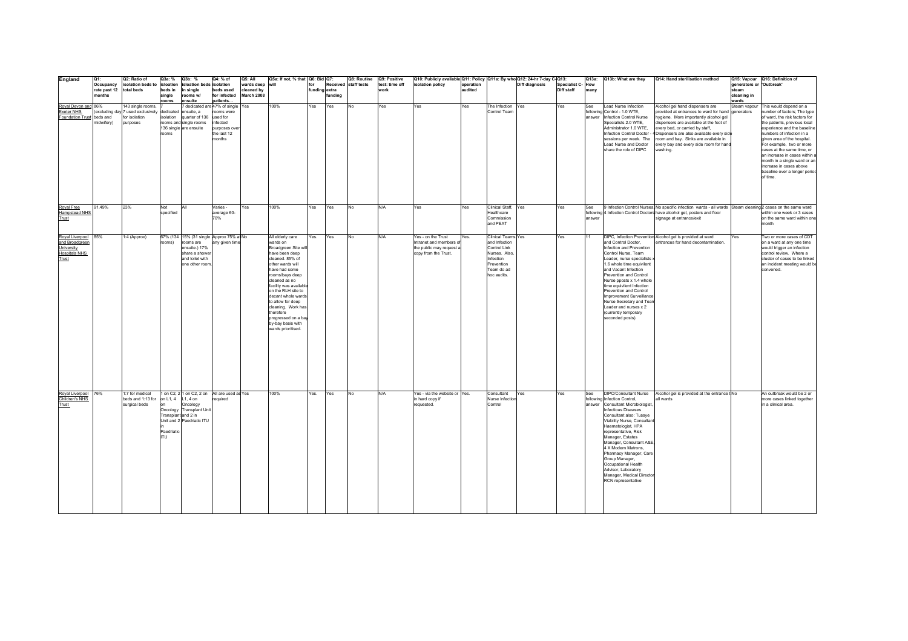| England | Q1: Occupancy rate past 12 months | Q2: Ratio of isolation beds to total beds | Q3a: % isolation beds in single rooms | Q3b: % Isloation beds in single rooms w/ ensuite | Q4: % of isolation beds used for infected patients… | Q5: All wards deep cleaned by March 2008 | Q5a: If not, % that will | Q6: Bid for funding | Q7: Received extra funding | Q8: Routine staff tests | Q9: Positive test: time off work | Q10: Publicly available isolation policy | Q11: Policy operation audited | Q11a: By who | Q12: 24-hr 7-day C-Diff diagnosis | Q13: Specialist C-Diff staff | Q13a: How many | Q13b: What are they | Q14: Hand sterilisation method | Q15: Vapour generators or steam cleaning in wards | Q16: Definition of 'Outbreak' |
|---|---|---|---|---|---|---|---|---|---|---|---|---|---|---|---|---|---|---|---|---|---|
| Royal Devon and Exeter NHS Foundation Trust | 86% (excluding day beds and midwifery) | 143 single rooms, 7 used exclusively for isolation purposes | 7 dedicated isolation rooms and 136 single rooms | 7 dedicated are ensuite, a quarter of 136 single rooms are ensuite | 47% of single rooms were used for infected purposes over the last 12 months | Yes | 100% | Yes | Yes | No | Yes | Yes | Yes | The Infection Control Team | Yes | Yes | See following answer | Lead Nurse Infection Control - 1.0 WTE, Infection Control Nurse Specialists 2.0 WTE, Administrator 1.0 WTE, Infection Control Doctor - 4 sessions per week. The Lead Nurse and Doctor share the role of DIPC | Alcohol gel hand dispensers are provided at entrances to ward for hand hygiene. More importantly alcohol gel dispensers are available at the foot of every bed, or carried by staff, Dispensers are also available every side room and bay. Sinks are available in every bay and every side room for hand washing. | Steam vapour generators | This would depend on a number of factors; The type of ward, the risk factors for the patients, previous local experience and the baseline numbers of infection in a given area of the hospital. For example, two or more cases at the same time, or an increase in cases within a month in a single ward or an increase in cases above baseline over a longer period of time. |
| Royal Free Hampstead NHS Trust | 91.49% | 23% | Not specified | All | Varies - average 60-70% | Yes | 100% | Yes | Yes | No | N/A | Yes | Yes | Clinical Staff, Healthcare Commission and PEAT | Yes | Yes | See following answer | 9 Infection Control Nurses, 4 Infection Control Doctors | No specific infection wards - all wards have alcohol gel, posters and floor signage at entrance/exit | Steam cleaning | 2 cases on the same ward within one week or 3 cases on the same ward within one month |
| Royal Liverpool and Broadgreen University Hospitals NHS Trust | 85% | 1:4 (Approx) | 67% (134 rooms) | 15% (31 single rooms are ensuite.) 17% share a shower and toilet with one other room. | Approx 75% at any given time | No | All elderly care wards on Broadgreen Site will have been deep cleaned. 85% of other wards will have had some rooms/bays deep cleaned as no facility was available on the RLH site to decant whole wards to allow for deep cleaning. Work has therefore progressed on a bay by-bay basis with wards prioritised. | Yes. | Yes | No | N/A | Yes - on the Trust Intranet and members of the public may request a copy from the Trust. | Yes. | Clinical Teams and Infection Control Link Nurses. Also, Infection Prevention Team do ad hoc audits. | Yes | Yes | 11 | DIPC, Infection Prevention and Control Doctor, Infection and Prevention Control Nurse, Team Leader, nurse specialists x 1.6 whole time equivilent and Vacant Infection Prevention and Control Nurse pposts x 1.4 whole time equivilent Infection Prevention and Control Improvement Surveillance Nurse Secretary and Team Leader and nurses x 2 (currently temporary seconded posts). | Alcohol gel is provided at ward entrances for hand decontamination. | Yes | Two or more cases of CDT on a ward at any one time would trigger an infection control review. Where a cluster of cases to be linked an incident meeting would be convened. |
| Royal Liverpool Children's NHS Trust | 76% | 1:7 for medical beds and 1:13 for surgical beds | 1 on C2, 2 on L1, 4 on Oncology Transplant Unit and 2 in Paediatric ITU | 1 on C2, 2 on L1, 4 on Oncology Transplant Unit and 2 Paediatric ITU | All are used as required | Yes | 100% | Yes. | Yes | No | N/A | Yes - via the website or in hard copy if requested. | Yes. | Consultant Nurse Infection Control | Yes | Yes | See following answer | DIPC/Consultant Nurse Infection Control, Consultant Microbiologist, Infectious Diseases Consultant also: Tussye Viability Nurse, Consultant Haematologist, HPA representative, Risk Manager, Estates Manager, Consultant A&E, 4 X Modern Matrons, Pharmacy Manager, Care Group Manager, Occupational Health Advisor, Laboratory Manager, Medical Director RCN representative | Alcohol gel is provided at the entrance to all wards | No | An outbreak would be 2 or more cases linked together in a clinical area. |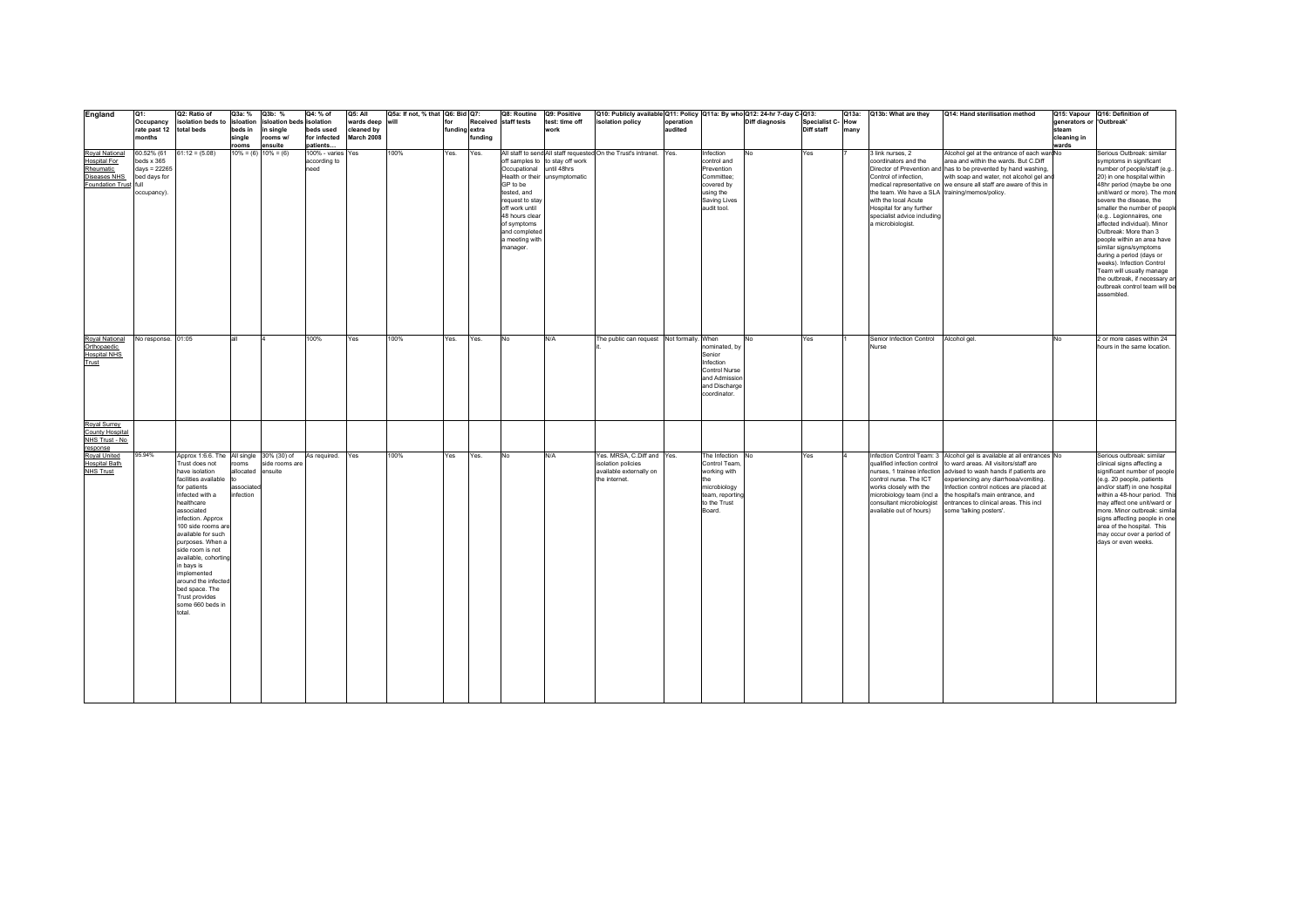| England | Q1: Occupancy rate past 12 months | Q2: Ratio of isolation beds to total beds | Q3a: % isolation beds in single rooms | Q3b: % Isloation beds in single rooms w/ ensuite | Q4: % of isolation beds used for infected patients… | Q5: All wards deep cleaned by March 2008 | Q5a: If not, % that will | Q6: Bid for funding | Q7: Received extra funding | Q8: Routine staff tests | Q9: Positive test: time off work | Q10: Publicly available isolation policy | Q11: Policy operation audited | Q11a: By who | Q12: 24-hr 7-day C-Diff diagnosis | Q13: Specialist C-Diff staff | Q13a: How many | Q13b: What are they | Q14: Hand sterilisation method | Q15: Vapour generators or steam cleaning in wards | Q16: Definition of 'Outbreak' |
|---|---|---|---|---|---|---|---|---|---|---|---|---|---|---|---|---|---|---|---|---|---|
| Royal National Hospital For Rheumatic Diseases NHS Foundation Trust | 60.52% (61 beds x 365 days = 22265 bed days for full occupancy). | 61:12 = (5.08) | 10% = (6) | 10% = (6) | 100% - varies according to need | Yes | 100% | Yes. | Yes. | All staff to send off samples to Occupational Health or their GP to be tested, and request to stay off work until 48 hours clear of symptoms and completed a meeting with manager. | All staff requested to stay off work until 48hrs unsymptomatic | On the Trust's intranet. | Yes. | Infection control and Prevention Committee; covered by using the Saving Lives audit tool. | No | Yes | 7 | 3 link nurses, 2 coordinators and the Director of Prevention and Control of infection, medical representative on the team. We have a SLA with the local Acute Hospital for any further specialist advice including a microbiologist. | Alcohol gel at the entrance of each ward area and within the wards. But C.Diff has to be prevented by hand washing, with soap and water, not alcohol gel and we ensure all staff are aware of this in training/memos/policy. | No | Serious Outbreak: similar symptoms in significant number of people/staff (e.g. 20) in one hospital within 48hr period (maybe be one unit/ward or more). The more severe the disease, the smaller the number of people (e.g.. Legionnaires, one affected individual). Minor Outbreak: More than 3 people within an area have similar signs/symptoms during a period (days or weeks). Infection Control Team will usually manage the outbreak, if necessary an outbreak control team will be assembled. |
| Royal National Orthopaedic Hospital NHS Trust | No response. | 01:05 | all | 4 | 100% | Yes | 100% | Yes. | Yes. | No | N/A | The public can request it. | Not formally. | When nominated, by Senior Infection Control Nurse and Admission and Discharge coordinator. | No | Yes | 1 | Senior Infection Control Nurse | Alcohol gel. | No | 2 or more cases within 24 hours in the same location. |
| Royal Surrey County Hospital NHS Trust - No response | | | | | | | | | | | | | | | | | | | | | |
| Royal United Hospital Bath NHS Trust | 95.94% | Approx 1:6.6. The Trust does not have isolation facilities available for patients infected with a healthcare associated infection. Approx 100 side rooms are available for such purposes. When a side room is not available, cohorting in bays is implemented around the infected bed space. The Trust provides some 660 beds in total. | All single rooms allocated to associated infection | 30% (30) of side rooms are ensuite | As required. | Yes | 100% | Yes | Yes. | No | N/A | Yes. MRSA, C.Diff and isolation policies available externally on the internet. | Yes. | The Infection Control Team, working with the microbiology team, reporting to the Trust Board. | No | Yes | 4 | Infection Control Team: 3 qualified infection control nurses, 1 trainee infection control nurse. The ICT works closely with the microbiology team (incl a consultant microbiologist available out of hours) | Alcohol gel is available at all entrances to ward areas. All visitors/staff are advised to wash hands if patients are experiencing any diarrhoea/vomiting. Infection control notices are placed at the hospital's main entrance, and entrances to clinical areas. This incl some 'talking posters'. | No | Serious outbreak: similar clinical signs affecting a significant number of people (e.g. 20 people, patients and/or staff) in one hospital within a 48-hour period. This may affect one unit/ward or more. Minor outbreak: similar signs affecting people in one area of the hospital. This may occur over a period of days or even weeks. |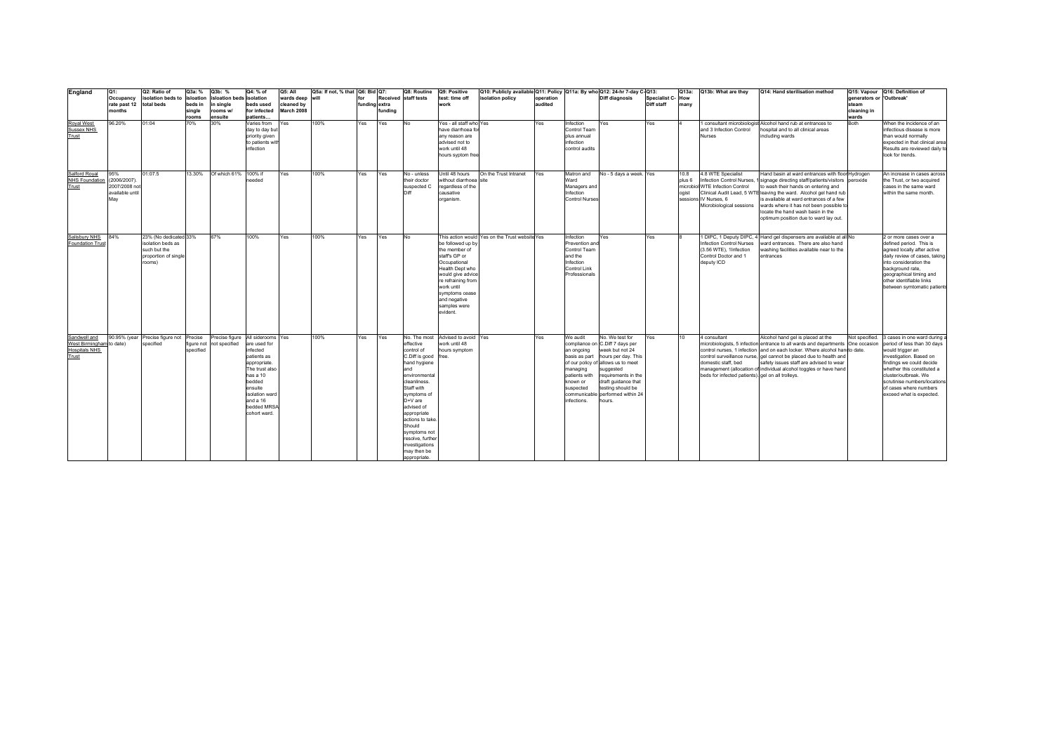| England | Q1: Occupancy rate past 12 months | Q2: Ratio of isolation beds to total beds | Q3a: % isloation beds in single rooms | Q3b: % isloation beds in single rooms w/ ensuite | Q4: % of isolation beds used for infected patients… | Q5: All wards deep cleaned by March 2008 | Q5a: If not, % that will | Q6: Bid for funding | Q7: Received extra funding | Q8: Routine staff tests | Q9: Positive test: time off work | Q10: Publicly available isolation policy | Q11: Policy operation audited | Q11a: By who | Q12: 24-hr 7-day C-Diff diagnosis | Q13: Specialist C-Diff staff | Q13a: How many | Q13b: What are they | Q14: Hand sterilisation method | Q15: Vapour generators or steam cleaning in wards | Q16: Definition of 'Outbreak' |
|---|---|---|---|---|---|---|---|---|---|---|---|---|---|---|---|---|---|---|---|---|---|
| Royal West Sussex NHS Trust | 96.20% | 01:04 | 70% | 30% | Varies from day to day but priority given to patients with infection | Yes | 100% | Yes | Yes | No | Yes - all staff who have diarrhoea for any reason are advised not to work until 48 hours syptom free | Yes | Yes | Infection Control Team plus annual infection control audits | Yes | Yes | 4 | 1 consultant microbiologist and 3 Infection Control Nurses | Alcohol hand rub at entrances to hospital and to all clinical areas including wards | Both | When the incidence of an infectious disease is more than would normally expected in that clinical area Results are reviewed daily to look for trends. |
| Salford Royal NHS Foundation Trust | 95% (2006/2007). 2007/2008 not available until May | 01:07.5 | 13.30% | Of which 61% | 100% if needed | Yes | 100% | Yes | Yes | No - unless their doctor suspected C Diff | Until 48 hours without diarrhoea regardless of the causative organism. | On the Trust Intranet site | Yes | Matron and Ward Managers and Infection Control Nurses | No - 5 days a week. | Yes | 10.8 plus 6 microbiologist sessions | 4.8 WTE Specialist Infection Control Nurses, 1 WTE Infection Control Clinical Audit Lead, 5 WTE IV Nurses, 6 Microbiological sessions | Hand basin at ward entrances with floor signage directing staff/patients/visitors to wash their hands on entering and leaving the ward. Alcohol gel hand rub is available at ward entrances of a few wards where it has not been possible to locate the hand wash basin in the optimum position due to ward lay out. | Hydrogen peroxide | An increase in cases across the Trust, or two acquired cases in the same ward within the same month. |
| Salisbury NHS Foundation Trust | 84% | 23% (No dedicated isolation beds as such but the proportion of single rooms) | 33% | 67% | 100% | Yes | 100% | Yes | Yes | No | This action would be followed up by the member of staff's GP or Occupational Health Dept who would give advice re refraining from work until symptoms cease and negative samples were evident. | Yes on the Trust website | Yes | Infection Prevention and Control Team and the Infection Control Link Professionals | Yes | Yes | 8 | 1 DIPC, 1 Deputy DIPC, 4 Infection Control Nurses (3.56 WTE), 1Infection Control Doctor and 1 deputy ICD | Hand gel dispensers are available at all ward entrances. There are also hand washing facilities available near to the entrances | No | 2 or more cases over a defined period. This is agreed locally after active daily review of cases, taking into consideration the background rate, geographical timing and other identifiable links between symtomatic patients |
| Sandwell and West Birmingham Hospitals NHS Trust | 90.95% (year to date) | Precise figure not specified | Precise figure not specified | Precise figure not specified | All siderooms are used for infected patients as appropriate. The trust also has a 10 bedded ensuite isolation ward and a 16 bedded MRSA cohort ward. | Yes | 100% | Yes | Yes | No. The most effective control of C.Diff is good hand hygiene and environmental cleanliness. Staff with symptoms of D+V are advised of appropriate actions to take. Should symptoms not resolve, further investigations may then be appropriate. | Advised to avoid work until 48 hours symptom free. | Yes | Yes | We audit compliance on an ongoing basis as part of our policy of managing patients with known or suspected communicable infections. | No. We test for C.Diff 7 days per week but not 24 hours per day. This allows us to meet suggested requirements in the draft guidance that testing should be performed within 24 hours. | Yes | 10 | 4 consultant microbiologists, 5 infection control nurses, 1 infection control surveillance nurse, domestic staff, bed management (allocation of beds for infected patients) | Alcohol hand gel is placed at the entrance to all wards and departments and on each locker. Where alcohol hand gel cannot be placed due to health and safety issues staff are advised to wear individual alcohol toggles or have hand gel on all trolleys. | Not specified. One occasion to date. | 3 cases in one ward during a period of less than 30 days would trigger an investigation. Based on findings we could decide whether this constituted a cluster/outbreak. We scrutinise numbers/locations of cases where numbers exceed what is expected. |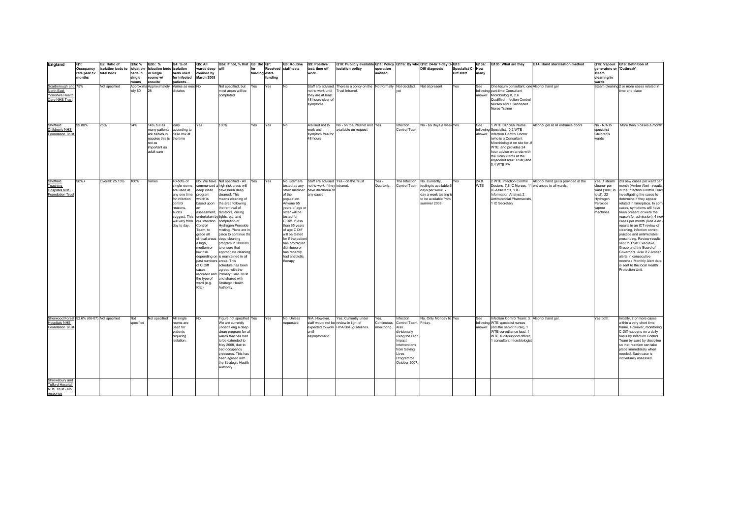| England | Q1: Occupancy rate past 12 months | Q2: Ratio of isolation beds to total beds | Q3a: % isloation beds in single rooms | Q3b: % Isloation beds in single rooms w/ ensuite | Q4: % of isolation beds used for infected patients… | Q5: All wards deep cleaned by March 2008 | Q5a: If not, % that will | Q6: Bid for funding | Q7: Received extra funding | Q8: Routine staff tests | Q9: Positive test: time off work | Q10: Publicly available isolation policy | Q11: Policy operation audited | Q11a: By who | Q12: 24-hr 7-day C-Diff diagnosis | Q13: Specialist C-Diff staff | Q13a: How many | Q13b: What are they | Q14: Hand sterilisation method | Q15: Vapour generators or steam cleaning in wards | Q16: Definition of 'Outbreak' |
|---|---|---|---|---|---|---|---|---|---|---|---|---|---|---|---|---|---|---|---|---|---|
| Scarborough and North East Yorkshire Health Care NHS Trust | 75% | Not specified | Approximately 80 | Approximately 28 | Varies as need dictates | No | Not specified, but most areas will be completed | Yes | Yes | No | Staff are advised not to work until they are at least 48 hours clear of symptoms | There is a policy on the Trust Intranet. | Not formally | Not decided yet | Not at present | Yes | See following answer | One locum consultant, one part-time Consultant Microbiologist, 2.6 Qualified Infection Control Nurses and 1 Seconded Nurse Trainer | Alcohol hand gel | Steam cleaning | 2 or more cases related in time and place |
| Sheffield Children's NHS Foundation Trust | 99.80% | 25% | 94% | 14% but as many patients are babies in nappies this is not as important as adult care | Vary according to case mix at the time | Yes | 100% | Yes | Yes | No | Advised not to work until symptom free for 48 hours | No - on the intranet and available on request | Yes | Infection Control Team | No - six days a week | Yes | See following answer | 1 WTE Clincical Nurse Specialist, 0.2 WTE Infection Control Doctor (who is a Consultant Microbiologist on site for .8 WTE and provides 24 hour advice on a rota with the Consultants at the adjacenet adult Trust) and 0.4 WTE PA | Alcohol gel at all entrance doors | No - N/A to specialist Children's wards | More than 3 cases a month |
| Sheffield Teaching Hospitals NHS Foundation Trust | 90%+ | Overall: 25.13% | 100% | Varies | 40-50% of single rooms are used at any one time for infection control reasons, audits suggest. This will vary from day to day. | No. We have commenced a deep clean program which is based upon an assessment, undertaken by our Infection Control Team, to grade all clinical areas a high, medium or low risk depending on past numbers of C.Diff cases recorded and the type of ward (e.g. ICU). | Not specified - All high risk areas will have been deep cleaned. This means cleaning of the area following the removal of radiators, ceiling lights, etc, and completion of Hydrogen Peroxide misting. Plans are in place to continue the deep cleaning program in 2008/09 to ensure that appropriate cleaning is maintained in all areas. This schedule has been agreed with the Primary Care Trust and shared with Strategic Health Authority. | Yes | Yes | No. Staff are tested as any other member of the population. Anyone 65 years of age or older will be tested for C.Diff. If less than 65 years of age C Diff will be tested for if the patient has protracted diarrhoea or has recently had antibiotic therapy. | Staff are advised not to work if they have diarrhoea of any cause. | Yes - on the Trust intranet. | Yes - Quarterly. | The Infection Control Team | No. Currently, testing is available 6 days per week, 7 day a week testing is to be available from summer 2008. | Yes | 24.8 WTE | 2 WTE Infection Control Doctors, 7.8 IC Nurses, 11 IC Assistants, 1 IC Information Analyst, 2 Antimicrobial Pharmacists, 1 IC Secretary | Alcohol hand gel is provided at the entrances to all wards. | Yes. 1 steam cleaner per ward (100+ in total), 22 Hydrogen Peroxide vapour machines. | 2/3 new cases per ward per month (Amber Alert - results in the Infection Control Team investigating the cases to determine if they appear related in time/place. In some cases, symptoms will have been present or were the reason for admission). 4 new cases per month (Red Alert - results in an ICT review of cleaning, infection control practice and antimicrobial prescribing. Review results sent to Trust Executive Group and the Board of Governors. Also if 2 Amber alerts in consecutive months). Monthly Alert data is sent to the local Health Protection Unit. |
| Sherwood Forest Hospitals NHS Foundation Trust | 92.6% (06-07) | Not specified | Not specified | Not specified | All single rooms are used for patients requiring isolation. | No. | Figure not specified. We are currently undertaking a deep clean program for all wards that has had to be extended to May 2008, due to bed occupancy pressures. This has been agreed with the Strategic Health Authority. | Yes | Yes | No. Unless requested. | N/A. However, staff would not be expected to work until asymptomatic. | Yes. Currently under review in light of HPA/DoH guidelines. | Yes. Continuous monitoring. | Infection Control Team. Also divisionally using the High Impact Interventions from Saving Lives Programme October 2007. | No. Only Monday to Friday. | Yes | See following answer | Infection Control Team: 3 WTE specialist nurses (incl the senior nurse), 1 WTE surveillance lead, 1 WTE audit/support officer, 1 consultant microbiologist | Alcohol hand gel. | Yes both. | Initially, 2 or more cases within a very short time frame. However, monitoring C.Diff happens on a daily basis by Infection Control Team by ward by discipline so that reaction can take place immediately when needed. Each case is individually assessed. |
| Shrewsbury and Telford Hospital NHS Trust - No response | | | | | | | | | | | | | | | | | | | | | |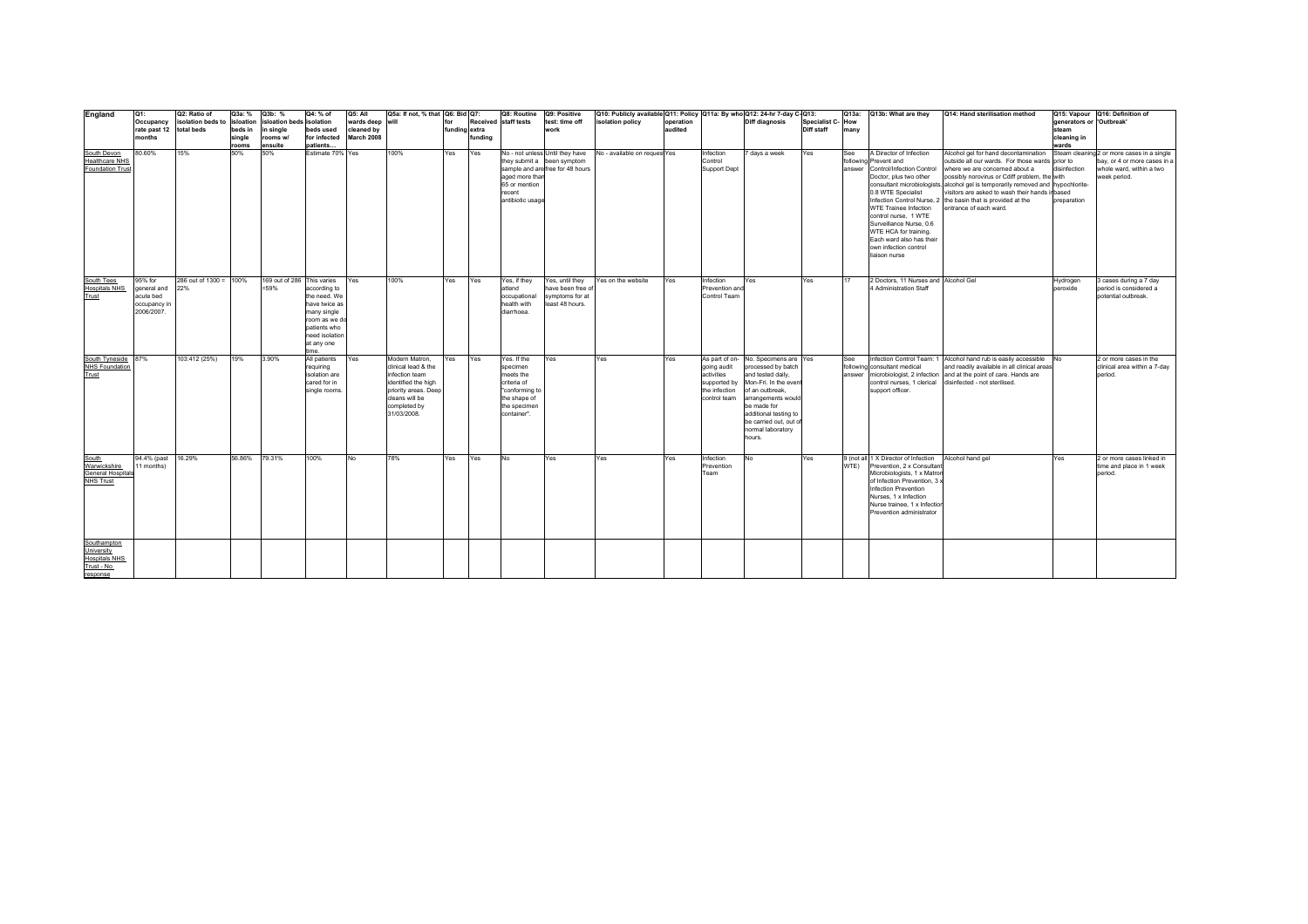| England | Q1: Occupancy rate past 12 months | Q2: Ratio of isolation beds to total beds | Q3a: % islolation beds in single rooms | Q3b: % islolation beds in single rooms w/ ensuite | Q4: % of isolation beds used for infected patients… | Q5: All wards deep cleaned by March 2008 | Q5a: If not, % that will | Q6: Bid for funding | Q7: Received extra funding | Q8: Routine staff tests | Q9: Positive test: time off work | Q10: Publicly available isolation policy | Q11: Policy operation audited | Q11a: By who | Q12: 24-hr 7-day C-Diff diagnosis | Q13: Specialist C-Diff staff | Q13a: How many | Q13b: What are they | Q14: Hand sterilisation method | Q15: Vapour generators or steam cleaning in wards | Q16: Definition of 'Outbreak' |
|---|---|---|---|---|---|---|---|---|---|---|---|---|---|---|---|---|---|---|---|---|---|
| South Devon Healthcare NHS Foundation Trust | 80.60% | 15% | 50% | 50% | Estimate 70% | Yes | 100% | Yes | Yes | No - not unless they submit a sample and are aged more than 65 or mention recent antibiotic usage | Until they have been symptom free for 48 hours | No - available on request | Yes | Infection Control Support Dept | 7 days a week | Yes | See following answer | A Director of Infection Prevent and Control/Infection Control Doctor, plus two other consultant microbiologists, 0.8 WTE Specialist Infection Control Nurse, 2 WTE Trainee Infection control nurse, 1 WTE Surveillance Nurse, 0.6 WTE HCA for training. Each ward also has their own infection control liaison nurse | Alcohol gel for hand decontamination outside all our wards. For those wards where we are concerned about a possibly norovirus or Cdiff problem, the alcohol gel is temporarily removed and visitors are asked to wash their hands in the basin that is provided at the entrance of each ward. | Steam cleaning prior to disinfection with hypochlorite-based preparation | 2 or more cases in a single bay, or 4 or more cases in a whole ward, within a two week period. |
| South Tees Hospitals NHS Trust | 95% for general and acute bed occupancy in 2006/2007. | 286 out of 1300 = 22% | 100% | 169 out of 286 =59% | This varies according to the need. We have twice as many single room as we do patients who need isolation at any one time. | Yes | 100% | Yes | Yes | Yes, if they attend occupational health with diarrhoea. | Yes, until they have been free of symptoms for at least 48 hours. | Yes on the website | Yes | Infection Prevention and Control Team | Yes | Yes | 17 | 2 Doctors, 11 Nurses and 4 Administration Staff | Alcohol Gel | Hydrogen peroxide | 3 cases during a 7 day period is considered a potential outbreak. |
| South Tyneside NHS Foundation Trust | 87% | 103:412 (25%) | 19% | 3.90% | All patients requiring isolation are cared for in single rooms. | Yes | Modern Matron, clinical lead & the infection team identified the high priority areas. Deep cleans will be completed by 31/03/2008. | Yes | Yes | Yes. If the specimen meets the criteria of "conforming to the shape of the specimen container". | Yes | Yes | Yes | As part of on-going audit activities supported by the infection control team | No. Specimens are processed by batch and tested daily, Mon-Fri. In the event of an outbreak, arrangements would be made for additional testing to be carried out, out of normal laboratory hours. | Yes | See following answer | Infection Control Team: 1 consultant medical microbiologist, 2 infection control nurses, 1 clerical support officer. | Alcohol hand rub is easily accessible and readily available in all clinical areas and at the point of care. Hands are disinfected - not sterilised. | No | 2 or more cases in the clinical area within a 7-day period. |
| South Warwickshire General Hospitals NHS Trust | 94.4% (past 11 months) | 16.29% | 56.86% | 79.31% | 100% | No | 78% | Yes | Yes | No | Yes | Yes | Yes | Infection Prevention Team | No | Yes | 9 (not all WTE) | 1 X Director of Infection Prevention, 2 x Consultant Microbiologists, 1 x Matron of Infection Prevention, 3 x Infection Prevention Nurses, 1 x Infection Nurse trainee, 1 x Infection Prevention administrator | Alcohol hand gel | Yes | 2 or more cases linked in time and place in 1 week period. |
| Southampton University Hospitals NHS Trust - No response | | | | | | | | | | | | | | | | | | | | | |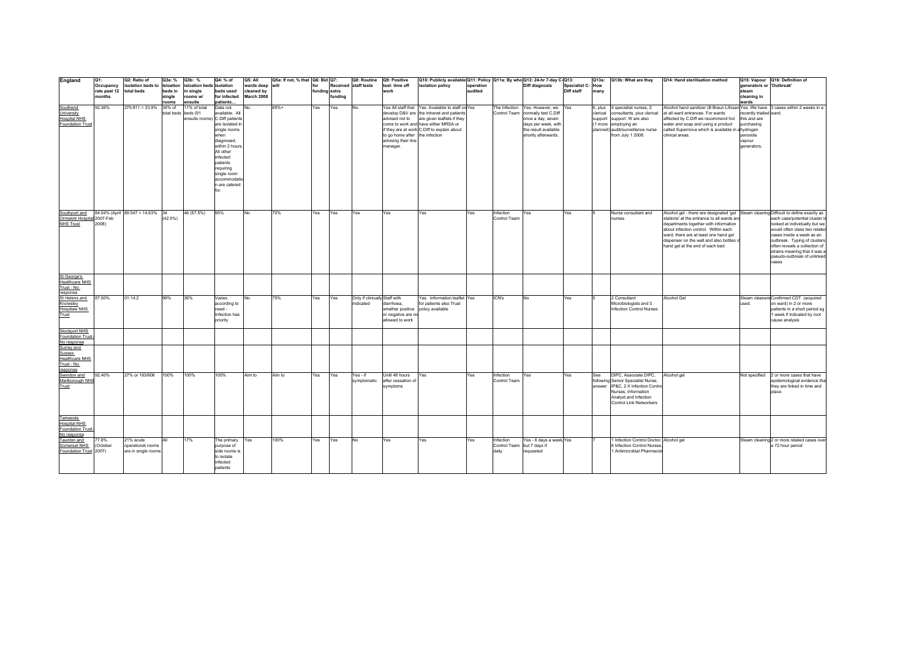| England | Q1: Occupancy rate past 12 months | Q2: Ratio of isolation beds to total beds | Q3a: % isloation beds in single rooms | Q3b: % Islolation beds in single rooms w/ ensuite | Q4: % of isolation beds used for infected patients... | Q5: All wards deep cleaned by March 2008 | Q5a: If not, % that will | Q6: Bid for funding | Q7: Received extra funding | Q8: Routine staff tests | Q9: Positive test: time off work | Q10: Publicly available isolation policy | Q11: Policy operation audited | Q11a: By who | Q12: 24-hr 7-day C-Diff diagnosis | Q13: Specialist C-Diff staff | Q13a: How many | Q13b: What are they | Q14: Hand sterilisation method | Q15: Vapour generators or steam cleaning in wards | Q16: Definition of 'Outbreak' |
|---|---|---|---|---|---|---|---|---|---|---|---|---|---|---|---|---|---|---|---|---|---|
| Southend University Hospital NHS Foundation Trust | 92.36% | 275:811 = 33.9% | 34% of total beds | 11% of total beds (91 ensuite rooms) | Data not available. All C.Diff patients are isolated in single rooms when diagnosed, within 2 hours. All other infected patients requiring single room accommodation are catered for. | No. | 65%+ | Yes | Yes | No. | Yes All staff that develop D&V are advised not to come to work and if they are at work to go home after advising their line manager. | Yes. Available to staff on the intranet and patients are given leaflets if they have either MRSA or C.Diff to explain about the infection | Yes | The Infection Control Team | Yes. However, we normally test C.Diff once a day, seven days per week, with the result available shortly afterwards. | Yes | 6, plus clerical support (1 more planned) | 4 specialist nurses, 2 consultants, plus clerical support. W are also employing an audit/surveillance nurse from July 1 2008. | Alcohol hand sanitizer (B Braun Lifosan) at all ward entrances. For wards affected by C.Diff we recommend hot water and soap and using a product called Supernova which is available in all clinical areas. | Yes. We have recently trialled this and are purchasing hydrogen peroxide vapour generators. | 3 cases within 2 weeks in a ward. |
| Southport and Ormskirk Hospital NHS Trust | 84.04% (April 2007-Feb 2008) | 80:547 = 14.63% | 34 (42.5%) | 46 (57.5%) | 95% | No | 70% | Yes | Yes | Yes | Yes | Yes | Yes | Infection Control Team | Yes | Yes | 5 | Nurse consultant and nurses | Alcohol gel - there are designated 'gel stations' at the entrance to all wards and departments together with information about infection control. Within each ward, there are at least one hand gel dispenser on the wall and also bottles of hand gel at the end of each bed. | Steam cleaning | Difficult to define exactly as each case/potential cluster is looked at individually but we would often class two related cases inside a week as an outbreak. Typing of clusters often reveals a collection of strains meaning that it was a pseudo-outbreak of unlinked cases |
| St George's Healthcare NHS Trust - No response | | | | | | | | | | | | | | | | | | | | | |
| St Helens and Knowsley Hospitals NHS Trust | 87.50% | 01:14.2 | 99% | 36% | Varies according to need - Infection has priority | No | 75% | Yes | Yes | Only if clinically indicated | Staff with diarrhoea, whether positive or negative are not allowed to work | Yes. Information leaflet for patients also Trust policy available | Yes | ICN's | No | Yes | 5 | 2 Consultant Microbiologists and 3 Infection Control Nurses | Alcohol Gel | Steam cleaners used. | Confirmed CDT (acquired on ward) in 2 or more patients in a short period eg 1 week if indicated by root cause analysis |
| Stockport NHS Foundation Trust - No response | | | | | | | | | | | | | | | | | | | | | |
| Surrey and Sussex Healthcare NHS Trust - No response | | | | | | | | | | | | | | | | | | | | | |
| Swindon and Marlborough NHS Trust | 92.40% | 27% or 163/606 | 100% | 100% | 100% | Aim to | Aim to | Yes | Yes | Yes - if symptomatic | Until 48 hours after cessation of symptoms | Yes | Yes | Infection Control Team | Yes | Yes | See following answer | DIPC, Associate DIPC, Senior Specialist Nurse, IP&C, 2 X Infection Control Nurses, Information Analyst and Infection Control Link Networkers | Alcohol gel | Not specified | 2 or more cases that have epidemiological evidence that they are linked in time and place. |
| Tameside Hospital NHS Foundation Trust - No response | | | | | | | | | | | | | | | | | | | | | |
| Taunton and Somerset NHS Foundation Trust | 77.8% (October 2007) | 21% acute operational rooms are in single rooms | All | 17% | The primary purpose of side rooms is to isolate infected patients | Yes | 100% | Yes | Yes | No | Yes | Yes | Yes | Infection Control Team daily | Yes - 6 days a week but 7 days if requested | Yes | 7 | 1 Infection Control Doctor, 6 Infection Control Nurses, 1 Antimicrobial Pharmacist | Alcohol gel | Steam cleaning | 2 or more related cases over a 72 hour period |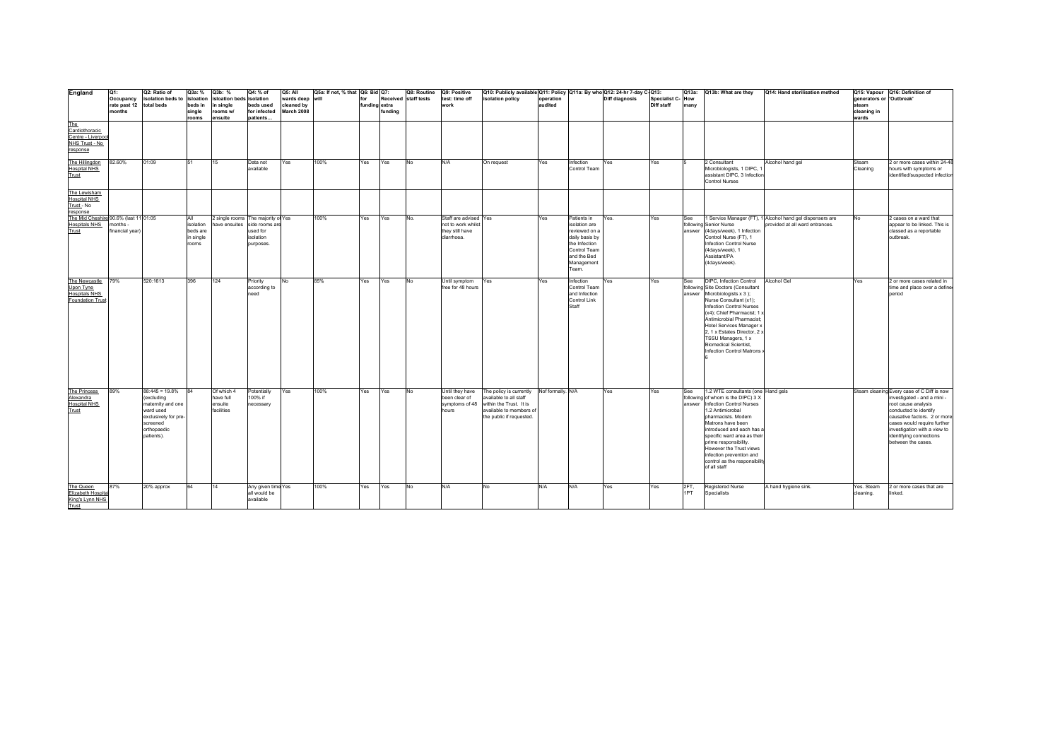| England | Q1: Occupancy rate past 12 months | Q2: Ratio of isolation beds to total beds | Q3a: % isolation beds in single rooms | Q3b: % isolation beds in single rooms w/ ensuite | Q4: % of isolation beds used for infected patients… | Q5: All wards deep cleaned by March 2008 | Q5a: If not, % that will | Q6: Bid for funding | Q7: Received extra funding | Q8: Routine staff tests | Q9: Positive test: time off work | Q10: Publicly available isolation policy | Q11: Policy operation audited | Q11a: By who | Q12: 24-hr 7-day C Diff diagnosis | Q13: Specialist C-Diff staff | Q13a: How many | Q13b: What are they | Q14: Hand sterilisation method | Q15: Vapour generators or steam cleaning in wards | Q16: Definition of 'Outbreak' |
|---|---|---|---|---|---|---|---|---|---|---|---|---|---|---|---|---|---|---|---|---|---|
| The Cardiothoracic Centre - Liverpool NHS Trust - No response | | | | | | | | | | | | | | | | | | | | | |
| The Hillingdon Hospital NHS Trust | 82.60% | 01:09 | 51 | 15 | Data not available | Yes | 100% | Yes | Yes | No | N/A | On request | Yes | Infection Control Team | Yes | Yes | 5 | 2 Consultant Microbiologists, 1 DIPC, 1 assistant DIPC, 3 Infection Control Nurses | Alcohol hand gel | Steam Cleaning | 2 or more cases within 24-48 hours with symptoms or identified/suspected infection |
| The Lewisham Hospital NHS Trust - No response | | | | | | | | | | | | | | | | | | | | | |
| The Mid Cheshire Hospitals NHS Trust | 90.6% (last 11 months - financial year) | 01:05 | All isolation beds are in single rooms | 2 single rooms have ensuites | The majority of side rooms are used for isolation purposes. | Yes | 100% | Yes | Yes | No. | Staff are advised not to work whilst they still have diarrhoea. | Yes | Yes | Patients in isolation are reviewed on a daily basis by the Infection Control Team and the Bed Management Team. | Yes. | Yes | See following answer | 1 Service Manager (FT), 1 Senior Nurse (4days/week), 1 Infection Control Nurse (FT), 1 Infection Control Nurse (4days/week), 1 Assistant/PA (4days/week). | Alcohol hand gel dispensers are provided at all ward entrances. | No | 2 cases on a ward that appear to be linked. This is classed as a reportable outbreak. |
| The Newcastle Upon Tyne Hospitals NHS Foundation Trust | 79% | 520:1613 | 396 | 124 | Priority according to need | No | 85% | Yes | Yes | No | Until symptom free for 48 hours | Yes | Yes | Infection Control Team and Infection Control Link Staff | Yes | Yes | See following answer | DIPC, Infection Control Site Doctors (Consultant Microbiologists x 3 ); Nurse Consultant (x1); Infection Control Nurses (x4); Chief Pharmacist; 1 x Antimicrobial Pharmacist; Hotel Services Manager x 2, 1 x Estates Director, 2 x TSSU Managers, 1 x Biomedical Scientist, Infection Control Matrons x 6 | Alcohol Gel | Yes | 2 or more cases related in time and place over a defined period |
| The Princess Alexandra Hospital NHS Trust | 89% | 88:445 = 19.8% (excluding maternity and one ward used exclusively for pre-screened orthopaedic patients). | 84 | Of which 4 have full ensuite facilities | Potentially 100% if necessary | Yes | 100% | Yes | Yes | No | Until they have been clear of symptoms of 48 hours | The policy is currently available to all staff within the Trust. It is available to members of the public if requested. | Not formally | N/A | Yes | Yes | See following answer | 1.2 WTE consultants (one of whom is the DIPC) 3 X Infection Control Nurses 1.2 Antimicrobal pharmacists. Modern Matrons have been introduced and each has a specific ward area as their prime responsibility. However the Trust views infection prevention and control as the responsibility of all staff | Hand gels | Steam cleaning | Every case of C Diff is now investigated - and a mini - root cause analysis conducted to identify causative factors. 2 or more cases would require further investigation with a view to identifying connections between the cases. |
| The Queen Elizabeth Hospital King's Lynn NHS Trust | 87% | 20% approx | 64 | 14 | Any given time all would be available | Yes | 100% | Yes | Yes | No | N/A | No | N/A | N/A | Yes | Yes | 2FT, 1PT | Registered Nurse Specialists | A hand hygiene sink. | Yes. Steam cleaning. | 2 or more cases that are linked. |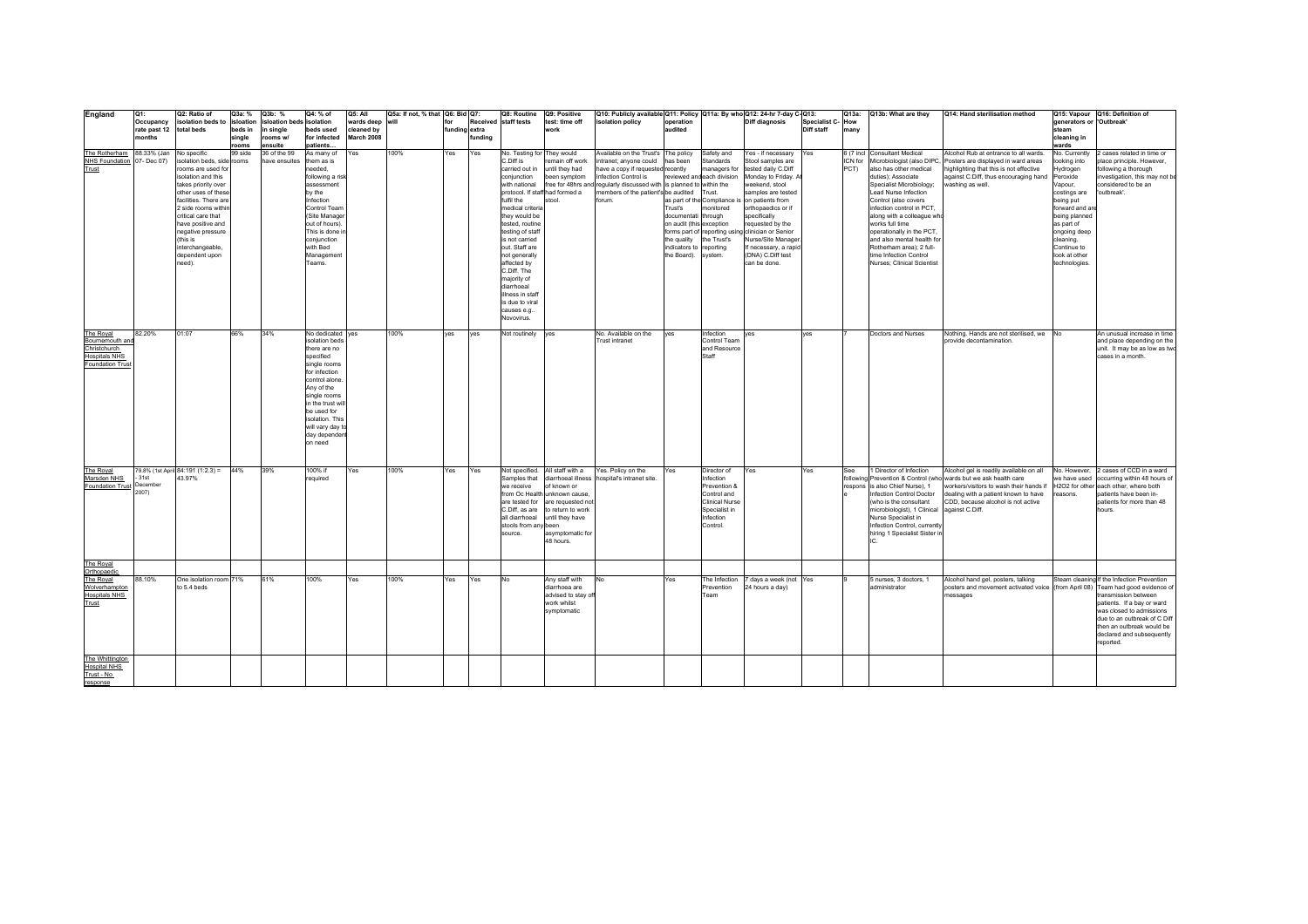| England | Q1: Occupancy rate past 12 months | Q2: Ratio of isolation beds to total beds | Q3a: % isolation beds in single rooms | Q3b: % Isloation beds rooms w/ ensuite | Q4: % of isolation beds used for infected patients… | Q5: All wards deep cleaned by March 2008 | Q5a: If not, % that will | Q6: Bid for funding | Q7: Received extra funding | Q8: Routine staff tests | Q9: Positive test: time off work | Q10: Publicly available isolation policy | Q11: Policy operation audited | Q11a: By who | Q12: 24-hr 7-day C-Diff diagnosis | Q13: Specialist C-Diff staff | Q13a: How many | Q13b: What are they | Q14: Hand sterilisation method | Q15: Vapour generators or steam cleaning in wards | Q16: Definition of 'Outbreak' |
|---|---|---|---|---|---|---|---|---|---|---|---|---|---|---|---|---|---|---|---|---|---|
| The Rotherham NHS Foundation Trust | 88.33% (Jan 07- Dec 07) | No specific isolation beds, side rooms are used for isolation and this takes priority over other uses of these facilities. There are 2 side rooms within critical care that have positive and negative pressure (this is interchangeable, dependent upon need). | 99 side rooms | 36 of the 99 have ensuites | As many of them as is needed, following a risk assessment by the Infection Control Team (Site Manager out of hours). This is done in conjunction with Bed Management Teams. | Yes | 100% | Yes | Yes | No. Testing for C.Diff is carried out in conjunction with national protocol. If staff fulfil the medical criteria they would be tested, routine testing of staff is not carried out. Staff are not generally affected by C.Diff. The majority of diarrhoeal illness in staff is due to viral causes e.g.. Novovirus. | They would remain off work until they had been symptom free for 48hrs and had formed a stool. | Available on the Trust's intranet; anyone could have a copy if requested. Infection Control is regularly discussed with members of the patient's forum. | The policy has been recently reviewed and is planned to be audited as part of the Trust's documentation on audit (this forms part of the quality indicators to the Board). | Safety and Standards managers for each division within the Trust. Compliance is monitored through exception reporting using the Trust's reporting system. | Yes - if necessary Stool samples are tested daily C.Diff Monday to Friday. At weekend, stool samples are tested on patients from orthopaedics or if specifically requested by the clinician or Senior Nurse/Site Manager. If necessary, a rapid (DNA) C.Diff test can be done. | Yes | 6 (7 incl ICN for PCT) | Consultant Medical Microbiologist (also DIPC, also has other medical duties); Associate Specialist Microbiology; Lead Nurse Infection Control (also covers infection control in PCT, along with a colleague who works full time operationally in the PCT, and also mental health for Rotherham area); 2 full-time Infection Control Nurses; Clinical Scientist | Alcohol Rub at entrance to all wards. Posters are displayed in ward areas highlighting that this is not effective against C.Diff, thus encouraging hand washing as well. | No. Currently looking into Hydrogen Peroxide Vapour, costings are being put forward and are being planned as part of ongoing deep cleaning. Continue to look at other technologies. | 2 cases related in time or place principle. However, following a thorough investigation, this may not be considered to be an 'outbreak'. |
| The Royal Bournemouth and Christchurch Hospitals NHS Foundation Trust | 82.20% | 01:07 | 66% | 34% | No dedicated isolation beds there are no specified single rooms for infection control alone. Any of the single rooms in the trust will be used for isolation. This will vary day to day dependent on need | yes | 100% | yes | yes | Not routinely | yes | No. Available on the Trust intranet | yes | Infection Control Team and Resource Staff | yes | yes | 7 | Doctors and Nurses | Nothing. Hands are not sterilised, we provide decontamination. | No | An unusual increase in time and place depending on the unit. It may be as low as two cases in a month. |
| The Royal Marsden NHS Foundation Trust | 79.8% (1st April - 31st December 2007) | 84:191 (1:2.3) = 43.97% | 44% | 39% | 100% if required | Yes | 100% | Yes | Yes | Not specified. Samples that we receive from Oc Health are tested for C.Diff, as are all diarrhoeal stools from any source. | All staff with a diarrhoeal illness of known or unknown cause, are requested not to return to work until they have been asymptomatic for 48 hours. | Yes. Policy on the hospital's intranet site. | Yes | Director of Infection Prevention & Control and Clinical Nurse Specialist in Infection Control. | Yes | Yes | See following response | 1 Director of Infection Prevention & Control (who is also Chief Nurse), 1 Infection Control Doctor (who is the consultant microbiologist), 1 Clinical Nurse Specialist in Infection Control, currently hiring 1 Specialist Sister in IC. | Alcohol gel is readily available on all wards but we ask health care workers/visitors to wash their hands if dealing with a patient known to have CDD, because alcohol is not active against C.Diff. | No. However, we have used H2O2 for other reasons. | 2 cases of CCD in a ward occurring within 48 hours of each other, where both patients have been in-patients for more than 48 hours. |
| The Royal Orthopaedic | | | | | | | | | | | | | | | | | | | | | |
| The Royal Wolverhampton Hospitals NHS Trust | 88.10% | One isolation room to 5.4 beds | 71% | 61% | 100% | Yes | 100% | Yes | Yes | No | Any staff with diarrhoea are advised to stay off work whilst symptomatic | No | Yes | The Infection Prevention Team | 7 days a week (not 24 hours a day) | Yes | 9 | 5 nurses, 3 doctors, 1 administrator | Alcohol hand gel, posters, talking posters and movement activated voice messages | Steam cleaning (from April 08) | If the Infection Prevention Team had good evidence of transmission between patients. If a bay or ward was closed to admissions due to an outbreak of C Diff then an outbreak would be declared and subsequently reported. |
| The Whittington Hospital NHS Trust - No response | | | | | | | | | | | | | | | | | | | | | |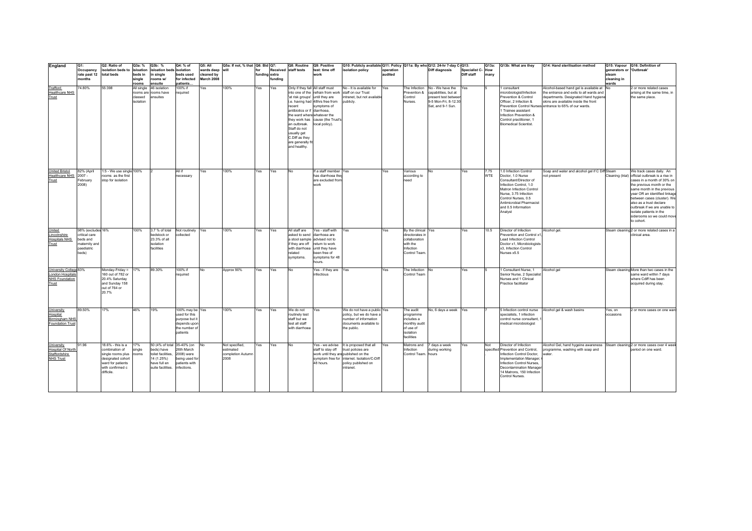| England | Q1: Occupancy rate past 12 months | Q2: Ratio of isolation beds to total beds | Q3a: % isolation beds in single rooms | Q3b: % isolation beds in single rooms w/ ensuite | Q4: % of isolation beds used for infected patients… | Q5: All wards deep cleaned by March 2008 | Q5a: If not, % that will | Q6: Bid for funding | Q7: Received extra funding | Q8: Routine staff tests | Q9: Positive test: time off work | Q10: Publicly available isolation policy | Q11: Policy operation audited | Q11a: By who | Q12: 24-hr 7-day C-Diff diagnosis | Q13: Specialist C-Diff staff | Q13a: How many | Q13b: What are they | Q14: Hand sterilisation method | Q15: Vapour generators or steam cleaning in wards | Q16: Definition of 'Outbreak' |
|---|---|---|---|---|---|---|---|---|---|---|---|---|---|---|---|---|---|---|---|---|---|
| Trafford Healthcare NHS Trust | 74.80% | 55:398 | All single rooms are classed isolation | 46 isolation rooms have ensuites | 100% if required | Yes | 100% | Yes | Yes | Only if they fall into one of the 'at risk groups' i.e. having had recent antibiotics or if the ward where they work has an outbreak. Staff do not usually get C.Diff as they are generally fit and healthy. | All staff must refrain from work until they are 48hrs free from symptoms of diarrhoea, whatever the cause (the Trust's local policy). | No - It is available for staff on our Trust intranet, but not available publicly. | Yes | The Infection Prevention & Control Nurses. | No - We have the capabilities, but at present test between 9-5 Mon-Fri, 8-12.30 Sat, and 9-1 Sun. | Yes | 5 | 1 consultant microbiologist/Infection Prevention & Control Officer, 2 Infection & Prevention Control Nurses 1 Trainee assistant Infection Prevention & Control practitioner, 1 Biomedical Scientist. | Alcohol-based hand gel is available at the entrance and exits to all wards and departments. Designated Hand hygiene skins are available inside the front entrance to 65% of our wards. | No | 2 or more related cases arising at the same time, in the same place. |
| United Bristol Healthcare NHS Trust | 82% (April 2007 - February 2008) | 1:5 - We use single rooms as the first stop for isolation | 100% | 2 | All if necessary | Yes | 100% | Yes | Yes | No | If a staff member has diarrhoea they are excluded from work | Yes | Yes | Various according to need | No | Yes | 7.75 WTE | 1.0 Infection Control Doctor, 1.0 Nurse Consultant/Director of Infection Control, 1.0 Matron Infection Control Nurse, 3.75 Infection Control Nurses, 0.5 Antimicrobial Pharmacist and 0.5 Information Analyst | Soap and water and alcohol gel if C Diff not present | Steam Cleaning (trial) | We track cases daily. An official outbreak is a rise in cases in a month of 30% on the previous month or the same month in the previous year OR an identified linkage between cases (cluster). We also as a trust declare outbreak if we are unable to isolate patients in the siderooms so we could move to cohort. |
| United Lincolnshire Hospitals NHS Trust | 98% (excludes critical care beds and maternity and paediatric beds) | 16% | 100% | 3.7 % of total bedstock or 23.3% of all isolation facilities | Not routinely collected | Yes | 100% | Yes | Yes | All staff are asked to send a stool sample if they are off with diarrhoea related symptoms. | Yes - staff with diarrhoea are advised not to return to work until they have been free of symptoms for 48 hours. | Yes | Yes | By the clinical directorates in collaboration with the Infection Control Team. | Yes | Yes | 10.5 | Director of Infection Prevention and Control x1, Lead Infection Control Doctor x1, Microbiologists x3, Infection Control Nurses x5.5 | Alcohol gel. | Steam cleaning | 2 or more related cases in a clinical area. |
| University College London Hospitals NHS Foundation Trust | 83% | Monday-Friday = 160 out of 782 or 20.4% Saturday and Sunday 158 out of 764 or 20.7% | 17% | 89.30% | 100% if required | No | Approx 90% | Yes | Yes | No | Yes - if they are infectious | Yes | Yes | The Infection Control Team | No | Yes | 5 | 1 Consultant Nurse, 1 Senior Nurse, 2 Specialist Nurses and 1 Clinical Practice facilitator | Alcohol gel | Steam cleaning | More than two cases in the same ward within 7 days where Cdiff has been acquired during stay. |
| University Hospital Birmingham NHS Foundation Trust | 89.50% | 17% | 46% | 19% | 100% may be used for this purpose but it depends upon the number of patients | Yes | 100% | Yes | Yes | We do not routinely test staff but we test all staff with diarrhoea | Yes | We do not have a public policy, but we do have a number of information documents available to the public. | Yes | The audit programme includes a monthly audit of use of isolation facilities | No, 6 days a week | Yes | 7 | 5 Infection control nurse specialists, 1 infection control nurse consultant, 1 medical microbiologist | Alcohol gel & wash basins | Yes, on occasions | 2 or more cases on one ward |
| University Hospital Of North Staffordshire NHS Trust | 91.96 | 18.6% - this is a combination of single rooms plus designated cohort ward for patients with confirmed c difficile. | 17% single rooms | 50 (4% of total beds) have toilet facilities, 14 (1.25%) have full en suite facilities. | 35-40% (on 26th March 2008) were being used for patients with infections. | No | Not specified, estimated completion Autumn 2008 | Yes | Yes | No | Yes - we advise staff to stay off work until they are symptom free for 48 hours. | It is proposed that all trust policies are published on the internet. Isolation/C-Diff policy published on intranet. | Yes | Matrons and Infection Control Team. | 7 days a week during working hours | Yes | Not specified. | Director of Infection Prevention and Control, Infection Control Doctor, Implementation Manager, Infection Control Nurses, Decontamination Manager 14 Matrons, 150 Infection Control Nurses. | Alcohol Gel, hand hygeine awareness programme, washing with soap and water. | Steam cleaning | 2 or more cases over 4 week period on one ward. |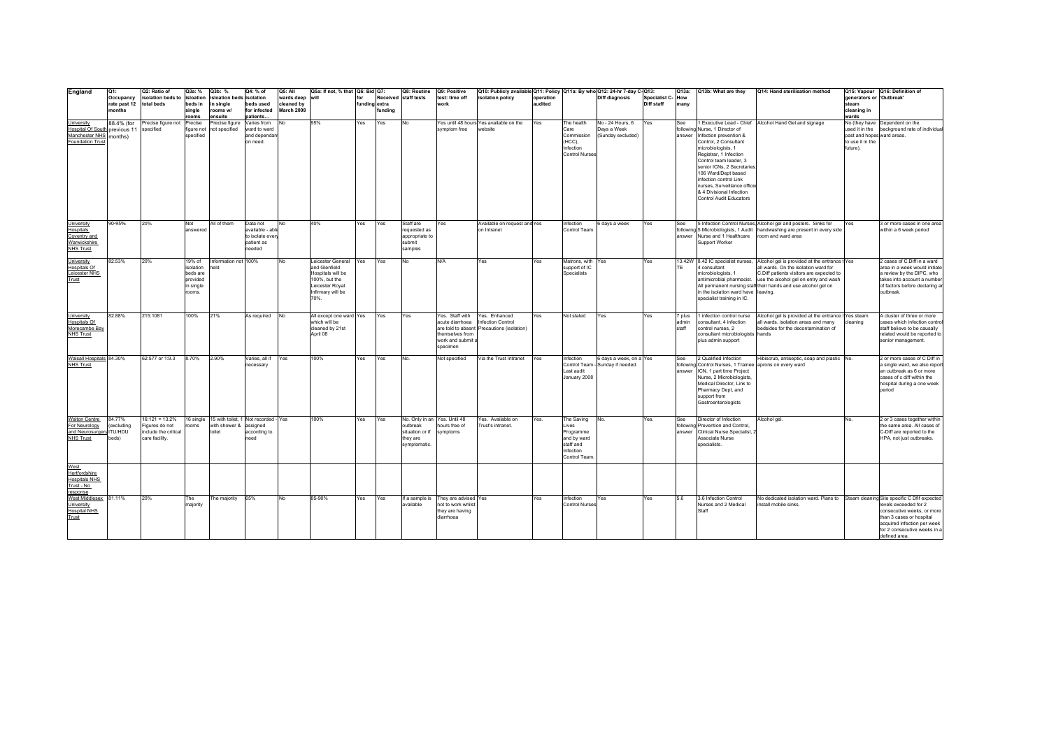| England | Q1: Occupancy rate past 12 months | Q2: Ratio of isolation beds to total beds | Q3a: % isloation beds in single rooms | Q3b: % Isloation beds in single rooms w/ ensuite | Q4: % of isolation beds used for infected patients... | Q5: All wards deep cleaned by March 2008 | Q5a: If not, % that will | Q6: Bid for funding | Q7: Received extra funding | Q8: Routine staff tests | Q9: Positive test: time off work | Q10: Publicly available isolation policy | Q11: Policy operation audited | Q11a: By who | Q12: 24-hr 7-day C-Diff diagnosis | Q13: Specialist C-Diff staff | Q13a: How many | Q13b: What are they | Q14: Hand sterilisation method | Q15: Vapour generators or steam cleaning in wards | Q16: Definition of 'Outbreak' |
|---|---|---|---|---|---|---|---|---|---|---|---|---|---|---|---|---|---|---|---|---|---|
| University Hospital Of South Manchester NHS Foundation Trust | 88.4% (for previous 11 months) | Precise figure not specified | Precise figure not specified | Precise figure not specified | Varies from ward to ward and dependant on need. | No | 95% | Yes | Yes | No | Yes until 48 hours symptom free | Yes available on the website | Yes | The health Care Commission (HCC), Infection Control Nurses | No - 24 Hours, 6 Days a Week (Sunday excluded) | Yes | See following answer | 1 Executive Lead - Chief Nurse, 1 Director of Infection prevention & Control, 2 Consultant microbiologists, 1 Registrar, 1 Infection Control team leader, 3 senior ICNs, 2 Secretaries 106 Ward/Dept based infection control Link nurses, Surveillance officer & 4 Divisional Infection Control Audit Educators | Alcohol Hand Gel and signage | No (they have used it in the past and hopes to use it in the future). | Dependent on the background rate of individual ward areas. |
| University Hospitals Coventry and Warwickshire NHS Trust | 90-95% | 20% | Not answered | All of them | Data not available - able to isolate every patient as needed | No | 40% | Yes | Yes | Staff are requested as appropriate to submit samples | Yes | Available on request and on Intranet | Yes | Infection Control Team | 6 days a week | Yes | See following answer | 5 Infection Control Nurses, 5 Microbiologists, 1 Audit Nurse and 1 Healthcare Support Worker | Alcohol gel and posters. Sinks for handwashing are present in every side room and ward area | Yes | 3 or more cases in one area within a 6 week period |
| University Hospitals Of Leicester NHS Trust | 82.53% | 20% | 19% of isolation beds are provided in single rooms. | Information not held | 100% | No | Leicester General and Glenfield Hospitals will be 100%, but the Leicester Royal Infirmary will be 70%. | Yes | Yes | No | N/A | Yes | Yes | Matrons, with support of IC Specialists | Yes | Yes | 13.42WTE | 8.42 IC specialist nurses, 4 consultant microbiologists, 1 antimicrobial pharmacist. All permanent nursing staff in the isolation ward have specialist training in IC. | Alcohol gel is provided at the entrance to all wards. On the isolation ward for C.Diff patients visitors are expected to use the alcohol gel on entry and wash their hands and use alcohol gel on leaving. | Yes | 2 cases of C.Diff in a ward area in a week would initiate a review by the DIPC, who takes into account a number of factors before declaring an outbreak. |
| University Hospitals Of Morecambe Bay NHS Trust | 82.88% | 215:1081 | 100% | 21% | As required | No | All except one ward which will be cleaned by 21st April 08 | Yes | Yes | Yes | Yes. Staff with acute diarrhoea are told to absent themselves from work and submit a specimen | Yes. Enhanced Infection Control Precautions (isolation) | Yes | Not stated | Yes | Yes | 7 plus admin staff | 1 infection control nurse consultant, 4 infection control nurses, 2 consultant microbiologists plus admin support | Alcohol gel is provided at the entrance to all wards, isolation areas and many bedsides for the decontamination of hands | Yes steam cleaning | A cluster of three or more cases which infection control staff believe to be causally related would be reported to senior management. |
| Walsall Hospitals NHS Trust | 84.30% | 62:577 or 1:9.3 | 8.70% | 2.90% | Varies, all if necessary | Yes | 100% | Yes | Yes | No. | Not specified | Via the Trust Intranet | Yes | Infection Control Team - Last audit January 2008 | 6 days a week, on a Sunday if needed. | Yes | See following answer | 2 Qualified Infection Control Nurses, 1 Trainee ICN, 1 part time Project Nurse, 2 Microbiologists, Medical Director, Link to Pharmacy Dept, and support from Gastroenterologists | Hibiscrub, antiseptic, soap and plastic aprons on every ward | No. | 2 or more cases of C Diff in a single ward, we also report an outbreak as 6 or more cases of c diff within the hospital during a one week period |
| Walton Centre For Neurology and Neurosurgery NHS Trust | 84.77% (excluding ITU/HDU beds) | 16:121 = 13.2% Figures do not include the critical care facility. | 16 single rooms | 15 with toilet, 1 with shower & toilet | Not recorded - assigned according to need | Yes | 100% | Yes | Yes | No. Only in an outbreak situation or if they are symptomatic. | Yes. Until 48 hours free of symptoms | Yes. Available on Trust's intranet. | Yes. | The Saving Lives Programme and by ward staff and Infection Control Team. | No. | Yes. | See following answer | Director of Infection Prevention and Control, Clinical Nurse Specialist, 2 Associate Nurse specialists. | Alcohol gel. | No. | 2 or 3 cases together within the same area. All cases of C-Diff are reported to the HPA, not just outbreaks. |
| West Hertfordshire Hospitals NHS Trust - No response | | | | | | | | | | | | | | | | | | | | | |
| West Middlesex University Hospital NHS Trust | 81.11% | 20% | The majority | The majority | 65% | No | 85-90% | Yes | Yes | If a sample is available | They are advised not to work whilst they are having diarrhoea | Yes | Yes | Infection Control Nurses | Yes | Yes | 5.6 | 3.6 Infection Control Nurses and 2 Medical Staff | No dedicated isolation ward. Plans to install mobile sinks. | Steam cleaning | Site specific C Diff expected levels exceeded for 2 consecutive weeks, or more than 3 cases or hospital acquired infection per week for 2 consecutive weeks in a defined area. |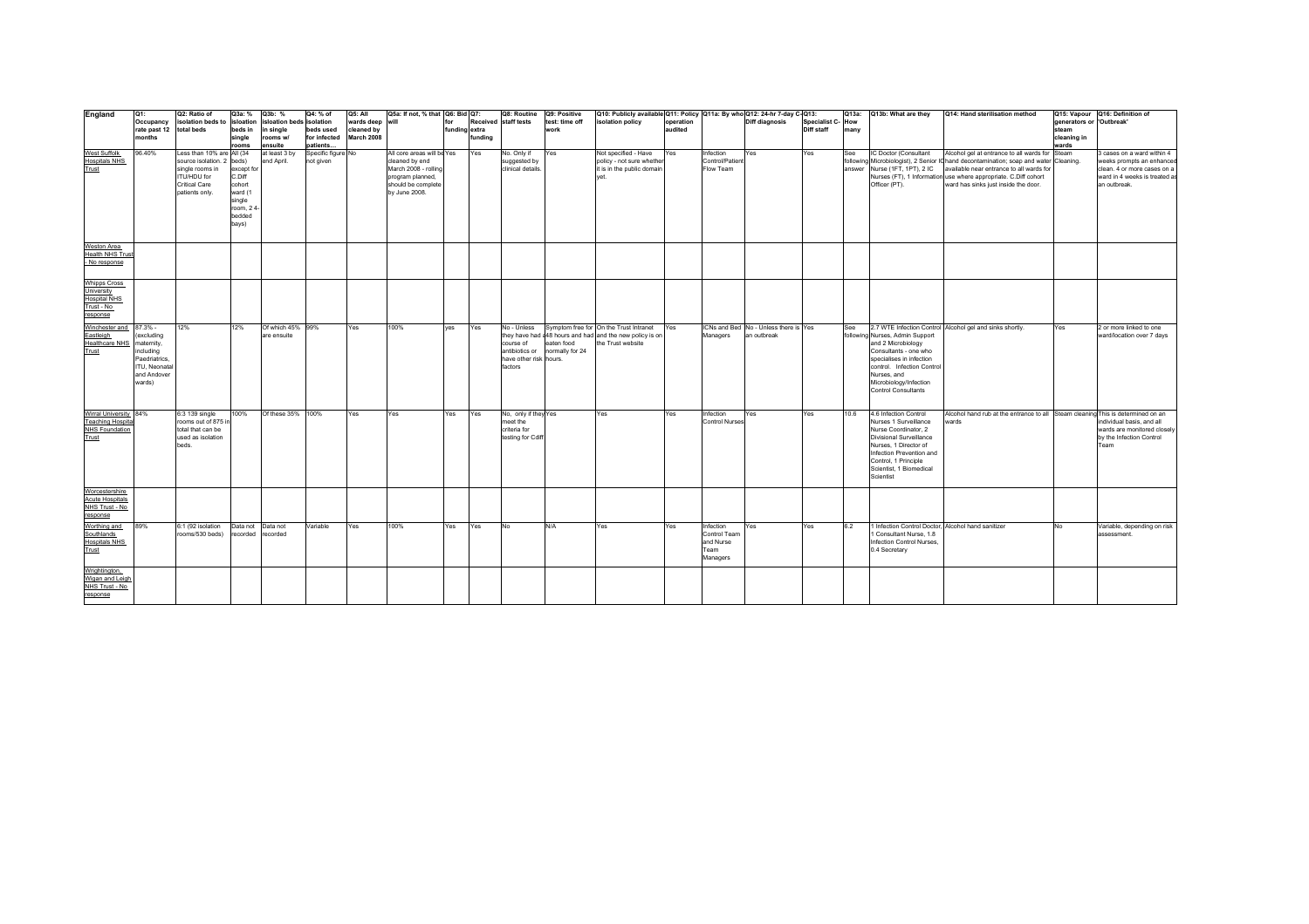| England | Q1: Occupancy rate past 12 months | Q2: Ratio of isolation beds to total beds | Q3a: % isloation beds in single rooms | Q3b: % Isloation beds in single rooms w/ ensuite | Q4: % of isolation beds used for infected patients… | Q5: All wards deep cleaned by March 2008 | Q5a: If not, % that will | Q6: Bid for funding | Q7: Received extra funding | Q8: Routine staff tests | Q9: Positive test: time off work | Q10: Publicly available isolation policy | Q11: Policy operation audited | Q11a: By who | Q12: 24-hr 7-day C-Diff diagnosis | Q13: Specialist C-Diff staff | Q13a: How many | Q13b: What are they | Q14: Hand sterilisation method | Q15: Vapour generators or steam cleaning in wards | Q16: Definition of 'Outbreak' |
|---|---|---|---|---|---|---|---|---|---|---|---|---|---|---|---|---|---|---|---|---|---|
| West Suffolk Hospitals NHS Trust | 96.40% | Less than 10% are source isolation. 2 single rooms in ITU/HDU for Critical Care patients only. | All (34 beds) except for C.Diff cohort ward (1 single room, 2 4-bedded bays) | at least 3 by end April. | Specific figure not given | No | All core areas will be cleaned by end March 2008 - rolling program planned, should be complete by June 2008. | Yes | Yes | No. Only if suggested by clinical details. | Yes | Not specified - Have policy - not sure whether it is in the public domain yet. | Yes | Infection Control/Patient Flow Team | Yes | Yes | See following answer | IC Doctor (Consultant Microbiologist), 2 Senior IC Nurse (1FT, 1PT), 2 IC Nurses (FT), 1 Information Officer (PT). | Alcohol gel at entrance to all wards for hand decontamination; soap and water available near entrance to all wards for use where appropriate. C.Diff cohort ward has sinks just inside the door. | Steam Cleaning. | 3 cases on a ward within 4 weeks prompts an enhanced clean. 4 or more cases on a ward in 4 weeks is treated as an outbreak. |
| Weston Area Health NHS Trust - No response | | | | | | | | | | | | | | | | | | | | | |
| Whipps Cross University Hospital NHS Trust - No response | | | | | | | | | | | | | | | | | | | | | |
| Winchester and Eastleigh Healthcare NHS Trust | 87.3% - (excluding maternity, including Paedriatrics, ITU, Neonatal and Andover wards) | 12% | 12% | Of which 45% are ensuite | 99% | Yes | 100% | yes | Yes | No - Unless they have had a course of antibiotics or have other risk factors | Symptom free for 48 hours and had eaten food normally for 24 hours. | On the Trust Intranet and the new policy is on the Trust website | Yes | ICNs and Bed Managers | No - Unless there is an outbreak | Yes | See following | 2.7 WTE Infection Control Nurses, Admin Support and 2 Microbiology Consultants - one who specialises in infection control. Infection Control Nurses, and Microbiology/Infection Control Consultants | Alcohol gel and sinks shortly. | Yes | 2 or more linked to one ward/location over 7 days |
| Wirral University Teaching Hospital NHS Foundation Trust | 84% | 6:3 139 single rooms out of 875 in total that can be used as isolation beds. | 100% | Of these 35% | 100% | Yes | Yes | Yes | Yes | No, only if they meet the criteria for testing for Cdiff | Yes | Yes | Yes | Infection Control Nurses | Yes | Yes | 10.6 | 4.6 Infection Control Nurses 1 Surveillance Nurse Coordinator, 2 Divisional Surveillance Nurses, 1 Director of Infection Prevention and Control, 1 Principle Scientist, 1 Biomedical Scientist | Alcohol hand rub at the entrance to all wards | Steam cleaning | This is determined on an individual basis, and all wards are monitored closely by the Infection Control Team |
| Worcestershire Acute Hospitals NHS Trust - No response | | | | | | | | | | | | | | | | | | | | | |
| Worthing and Southlands Hospitals NHS Trust | 89% | 6:1 (92 isolation rooms/530 beds) | Data not recorded | Data not recorded | Variable | Yes | 100% | Yes | Yes | No | N/A | Yes | Yes | Infection Control Team and Nurse Team Managers | Yes | Yes | 6.2 | 1 Infection Control Doctor, 1 Consultant Nurse, 1.8 Infection Control Nurses, 0.4 Secretary | Alcohol hand sanitizer | No | Variable, depending on risk assessment. |
| Wrightington, Wigan and Leigh NHS Trust - No response | | | | | | | | | | | | | | | | | | | | | |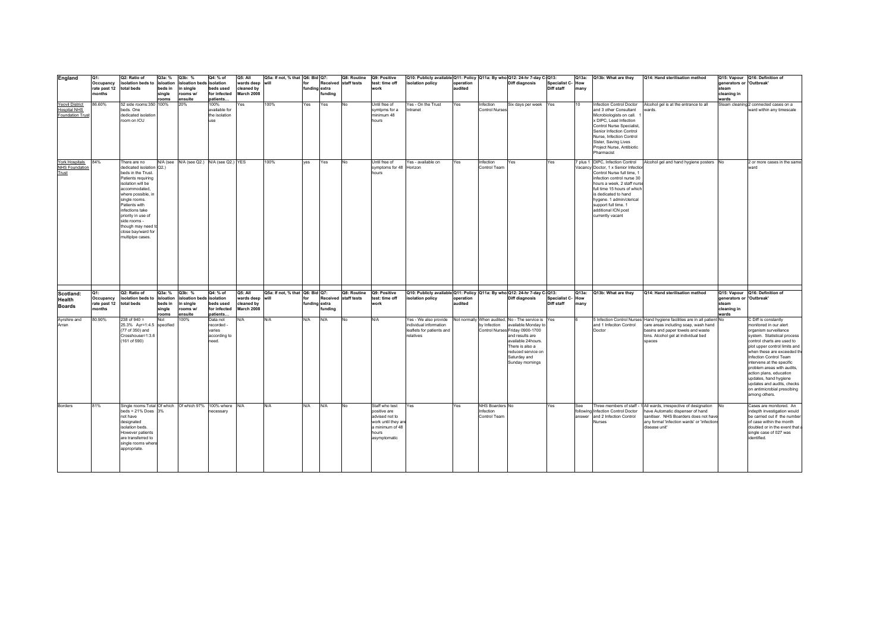| England | Q1: Occupancy rate past 12 months | Q2: Ratio of isolation beds to total beds | Q3a: % isloation beds in single rooms | Q3b: % isloation beds in single rooms w/ ensuite | Q4: % of isolation beds used for infected patients… | Q5: All wards deep cleaned by March 2008 | Q5a: If not, % that will | Q6: Bid for funding | Q7: Received extra funding | Q8: Routine staff tests | Q9: Positive test: time off work | Q10: Publicly available isolation policy | Q11: Policy operation audited | Q11a: By who | Q12: 24-hr 7-day C-Diff diagnosis | Q13: Specialist C-Diff staff | Q13a: How many | Q13b: What are they | Q14: Hand sterilisation method | Q15: Vapour generators or steam cleaning in wards | Q16: Definition of 'Outbreak' |
|---|---|---|---|---|---|---|---|---|---|---|---|---|---|---|---|---|---|---|---|---|---|
| Yeovil District Hospital NHS Foundation Trust | 86.60% | 52 side rooms:350 beds. One dedicated isolation room on ICU | 100% | 20% | 100% available for the isolation use | Yes | 100% | Yes | Yes | No | Until free of symtpms for a minimum 48 hours | Yes - On the Trust Intranet | Yes | Infection Control Nurses | Six days per week | Yes | 10 | Infection Control Doctor and 3 other Consultant Microbiologists on call. 1 x DIPC, Lead Infection Control Nurse Specialist, Senior Infection Control Nurse, Infection Control Sister, Saving Lives Project Nurse, Antibiotic Pharmacist | Alcohol gel is at the entrance to all wards. | Steam cleaning | 2 connected cases on a ward within any timescale |
| York Hospitals NHS Foundation Trust | 84% | There are no dedicated isolation beds in the Trust. Patients requiring isolation will be accommodated, where possible, in single rooms. Patients with infections take priority in use of side rooms - though may need to close bay/ward for multiplpe cases. | N/A (see Q2.) | N/A (see Q2.) | N/A (see Q2.) | YES | 100% | yes | Yes | No | Until free of symptoms for 48 hours | Yes - available on Horizon | Yes | Infection Control Team | Yes | Yes | 7 plus 1 Vacancy | DIPC, Infection Control Doctor, 1 x Senior Infection Control Nurse full time, 1 infection control nurse 30 hours a week, 2 staff nurse full time 15 hours of which is dedicated to hand hygene. 1 admin/clerical support full time. 1 additional ICN post currently vacant | Alcohol gel and hand hygiene posters | No | 2 or more cases in the same ward |
| **Scotland: Health Boards** | **Q1: Occupancy rate past 12 months** | **Q2: Ratio of isolation beds to total beds** | **Q3a: % isloation beds in single rooms** | **Q3b: % isloation beds in single rooms w/ ensuite** | **Q4: % of isolation beds used for infected patients…** | **Q5: All wards deep cleaned by March 2008** | **Q5a: If not, % that will** | **Q6: Bid for funding** | **Q7: Received extra funding** | **Q8: Routine staff tests** | **Q9: Positive test: time off work** | **Q10: Publicly available isolation policy** | **Q11: Policy operation audited** | **Q11a: By who** | **Q12: 24-hr 7-day C-Diff diagnosis** | **Q13: Specialist C-Diff staff** | **Q13a: How many** | **Q13b: What are they** | **Q14: Hand sterilisation method** | **Q15: Vapour generators or steam cleaning in wards** | **Q16: Definition of 'Outbreak'** |
| Ayrshire and Arran | 80.90% | 238 of 940 = 25.3% Ayr=1:4.5 (77 of 350) and Crosshouse=1:3.6 (161 of 590) | Not specified | 100% | Data not recorded - varies according to need. | N/A | N/A | N/A | N/A | No | N/A | Yes - We also provide individual information leaflets for patients and relatives | Not normally | When audited, by Infection Control Nurses | No - The service is available Monday to Friday 0900-1700 and results are available 24hours. There is also a reduced service on Saturday and Sunday mornings | Yes | 6 | 5 Infection Control Nurses and 1 Infeciton Control Doctor | Hand hygiene facilities are in all patient care areas including soap, wash hand basins and paper towels and waste bins. Alcohol gel at individual bed spaces | No | C Diff is constantly monitored in our alert organism surveillance system. Statistical process control charts are used to plot upper control limits and when these are exceeded the Infection Control Team intervene at the specific problem areas with audits, action plans, education updates, hand hygiene updates and audits, checks on antimicrobial prescibing among others. |
| Borders | 81% | Single rooms:Total beds = 21% Does not have designated isolation beds. However patients are transferred to single rooms where appropriate. | Of which 3% | Of which 97% | 100% where necessary | N/A | N/A | N/A | N/A | No | Staff who test positive are advised not to work until they are a minimum of 48 hours asymptomatic | Yes | Yes | NHS Boarders Infection Control Team | No | Yes | See following answer | Three members of staff - 1 Infection Control Doctor and 2 Infection Control Nurses | All wards, irrespective of designation have Automatic dispenser of hand sanitiser. NHS Boarders does not have any formal 'infection wards' or 'infections disease unit' | No | Cases are monitored. An indepth investigation would be carried out if the number of case within the month doubled or in the event that a single case of 027 was identified. |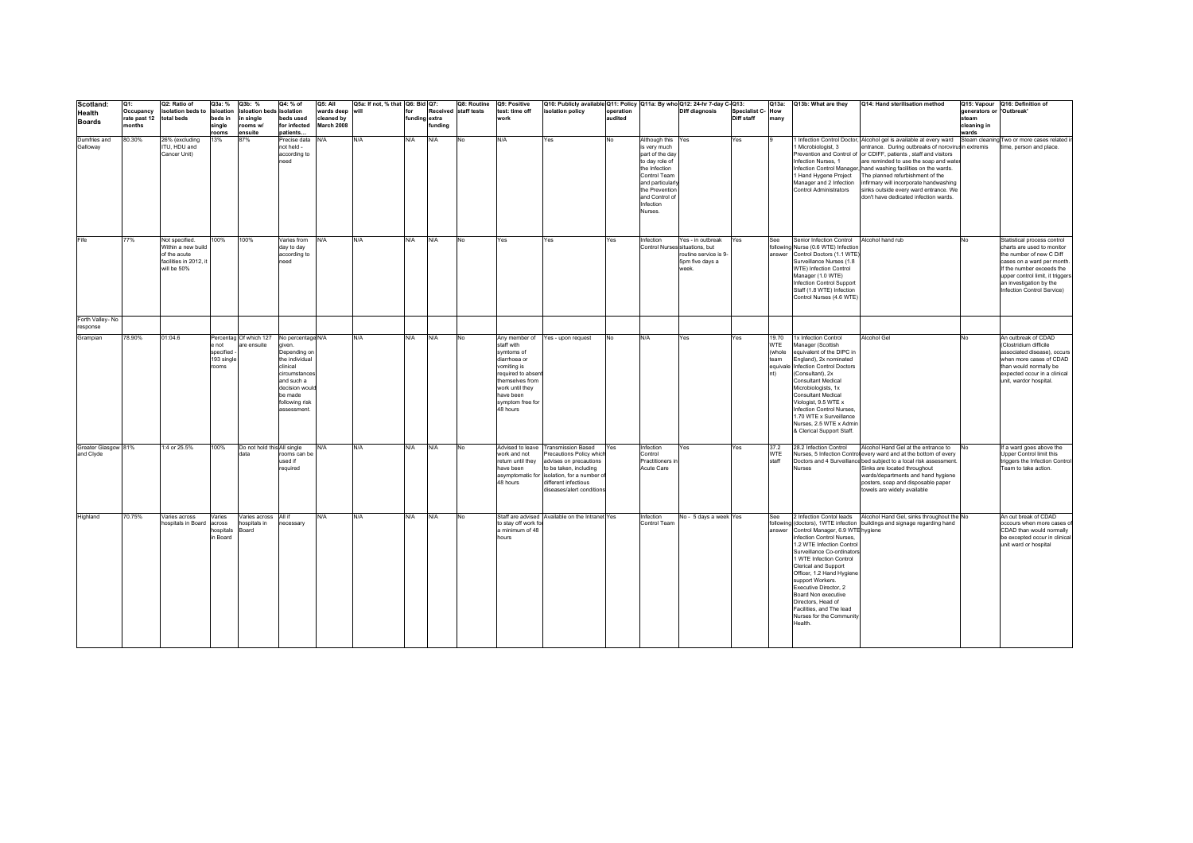| Scotland: Health Boards | Q1: Occupancy rate past 12 months | Q2: Ratio of isolation beds to total beds | Q3a: % isloation beds in single rooms | Q3b: % isloation beds in single rooms w/ ensuite | Q4: % of isolation beds used for infected patients… | Q5: All wards deep cleaned by March 2008 | Q5a: If not, % that will | Q6: Bid for funding extra | Q7: Received funding | Q8: Routine staff tests | Q9: Positive test: time off work | Q10: Publicly available isolation policy | Q11: Policy operation audited | Q11a: By who | Q12: 24-hr 7-day C-Diff diagnosis | Q13: Specialist C-Diff staff | Q13a: How many | Q13b: What are they | Q14: Hand sterilisation method | Q15: Vapour generators or steam cleaning in wards | Q16: Definition of 'Outbreak' |
|---|---|---|---|---|---|---|---|---|---|---|---|---|---|---|---|---|---|---|---|---|---|
| Dumfries and Galloway | 80.30% | 26% (excluding ITU, HDU and Cancer Unit) | 13% | 87% | Precise data not held - according to need | N/A | N/A | N/A | N/A | No | N/A | Yes | No | Although this is very much part of the day to day role of the Infection Control Team and particularly the Prevention and Control of Infection Nurses. | Yes | Yes | 9 | 1 Infection Control Doctor, 1 Microbiologist, 3 Prevention and Control of Infection Nurses, 1 Infection Control Manager, 1 Hand Hygene Project Manager and 2 Infection Control Administrators | Alcohol gel is available at every ward entrance. During outbreaks of norovirus or CDIFF, patients , staff and visitors are reminded to use the soap and water hand washing facilities on the wards. The planned refurbishment of the infirmary will incorporate handwashing sinks outside every ward entrance. We don't have dedicated infection wards. | Steam cleaning in extremis | Two or more cases related in time, person and place. |
| Fife | 77% | Not specified. Within a new build of the acute facilities in 2012, it will be 50% | 100% | 100% | Varies from day to day according to need | N/A | N/A | N/A | N/A | No | Yes | Yes | Yes | Infection Control Nurses | Yes - in outbreak situations, but routine service is 9-5pm five days a week. | Yes | See following answer | Senior Infection Control Nurse (0.6 WTE) Infection Control Doctors (1.1 WTE) Surveillance Nurses (1.8 WTE) Infection Control Manager (1.0 WTE) Infection Control Support Staff (1.8 WTE) Infection Control Nurses (4.6 WTE) | Alcohol hand rub | No | Statistical process control charts are used to monitor the number of new C Diff cases on a ward per month. If the number exceeds the upper control limit, it triggers an investigation by the Infection Control Service) |
| Forth Valley- No response | | | | | | | | | | | | | | | | | | | | | |
| Grampian | 78.90% | 01:04.6 | Percentage not specified - 193 single rooms | Of which 127 are ensuite | No percentage given. Depending on the individual clinical circumstances and such a decision would be made following risk assessment. | N/A | N/A | N/A | N/A | No | Any member of staff with symtoms of diarrhoea or vomiting is required to absent themselves from work until they have been symptom free for 48 hours | Yes - upon request | No | N/A | Yes | Yes | 19.70 WTE (whole team equivalent) | 1x Infection Control Manager (Scottish equivalent of the DIPC in England), 2x nominated Infection Control Doctors (Consultant), 2x Consultant Medical Microbiologists, 1x Consultant Medical Viologist, 9.5 WTE x Infection Control Nurses, 1.70 WTE x Surveillance Nurses, 2.5 WTE x Admin & Clerical Support Staff. | Alcohol Gel | No | An outbreak of CDAD (Clostridium difficile associated disease), occurs when more cases of CDAD than would normally be expected occur in a clinical unit, wardor hospital. |
| Greater Glasgow and Clyde | 81% | 1:4 or 25.5% | 100% | Do not hold this data | All single rooms can be used if required | N/A | N/A | N/A | N/A | No | Advised to leave work and not return until they have been asymptomatic for 48 hours | Transmission Based Precautions Policy which advises on precautions to be taken, including isolation, for a number of different infectious diseases/alert conditions | Yes | Infection Control Practitioners in Acute Care | Yes | Yes | 37.2 WTE staff | 28.2 Infection Control Nurses, 5 Infection Control Doctors and 4 Surveillance Nurses | Alcohol Hand Gel at the entrance to every ward and at the bottom of every bed subject to a local risk assessment. Sinks are located throughout wards/departments and hand hygiene posters, soap and disposable paper towels are widely available | No | If a ward goes above the Upper Control limit this triggers the Infection Control Team to take action. |
| Highland | 70.75% | Varies across hospitals in Board | Varies across hospitals in Board | Varies across hospitals in Board | All if necessary | N/A | N/A | N/A | N/A | No | Staff are advised to stay off work for a minimum of 48 hours | Available on the Intranet | Yes | Infection Control Team | No - 5 days a week | Yes | See following answer | 2 Infection Contol leads (doctors), 1WTE infection Control Manager, 6.9 WTE infection Control Nurses, 1.2 WTE Infection Control Surveillance Co-ordinators 1 WTE Infection Control Clerical and Support Officer, 1.2 Hand Hygiene support Workers. Executive Director, 2 Board Non executive Directors, Head of Facilities, and The lead Nurses for the Community Health. | Alcohol Hand Gel, sinks throughout the buildings and signage regarding hand hygiene | No | An out break of CDAD occours when more cases of CDAD than would normally be excepted occur in clinical unit ward or hospital |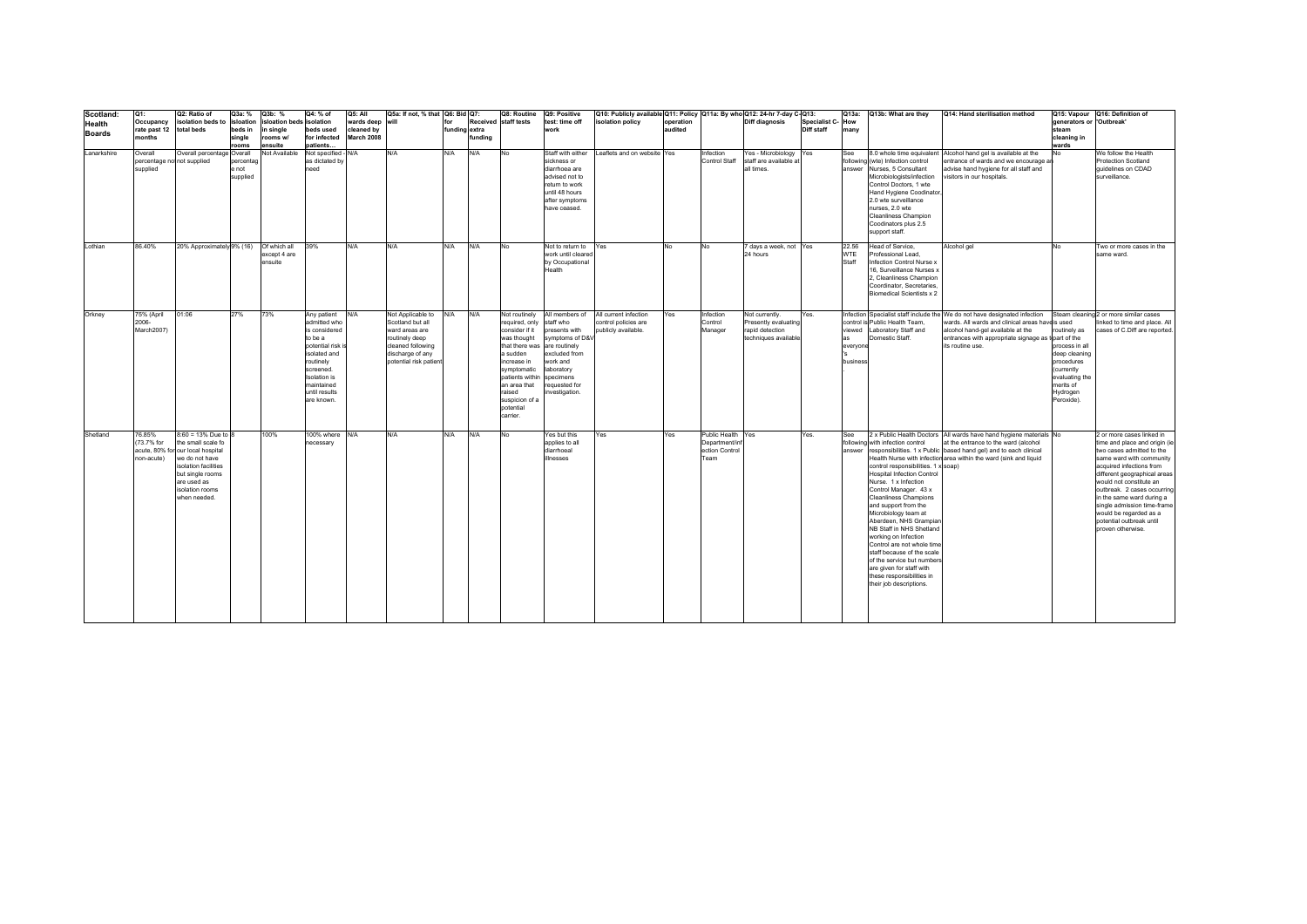| Scotland: Health Boards | Q1: Occupancy rate past 12 months | Q2: Ratio of isolation beds to total beds | Q3a: % isolation beds in single rooms | Q3b: % isloation beds in single rooms w/ ensuite | Q4: % of isolation beds used for infected patients… | Q5: All wards deep cleaned by March 2008 | Q5a: If not, % that will | Q6: Bid for funding | Q7: Received extra funding | Q8: Routine staff tests | Q9: Positive test: time off work | Q10: Publicly available isolation policy | Q11: Policy operation audited | Q11a: By who | Q12: 24-hr 7-day C-Diff diagnosis | Q13: Specialist C-Diff staff | Q13a: How many | Q13b: What are they | Q14: Hand sterilisation method | Q15: Vapour generators or steam cleaning in wards | Q16: Definition of 'Outbreak' |
|---|---|---|---|---|---|---|---|---|---|---|---|---|---|---|---|---|---|---|---|---|---|
| Lanarkshire | Overall percentage not supplied | Overall percentage not supplied | Overall percentage not supplied | Not Available | Not specified - as dictated by need | N/A | N/A | N/A | N/A | No | Staff with either sickness or diarrhoea are advised not to return to work until 48 hours after symptoms have ceased. | Leaflets and on website | Yes | Infection Control Staff | Yes - Microbiology staff are available at all times. | Yes | See following answer | 8.0 whole time equivalent (wte) Infection control Nurses, 5 Consultant Microbiologists/infection Control Doctors, 1 wte Hand Hygiene Coodinator, 2.0 wte surveillance nurses, 2.0 wte Cleanliness Champion Coodinators plus 2.5 support staff. | Alcohol hand gel is available at the entrance of wards and we encourage and advise hand hygiene for all staff and visitors in our hospitals. | No | We follow the Health Protection Scotland guidelines on CDAD surveillance. |
| Lothian | 86.40% | 20% Approximately | 9% (16) | Of which all except 4 are ensuite | 39% | N/A | N/A | N/A | N/A | No | Not to return to work until cleared by Occupational Health | Yes | No | No | 7 days a week, not 24 hours | Yes | 22.56 WTE Staff | Head of Service, Professional Lead, Infection Control Nurse x 16, Surveillance Nurses x 2, Cleanliness Champion Coordinator, Secretaries, Biomedical Scientists x 2 | Alcohol gel | No | Two or more cases in the same ward. |
| Orkney | 75% (April 2006-March2007) | 01:06 | 27% | 73% | Any patient admitted who is considered to be a potential risk is isolated and routinely screened. Isolation is maintained until results are known. | N/A | Not Applicable to Scotland but all ward areas are routinely deep cleaned following discharge of any potential risk patient | N/A | N/A | Not routinely required, only consider if it was thought that there was a sudden increase in symptomatic patients within an area that raised suspicion of a potential carrier. | All members of staff who presents with symptoms of D&V are routinely excluded from work and laboratory specimens requested for investigation. | All current infection control policies are publicly available. | Yes | Infection Control Manager | Not currently. Presently evaluating rapid detection techniques available | Yes. | Infection control is viewed as everyone's business. | Specialist staff include the Public Health Team, Laboratory Staff and Domestic Staff. | We do not have designated infection wards. All wards and clinical areas have alcohol hand-gel available at the entrances with appropriate signage as to its routine use. | Steam cleaning is used routinely as part of the process in all deep cleaning procedures (currently evaluating the merits of Hydrogen Peroxide). | 2 or more similar cases linked to time and place. All cases of C.Diff are reported. |
| Shetland | 76.85% (73.7% for acute, 80% for non-acute) | 8:60 = 13% Due to the small scale fo our local hospital we do not have isolation facilities but single rooms are used as isolation rooms when needed. | 8 | 100% | 100% where necessary | N/A | N/A | N/A | N/A | No | Yes but this applies to all diarrhoeal illnesses | Yes | Yes | Public Health Department/infection Control Team | Yes | Yes. | See following answer | 2 x Public Health Doctors with infection control responsibilities. 1 x Public Health Nurse with infection control responsibilities. 1 x Hospital Infection Control Nurse. 1 x Infection Control Manager. 43 x Cleanliness Champions and support from the Microbiology team at Aberdeen, NHS Grampian NB Staff in NHS Shetland working on Infection Control are not whole time staff because of the scale of the service but numbers are given for staff with these responsibilities in their job descriptions. | All wards have hand hygiene materials at the entrance to the ward (alcohol based hand gel) and to each clinical area within the ward (sink and liquid soap) | No | 2 or more cases linked in time and place and origin (ie two cases admitted to the same ward with community acquired infections from different geographical areas would not constitute an outbreak. 2 cases occurring in the same ward during a single admission time-frame would be regarded as a potential outbreak until proven otherwise. |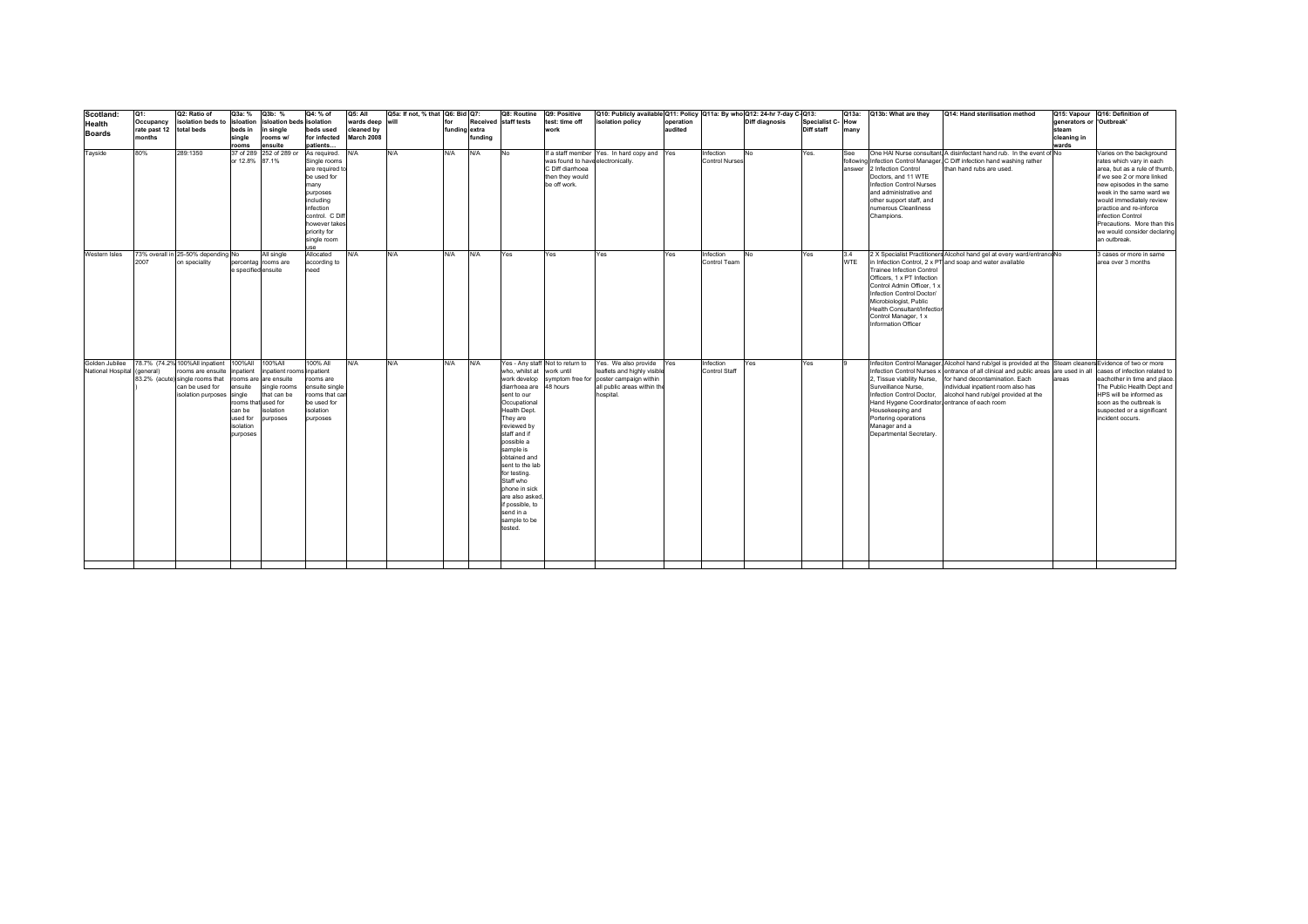| Scotland: Health Boards | Q1: Occupancy rate past 12 months | Q2: Ratio of isolation beds to total beds | Q3a: % isolation beds in single rooms | Q3b: % Isloation beds in single rooms w/ ensuite | Q4: % of isolation beds used for infected patients... | Q5: All wards deep cleaned by March 2008 | Q5a: If not, % that will | Q6: Bid for funding | Q7: Received extra funding | Q8: Routine staff tests | Q9: Positive test: time off work | Q10: Publicly available isolation policy | Q11: Policy operation audited | Q11a: By who | Q12: 24-hr 7-day C-Diff diagnosis | Q13: Specialist C-Diff staff | Q13a: How many | Q13b: What are they | Q14: Hand sterilisation method | Q15: Vapour generators or steam cleaning in wards | Q16: Definition of 'Outbreak' |
|---|---|---|---|---|---|---|---|---|---|---|---|---|---|---|---|---|---|---|---|---|---|
| Tayside | 80% | 289:1350 | 37 of 289 or 12.8% | 252 of 289 or 87.1% | As required. Single rooms are required to be used for many purposes including infection control. C Diff however takes priority for single room use | N/A | N/A | N/A | N/A | No | If a staff member was found to have C Diff diarrhoea then they would be off work. | Yes. In hard copy and electronically. | Yes | Infection Control Nurses | No | Yes. | See following answer | One HAI Nurse consultant, Infection Control Manager, 2 Infection Control Doctors, and 11 WTE Infection Control Nurses and administrative and other support staff, and numerous Cleanliness Champions. | A disinfectant hand rub. In the event of C Diff infection hand washing rather than hand rubs are used. | No | Varies on the background rates which vary in each area, but as a rule of thumb, if we see 2 or more linked new episodes in the same week in the same ward we would immediately review practice and re-inforce infection Control Precautions. More than this we would consider declaring an outbreak. |
| Western Isles | 73% overall in 2007 | 25-50% depending on speciality | No percentage specified | All single rooms are ensuite | Allocated according to need | N/A | N/A | N/A | N/A | Yes | Yes | Yes | Yes | Infection Control Team | No | Yes | 3.4 WTE | 2 X Specialist Practitioners in Infection Control, 2 x PT Trainee Infection Control Officers, 1 x PT Infection Control Admin Officer, 1 x Infection Control Doctor/ Microbiologist, Public Health Consultant/Infection Control Manager, 1 x Information Officer | Alcohol hand gel at every ward/entrance and soap and water available | No | 3 cases or more in same area over 3 months |
| Golden Jubilee National Hospital | 78.7% (74.2% (general) 83.2% (acute)) | 100%All inpatient rooms are ensuite single rooms that can be used for isolation purposes | 100%All inpatient rooms are ensuite single rooms that can be used for isolation purposes | 100%All inpatient rooms are ensuite single rooms that can be used for isolation purposes | 100% All inpatient rooms are ensuite single rooms that can be used for isolation purposes | N/A | N/A | N/A | N/A | Yes - Any staff who, whilst at work develop diarrhoea are sent to our Occupational Health Dept. They are reviewed by staff and if possible a sample is obtained and sent to the lab for testing. Staff who phone in sick are also asked, if possible, to send in a sample to be tested. | Not to return to work until symptom free for 48 hours | Yes. We also provide leaflets and highly visible poster campaign within all public areas within the hospital. | Yes | Infection Control Staff | Yes | Yes | 9 | Infeciton Control Manager, Infection Control Nurses x 2, Tissue viability Nurse, Surveillance Nurse, Infection Control Doctor, Hand Hygene Coordinator, Housekeeping and Portering operations Manager and a Departmental Secretary. | Alcohol hand rub/gel is provided at the entrance of all clinical and public areas for hand decontamination. Each individual inpatient room also has alcohol hand rub/gel provided at the entrance of each room | Steam cleaners are used in all areas | Evidence of two or more cases of infection related to eachother in time and place. The Public Health Dept and HPS will be informed as soon as the outbreak is suspected or a significant incident occurs. |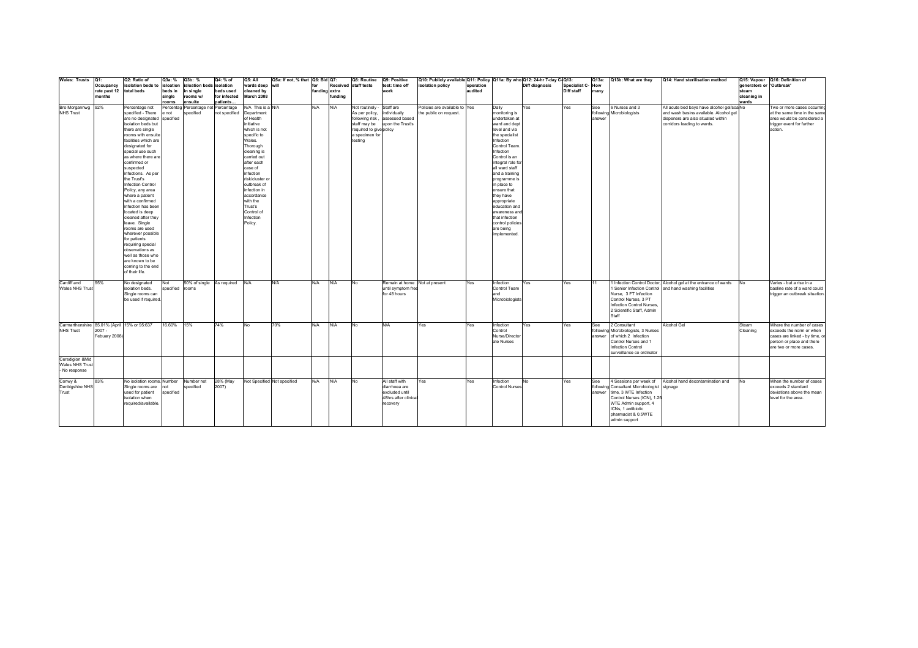| Wales: Trusts | Q1: Occupancy rate past 12 months | Q2: Ratio of isolation beds to total beds | Q3a: % isloation beds in single rooms | Q3b: % Isloation beds in single rooms w/ ensuite | Q4: % of isolation beds used for infected patients… | Q5: All wards deep cleaned by March 2008 | Q5a: If not, % that will | Q6: Bid for funding | Q7: Received extra funding | Q8: Routine staff tests | Q9: Positive test: time off work | Q10: Publicly available isolation policy | Q11: Policy operation audited | Q11a: By who | Q12: 24-hr 7-day C-Diff diagnosis | Q13: Specialist C-Diff staff | Q13a: How many | Q13b: What are they | Q14: Hand sterilisation method | Q15: Vapour generators or steam cleaning in wards | Q16: Definition of 'Outbreak' |
|---|---|---|---|---|---|---|---|---|---|---|---|---|---|---|---|---|---|---|---|---|---|
| Bro Morgannwg NHS Trust | 92% | Percentage not specified - There are no designated isolation beds but there are single rooms with ensuite facilities which are designated for special use such as where there are confirmed or suspected infections. As per the Trust's Infection Control Policy, any area where a patient with a confirmed infection has been located is deep cleaned after they leave. Single rooms are used wherever possible for patients requiring special observations as well as those who are known to be coming to the end of their life. | Percentage not specified | Percentage not specified | Percentage not specified | N/A This is a Department of Health initiative which is not specific to Wales. Thorough cleaning is carried out after each case of infection risk/cluster or outbreak of infection in accordance with the Trust's Control of Infection Policy. | N/A | N/A | N/A | Not routinely - As per policy, following risk , staff may be required to give a specimen for testing | Staff are individually assessed based upon the Trust's policy | Policies are available to the public on request. | Yes | Daily monitoring is undertaken at ward and dept level and via the specialist Infection Control Team. Infection Control is an integral role for all ward staff and a training programme is in place to ensure that they have appropriate education and awareness and that infection control policies are being implemented. | Yes | Yes | See following answer | 6 Nurses and 3 Microbiologists | All acute bed bays have alcohol gel/soap and wash basins available. Alcohol gel dispeners are also situated within corridors leading to wards. | No | Two or more cases occurring at the same time in the same area would be considered a trigger event for further action. |
| Cardiff and Wales NHS Trust | 95% | No designated isolation beds. Single rooms can be used if required. | Not specified | 50% of single rooms | As required | N/A | N/A | N/A | N/A | No | Remain at home until symptom free for 48 hours | Not at present | Yes | Infection Control Team and Microbiologists | Yes | Yes | 11 | 1 Infection Control Doctor, 1 Senior Infection Control Nurse, 3 FT Infection Control Nurses, 3 PT Infection Control Nurses, 2 Scientific Staff, Admin Staff | Alcohol gel at the entrance of wards and hand washing facilities | No | Varies - but a rise in a basline rate of a ward could trigger an outbreak situation. |
| Carmarthenshire NHS Trust | 85.01% (April 2007 - Febuary 2008) | 15% or 95:637 | 16.60% | 15% | 74% | No | 70% | N/A | N/A | No | N/A | Yes | Yes | Infection Control Nurse/Director ate Nurses | Yes | Yes | See following answer | 2 Consultant Microbiologists, 3 Nurses of which 2 Infection Control Nurses and 1 Infection Control surveillance co ordinator | Alcohol Gel | Steam Cleaning | Where the number of cases exceeds the norm or when cases are linked - by time, or person or place and there are two or more cases. |
| Ceredigion &Mid Wales NHS Trust - No response | | | | | | | | | | | | | | | | | | | | | |
| Conwy & Denbigshire NHS Trust | 83% | No isolation rooms. Single rooms are used for patient isolation when required/available. | Number not specified | Number not specified | 28% (May 2007) | Not Specified | Not specified | N/A | N/A | No | All staff with diarrhoea are excluded until 48hrs after clinical recovery | Yes | Yes | Infection Control Nurses | No | Yes | See following answer | 4 Sessions per week of Consultant Microbiologist time, 3 WTE Infection Control Nurses (ICN), 1.25 WTE Admin support, 4 ICNs, 1 antibiotic pharmacist & 0.5WTE admin support | Alcohol hand decontamination and signage | No | When the number of cases exceeds 2 standard deviations above the mean level for the area. |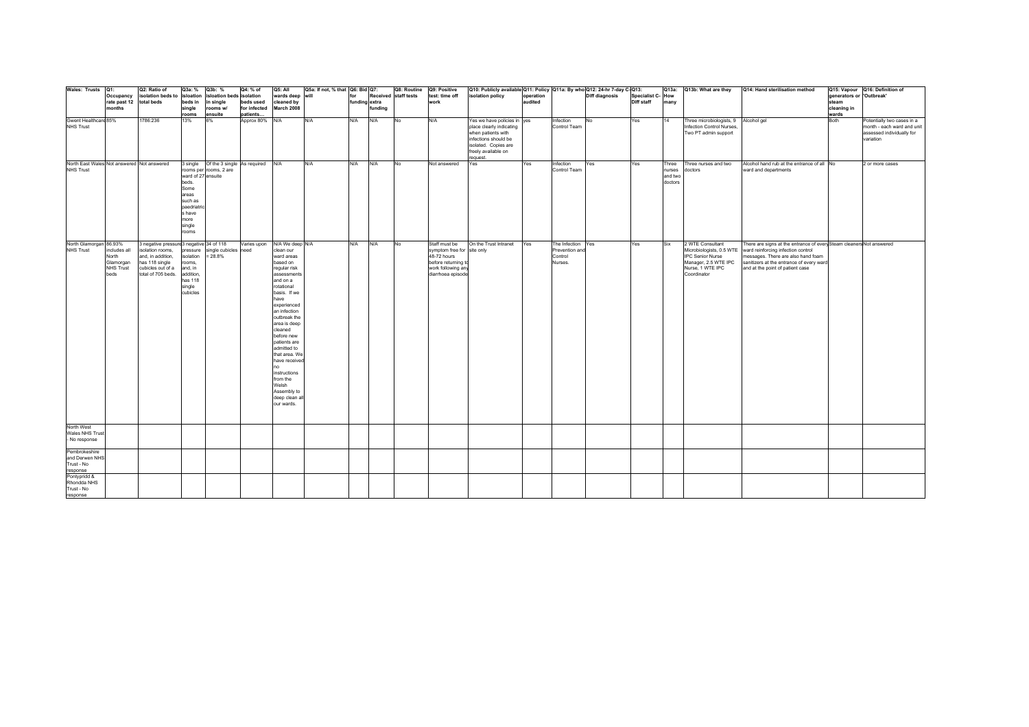| Wales: Trusts | Q1: Occupancy rate past 12 months | Q2: Ratio of isolation beds to total beds | Q3a: % isolation beds in single rooms | Q3b: % isloation beds in single rooms w/ ensuite | Q4: % of isolation beds used for infected patients... | Q5: All wards deep cleaned by March 2008 | Q5a: If not, % that will | Q6: Bid for funding | Q7: Received extra funding | Q8: Routine staff tests | Q9: Positive test: time off work | Q10: Publicly available isolation policy | Q11: Policy operation audited | Q11a: By who | Q12: 24-hr 7-day C-Diff diagnosis | Q13: Specialist C-Diff staff | Q13a: How many | Q13b: What are they | Q14: Hand sterilisation method | Q15: Vapour generators or steam cleaning in wards | Q16: Definition of 'Outbreak' |
|---|---|---|---|---|---|---|---|---|---|---|---|---|---|---|---|---|---|---|---|---|---|
| Gwent Healthcare NHS Trust | 85% | 1786:236 | 13% | 6% | Approx 80% | N/A | N/A | N/A | N/A | No | N/A | Yes we have policies in place clearly indicating when patients with infections should be isolated. Copies are freely available on request. | yes | Infection Control Team | No | Yes | 14 | Three microbiologists, 9 Infection Control Nurses, Two PT admin support | Alcohol gel | Both | Potentially two cases in a month - each ward and unit assessed individually for variation |
| North East Wales NHS Trust | Not answered | Not answered | 3 single rooms per ward of 27 beds. Some areas such as paediatrics have more single rooms | Of the 3 single rooms, 2 are ensuite | As required | N/A | N/A | N/A | N/A | No | Not answered | Yes | Yes | Infection Control Team | Yes | Yes | Three nurses and two doctors | Three nurses and two doctors | Alcohol hand rub at the entrance of all ward and departments | No | 2 or more cases |
| North Glamorgan NHS Trust | 86.93% includes all North Glamorgan NHS Trust beds | 3 negative pressure isolation rooms, and, in addition, has 118 single cubicles out of a total of 705 beds. | 3 negative pressure isolation rooms, and, in addition, has 118 single cubicles | 34 of 118 single cubicles = 28.8% | Varies upon need | N/A We deep clean our ward areas based on regular risk assessments and on a rotational basis. If we have experienced an infection outbreak the area is deep cleaned before new patients are admitted to that area. We have received no instructions from the Welsh Assembly to deep clean all our wards. | N/A | N/A | N/A | No | Staff must be symptom free for 48-72 hours before returning to work following any diarrhoea episode | On the Trust Intranet site only | Yes | The Infection Prevention and Control Nurses. | Yes | Yes | Six | 2 WTE Consultant Microbiologists, 0.5 WTE IPC Senior Nurse Manager, 2.5 WTE IPC Nurse, 1 WTE IPC Coordinator | There are signs at the entrance of every ward reinforcing infection control messages. There are also hand foam sanitizers at the entrance of every ward and at the point of patient case | Steam cleaners | Not answered |
| North West Wales NHS Trust - No response | | | | | | | | | | | | | | | | | | | | | |
| Pembrokeshire and Derwen NHS Trust - No response | | | | | | | | | | | | | | | | | | | | | |
| Pontypridd & Rhondda NHS Trust - No response | | | | | | | | | | | | | | | | | | | | | |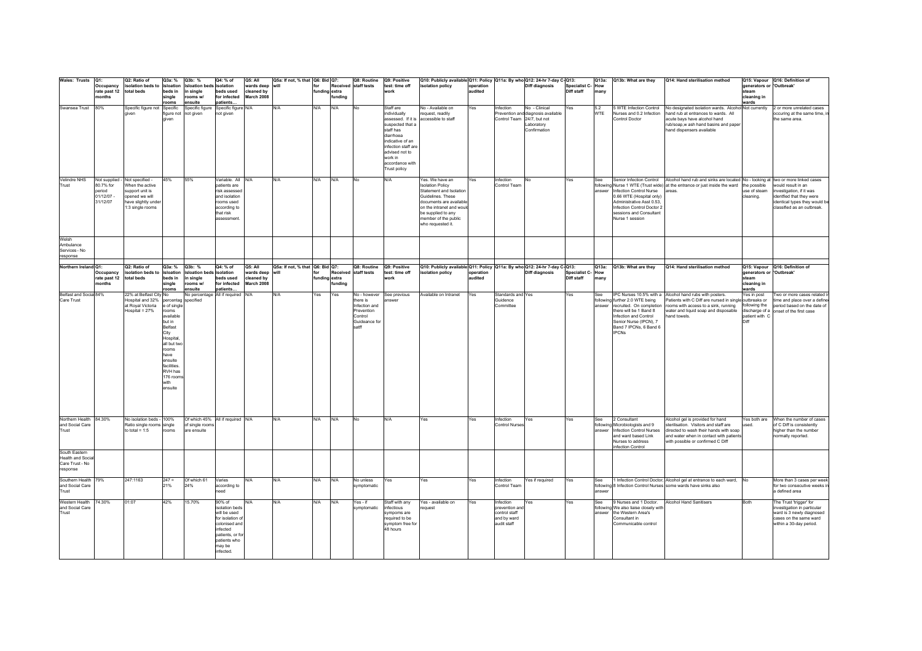| Wales: Trusts | Q1: Occupancy rate past 12 months | Q2: Ratio of isolation beds to total beds | Q3a: % isolation beds in single rooms | Q3b: % Isloation beds in single rooms w/ ensuite | Q4: % of isolation beds used for infected patients… | Q5: All wards deep cleaned by March 2008 | Q5a: If not, % that will | Q6: Bid for funding | Q7: Received extra funding | Q8: Routine staff tests | Q9: Positive test: time off work | Q10: Publicly available isolation policy | Q11: Policy operation audited | Q11a: By who | Q12: 24-hr 7-day C-Diff diagnosis | Q13: Specialist C-Diff staff | Q13a: How many | Q13b: What are they | Q14: Hand sterilisation method | Q15: Vapour generators or steam cleaning in wards | Q16: Definition of 'Outbreak' |
|---|---|---|---|---|---|---|---|---|---|---|---|---|---|---|---|---|---|---|---|---|---|
| Swansea Trust | 80% | Specific figure not given | Specific figure not given | Specific figure not given | Specific figure not given | N/A | N/A | N/A | N/A | No | Staff are individually assessed. If it is suspected that a staff has diarrhoea indicative of an infection staff are advised not to work in accordance with Trust policy | No - Available on request, readily accessible to staff | Yes | Infection Prevention and Control Team | No - Clinical diagnosis available 24/7, but not Laboratory Confirmation | Yes | 5.2 WTE | 5 WTE Infection Control Nurses and 0.2 Infection Control Doctor | No designated isolation wards. Alcohol hand rub at entrances to wards. All acute bays have alcohol hand rub/soap,w ash hand basins and paper hand dispensers available | Not currently | 2 or more unrelated cases occuring at the same time, in the same area. |
| Velindre NHS Trust | Not supplied - 80.7% for period 01/12/07 - 31/12/07 | Not specified - When the active support unit is opened we will have slightly under 1:3 single rooms | 45% | 55% | Variable. All patients are risk assessed and isolation rooms used according to that risk assessment. | N/A | N/A | N/A | N/A | No | N/A | Yes. We have an Isolation Policy Statement and Isolation Guidelines. These documents are available on the intranet and would be supplied to any member of the public who requested it. | Yes | Infection Control Team | No | Yes | See following answer | Senior Infection Control Nurse 1 WTE (Trust wide) Infection Control Nurse 0.66 WTE (Hospital only) Administrative Asst 0.53, Infection Control Doctor 2 sessions and Consultant Nurse 1 session | Alcohol hand rub and sinks are located at the entrance or just inside the ward areas. | No - looking at the possible use of steam cleaning. | two or more linked cases would result in an investigation, if it was identified that they were identical types they would be classified as an outbreak. |
| Welsh Ambulance Services - No response | | | | | | | | | | | | | | | | | | | | | |
| **Northern Ireland** | **Q1: Occupancy rate past 12 months** | **Q2: Ratio of isolation beds to total beds** | **Q3a: % isolation beds in single rooms** | **Q3b: % Isloation beds in single rooms w/ ensuite** | **Q4: % of isolation beds used for infected patients…** | **Q5: All wards deep cleaned by March 2008** | **Q5a: If not, % that will** | **Q6: Bid for funding** | **Q7: Received extra funding** | **Q8: Routine staff tests** | **Q9: Positive test: time off work** | **Q10: Publicly available isolation policy** | **Q11: Policy operation audited** | **Q11a: By who** | **Q12: 24-hr 7-day C-Diff diagnosis** | **Q13: Specialist C-Diff staff** | **Q13a: How many** | **Q13b: What are they** | **Q14: Hand sterilisation method** | **Q15: Vapour generators or steam cleaning in wards** | **Q16: Definition of 'Outbreak'** |
| Belfast and Social Care Trust | 84% | 22% at Belfast City Hospital and 32% at Royal Victoria Hospital = 27% | No percentage of single rooms available but in Belfast City Hospital, all but two rooms have ensuite facilities. RVH has 176 rooms with ensuite | No percentage specified | All if required | N/A | N/A | Yes | Yes | No - however there is Infection and Prevention Control Guidance for satff | See previous answer | Available on Intranet | Yes | Standards and Guidance Committee | Yes | Yes | See following answer | IPC Nurses 10.5% with a further 2.0 WTE being recruited. On completion there will be 1 Band 8 Infection and Control Senior Nurse (IPCN), 7 Band 7 IPCNs, 6 Band 6 IPCNs | Alcohol hand rubs with posters. Patients with C Diff are nursed in single rooms with access to a sink, running water and liquid soap and disposable hand towels. | Yes in post outbreaks or following the discharge of a patient with C Diff | Two or more cases related in time and place over a defined period based on the date of onset of the first case |
| Northern Health and Social Care Trust | 84.30% | No isolation beds - Ratio single rooms to total = 1:5 | 100% single rooms | Of which 45% of single rooms are ensuite | All if required | N/A | N/A | N/A | N/A | No | N/A | Yes | Yes | Infection Control Nurses | Yes | Yes | See following answer | 2 Consultant Microbiologists and 9 Infection Control Nurses and ward based Link Nurses to address infection Control | Alcohol gel is provided for hand sterilisation. Visitors and staff are directed to wash their hands with soap and water when in contact with patients with possible or confirmed C Diff | Yes both are used. | When the number of cases of C Diff is consistently higher than the number normally reported. |
| South Eastern Health and Social Care Trust - No response | | | | | | | | | | | | | | | | | | | | | |
| Southern Health and Social Care Trust | 79% | 247:1163 | 247 = 21% | Of which 61 24% | Varies according to need | N/A | N/A | N/A | N/A | No unless symptomatic | Yes | Yes | Yes | Infection Control Team | Yes if required | Yes | See following answer | 1 Infection Control Doctor, 8 Infection Control Nurses | Alcohol gel at entrance to each ward, some wards have sinks also | No | More than 3 cases per week for two consecutive weeks in a defined area |
| Western Health and Social Care Trust | 74.30% | 01:07 | 42% | 15.70% | 90% of isolation beds will be used for isolation of colonised and infected patients, or for patients who may be infected. | N/A | N/A | N/A | N/A | Yes - if symptomatic | Staff with any infectious sympoms are required to be symptom free for 48 hours | Yes - available on request | Yes | Infection prevention and control staff and by ward audit staff | Yes | Yes | See following answer | 9 Nurses and 1 Doctor. We also liaise closely with the Western Area's Consultant in Communicable control | Alcohol Hand Sanitisers | Both | The Trust 'trigger' for investigation in particular ward is 3 newly diagnosed cases on the same ward within a 30-day period. |